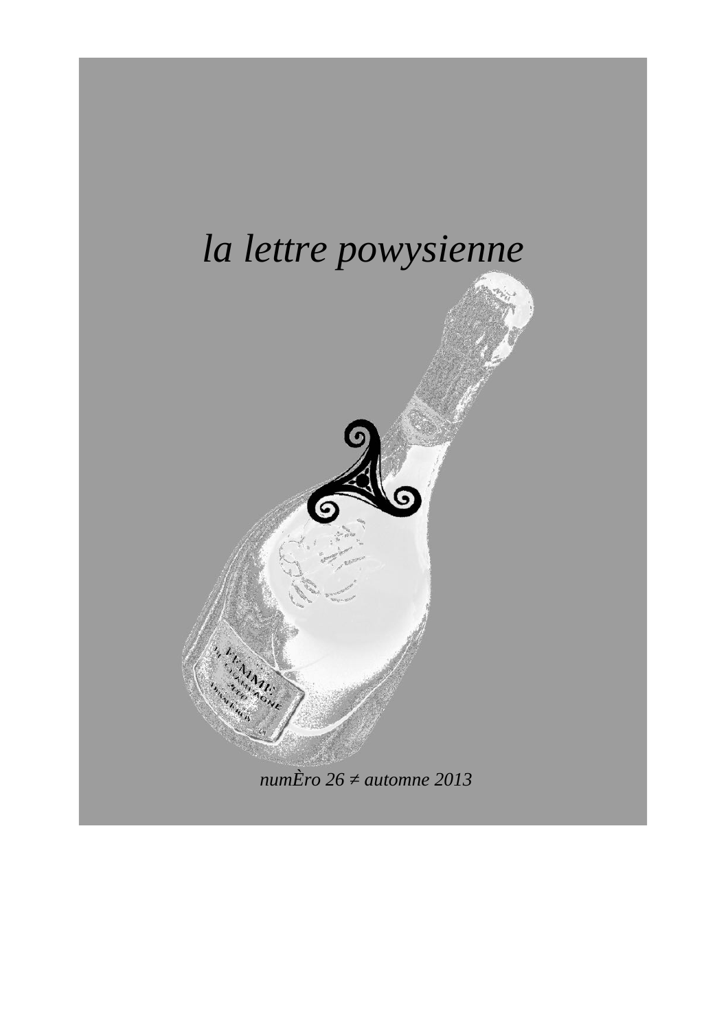# *la lettre powysienne*

*numÈro 26 ≠ automne 2013*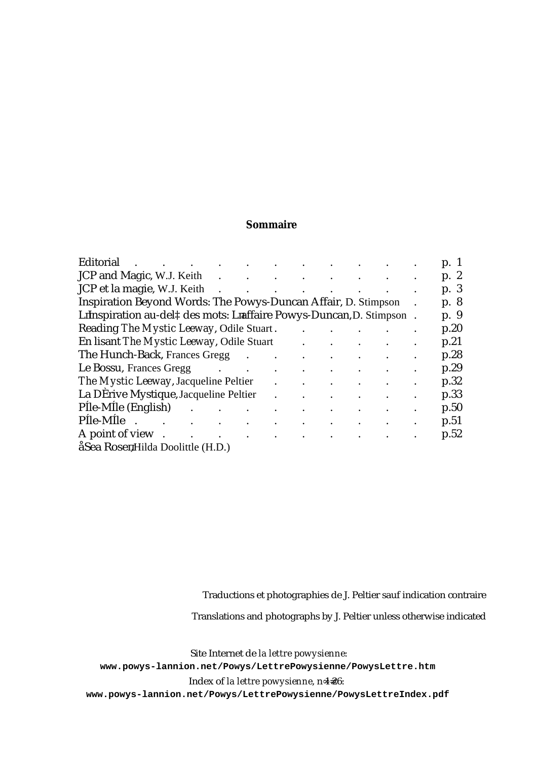**Sommaire**

| | |
|---|---|
| Editorial | p. 1 |
| JCP and Magic, W.J. Keith | p. 2 |
| JCP et la magie, W.J. Keith | p. 3 |
| Inspiration Beyond Words: The Powys-Duncan Affair, D. Stimpson | p. 8 |
| L'inspiration au-delà des mots: L'affaire Powys-Duncan, D. Stimpson | p. 9 |
| Reading *The Mystic Leeway*, Odile Stuart | p.20 |
| En lisant *The Mystic Leeway*, Odile Stuart | p.21 |
| The Hunch-Back, Frances Gregg | p.28 |
| Le Bossu, Frances Gregg | p.29 |
| *The Mystic Leeway*, Jacqueline Peltier | p.32 |
| La Dérive Mystique, Jacqueline Peltier | p.33 |
| Pêle-Mêle (English) | p.50 |
| Pêle-Mêle | p.51 |
| A point of view | p.52 |
| «Sea Rose», Hilda Doolittle (H.D.) | |

Traductions et photographies de J. Peltier sauf indication contraire

Translations and photographs by J. Peltier unless otherwise indicated

Site Internet de *la lettre powysienne*:
**www.powys-lannion.net/Powys/LettrePowysienne/PowysLettre.htm**

Index of *la lettre powysienne*, n°1-26:
**www.powys-lannion.net/Powys/LettrePowysienne/PowysLettreIndex.pdf**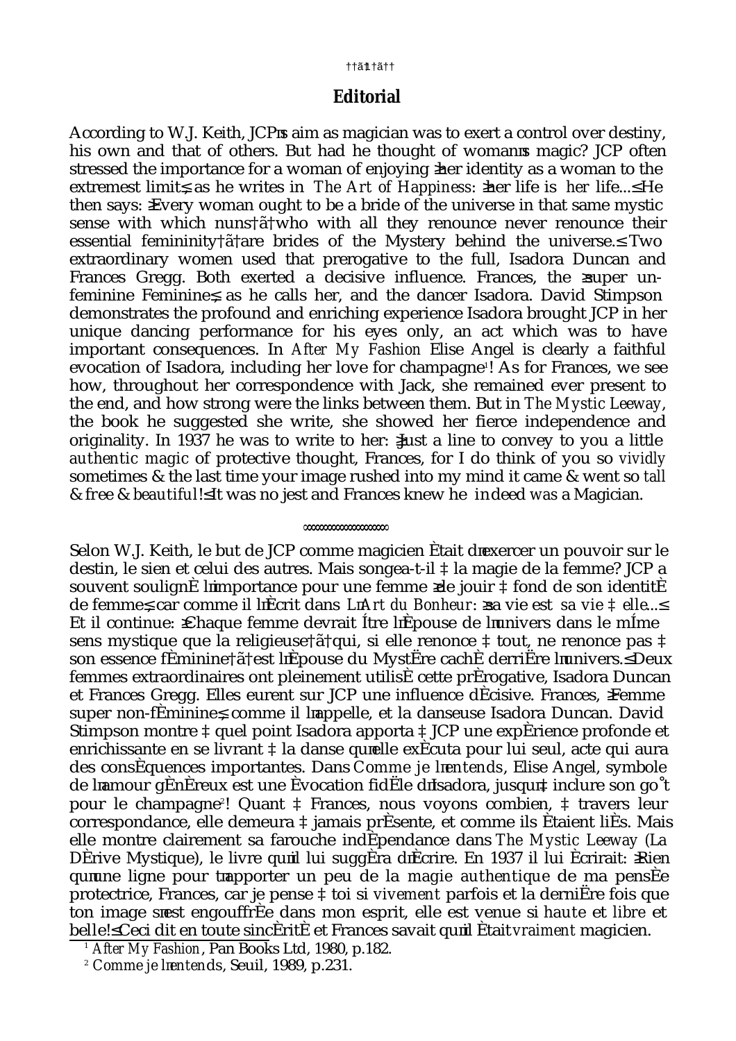## Editorial

According to W.J. Keith, JCP's aim as magician was to exert a control over destiny, his own and that of others. But had he thought of woman's magic? JCP often stressed the importance for a woman of enjoying "her identity as a woman to the extremest limit", as he writes in *The Art of Happiness*: "her life is *her* life..." He then says: "Every woman ought to be a bride of the universe in that same mystic sense with which nuns – who with all they renounce never renounce their essential femininity – are brides of the Mystery behind the universe." Two extraordinary women used that prerogative to the full, Isadora Duncan and Frances Gregg. Both exerted a decisive influence. Frances, the "super un-feminine Feminine", as he calls her, and the dancer Isadora. David Stimpson demonstrates the profound and enriching experience Isadora brought JCP in her unique dancing performance for his eyes only, an act which was to have important consequences. In *After My Fashion* Elise Angel is clearly a faithful evocation of Isadora, including her love for champagne[1]! As for Frances, we see how, throughout her correspondence with Jack, she remained ever present to the end, and how strong were the links between them. But in *The Mystic Leeway*, the book he suggested she write, she showed her fierce independence and originality. In 1937 he was to write to her: "Just a line to convey to you a little *authentic magic* of protective thought, Frances, for I do think of you so *vividly* sometimes & the last time your image rushed into my mind it came & went so *tall* & free & *beautiful*!" It was no jest and Frances knew he indeed *was* a Magician.

---

Selon W.J. Keith, le but de JCP comme magicien était d'exercer un pouvoir sur le destin, le sien et celui des autres. Mais songea-t-il à la magie de la femme? JCP a souvent souligné l'importance pour une femme «de jouir à fond de son identité de femme», car comme il l'écrit dans *L'Art du Bonheur*: «sa vie est *sa vie* à elle...» Et il continue: «Chaque femme devrait être l'épouse de l'univers dans le même sens mystique que la religieuse – qui, si elle renonce à tout, ne renonce pas à son essence féminine – est l'épouse du Mystère caché derrière l'univers.» Deux femmes extraordinaires ont pleinement utilisé cette prérogative, Isadora Duncan et Frances Gregg. Elles eurent sur JCP une influence décisive. Frances, «Femme super non-féminine», comme il l'appelle, et la danseuse Isadora Duncan. David Stimpson montre à quel point Isadora apporta à JCP une expérience profonde et enrichissante en se livrant à la danse qu'elle exécuta pour lui seul, acte qui aura des conséquences importantes. Dans *Comme je l'entends*, Elise Angel, symbole de l'amour généreux est une évocation fidèle d'Isadora, jusqu'à inclure son goût pour le champagne[2]! Quant à Frances, nous voyons combien, à travers leur correspondance, elle demeura à jamais présente, et comme ils étaient liés. Mais elle montre clairement sa farouche indépendance dans *The Mystic Leeway* (La Dérive Mystique), le livre qu'il lui suggéra d'écrire. En 1937 il lui écrirait: «Rien qu'une ligne pour t'apporter un peu de la *magie authentique* de ma pensée protectrice, Frances, car je pense à toi si *vivement* parfois et la dernière fois que ton image s'est engouffrée dans mon esprit, elle est venue si *haute* et *libre* et belle!» Ceci dit en toute sincérité et Frances savait qu'il était *vraiment* magicien.

[1] *After My Fashion*, Pan Books Ltd, 1980, p.182.

[2] *Comme je l'entends*, Seuil, 1989, p.231.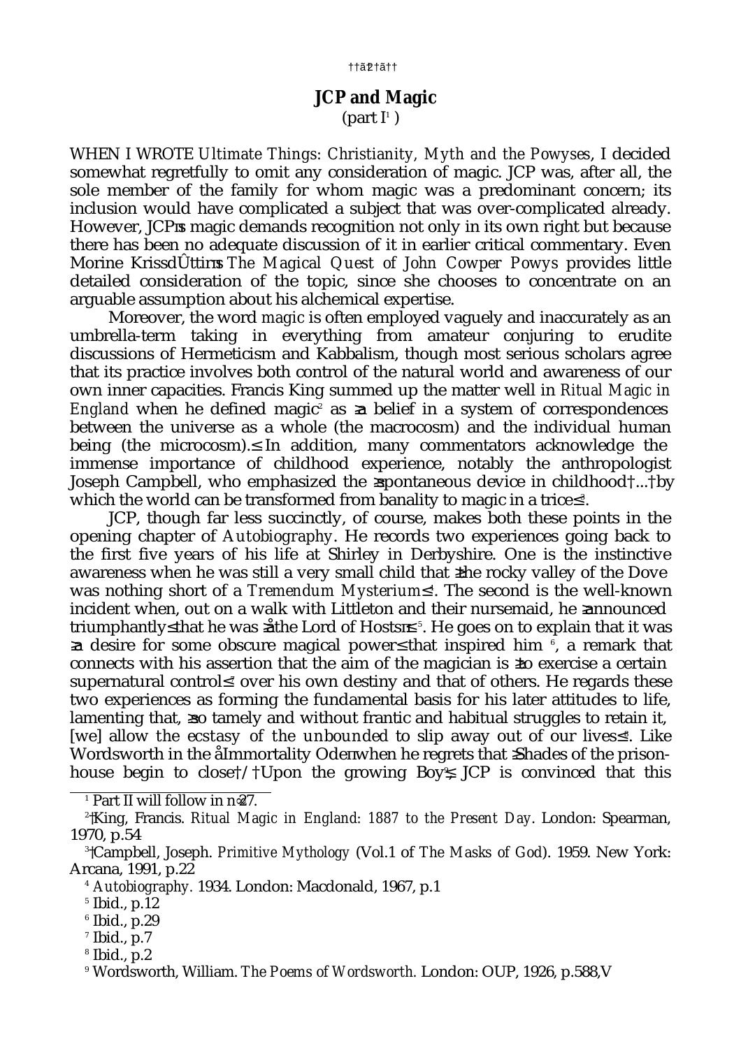# JCP and Magic

(part I[1])

WHEN I WROTE *Ultimate Things: Christianity, Myth and the Powyses*, I decided somewhat regretfully to omit any consideration of magic. JCP was, after all, the sole member of the family for whom magic was a predominant concern; its inclusion would have complicated a subject that was over-complicated already. However, JCP's magic demands recognition not only in its own right but because there has been no adequate discussion of it in earlier critical commentary. Even Morine Krissdóttir's *The Magical Quest of John Cowper Powys* provides little detailed consideration of the topic, since she chooses to concentrate on an arguable assumption about his alchemical expertise.

Moreover, the word *magic* is often employed vaguely and inaccurately as an umbrella-term taking in everything from amateur conjuring to erudite discussions of Hermeticism and Kabbalism, though most serious scholars agree that its practice involves both control of the natural world and awareness of our own inner capacities. Francis King summed up the matter well in *Ritual Magic in England* when he defined magic[2] as 'a belief in a system of correspondences between the universe as a whole (the macrocosm) and the individual human being (the microcosm).' In addition, many commentators acknowledge the immense importance of childhood experience, notably the anthropologist Joseph Campbell, who emphasized the 'spontaneous device in childhood ... by which the world can be transformed from banality to magic in a trice'[3].

JCP, though far less succinctly, of course, makes both these points in the opening chapter of *Autobiography*. He records two experiences going back to the first five years of his life at Shirley in Derbyshire. One is the instinctive awareness when he was still a very small child that 'the rocky valley of the Dove was nothing short of a *Tremendum Mysterium*'[4]. The second is the well-known incident when, out on a walk with Littleton and their nursemaid, he 'announced triumphantly' that he was '"the Lord of Hosts"'[5]. He goes on to explain that it was 'a desire for some obscure magical power' that inspired him [6], a remark that connects with his assertion that the aim of the magician is 'to exercise a certain supernatural control'[7] over his own destiny and that of others. He regards these two experiences as forming the fundamental basis for his later attitudes to life, lamenting that, 'so tamely and without frantic and habitual struggles to retain it, [we] allow the ecstasy of the unbounded to slip away out of our lives'[8]. Like Wordsworth in the 'Immortality Ode' when he regrets that 'Shades of the prison-house begin to close / Upon the growing Boy'[9], JCP is convinced that this

---

[1] Part II will follow in no 27.

[2] King, Francis. *Ritual Magic in England: 1887 to the Present Day*. London: Spearman, 1970, p.54

[3] Campbell, Joseph. *Primitive Mythology* (Vol.1 of *The Masks of God*). 1959. New York: Arcana, 1991, p.22

[4] *Autobiography*. 1934. London: Macdonald, 1967, p.1

[5] Ibid., p.12

[6] Ibid., p.29

[7] Ibid., p.7

[8] Ibid., p.2

[9] Wordsworth, William. *The Poems of Wordsworth*. London: OUP, 1926, p.588,V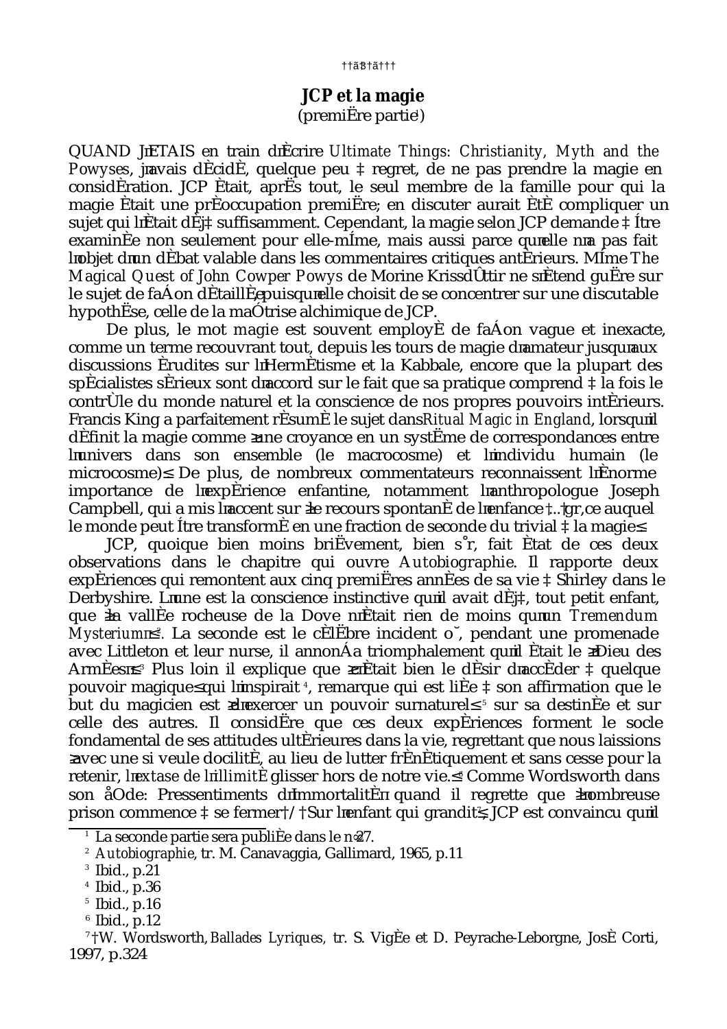## JCP et la magie

(première partie[1])

QUAND J'ÉTAIS en train d'écrire *Ultimate Things: Christianity, Myth and the Powyses*, j'avais décidé, quelque peu à regret, de ne pas prendre la magie en considération. JCP était, après tout, le seul membre de la famille pour qui la magie était une préoccupation première; en discuter aurait été compliquer un sujet qui l'était déjà suffisamment. Cependant, la magie selon JCP demande à être examinée non seulement pour elle-même, mais aussi parce qu'elle n'a pas fait l'objet d'un débat valable dans les commentaires critiques antérieurs. Même *The Magical Quest of John Cowper Powys* de Morine Krissdóttir ne s'étend guère sur le sujet de façon détaillée, puisqu'elle choisit de se concentrer sur une discutable hypothèse, celle de la maîtrise alchimique de JCP.

De plus, le mot magie est souvent employé de façon vague et inexacte, comme un terme recouvrant tout, depuis les tours de magie d'amateur jusqu'aux discussions érudites sur l'Hermétisme et la Kabbale, encore que la plupart des spécialistes sérieux sont d'accord sur le fait que sa pratique comprend à la fois le contrôle du monde naturel et la conscience de nos propres pouvoirs intérieurs. Francis King a parfaitement résumé le sujet dans *Ritual Magic in England*, lorsqu'il définit la magie comme « une croyance en un système de correspondances entre l'univers dans son ensemble (le macrocosme) et l'individu humain (le microcosme) ». De plus, de nombreux commentateurs reconnaissent l'énorme importance de l'expérience enfantine, notamment l'anthropologue Joseph Campbell, qui a mis l'accent sur « le recours spontané de l'enfance [...] grâce auquel le monde peut être transformé en une fraction de seconde du trivial à la magie ».

JCP, quoique bien moins brièvement, bien sûr, fait état de ces deux observations dans le chapitre qui ouvre *Autobiographie*. Il rapporte deux expériences qui remontent aux cinq premières années de sa vie à Shirley dans le Derbyshire. L'une est la conscience instinctive qu'il avait déjà, tout petit enfant, que « la vallée rocheuse de la Dove n'était rien de moins qu'un *Tremendum Mysterium* »[2]. La seconde est le célèbre incident où, pendant une promenade avec Littleton et leur nurse, il annonça triomphalement qu'il était le « Dieu des Armées »[3]. Plus loin il explique que « c'était bien le désir d'accéder à quelque pouvoir magique » qui l'inspirait[4], remarque qui est liée à son affirmation que le but du magicien est « d'exercer un pouvoir surnaturel »[5] sur sa destinée et sur celle des autres. Il considère que ces deux expériences forment le socle fondamental de ses attitudes ultérieures dans la vie, regrettant que nous laissions « avec une si veule docilité, au lieu de lutter frénétiquement et sans cesse pour la retenir, l'*extase de l'illimité* glisser hors de notre vie. »[6] Comme Wordsworth dans son « Ode: Pressentiments d'Immortalité » quand il regrette que « l'ombreuse prison commence à se fermer / Sur l'enfant qui grandit »[7], JCP est convaincu qu'il

---

[1] La seconde partie sera publiée dans le n°27.

[2] *Autobiographie*, tr. M. Canavaggia, Gallimard, 1965, p.11

[3] Ibid., p.21

[4] Ibid., p.36

[5] Ibid., p.16

[6] Ibid., p.12

[7] W. Wordsworth, *Ballades Lyriques,* tr. S. Vigée et D. Peyrache-Leborgne, José Corti, 1997, p.324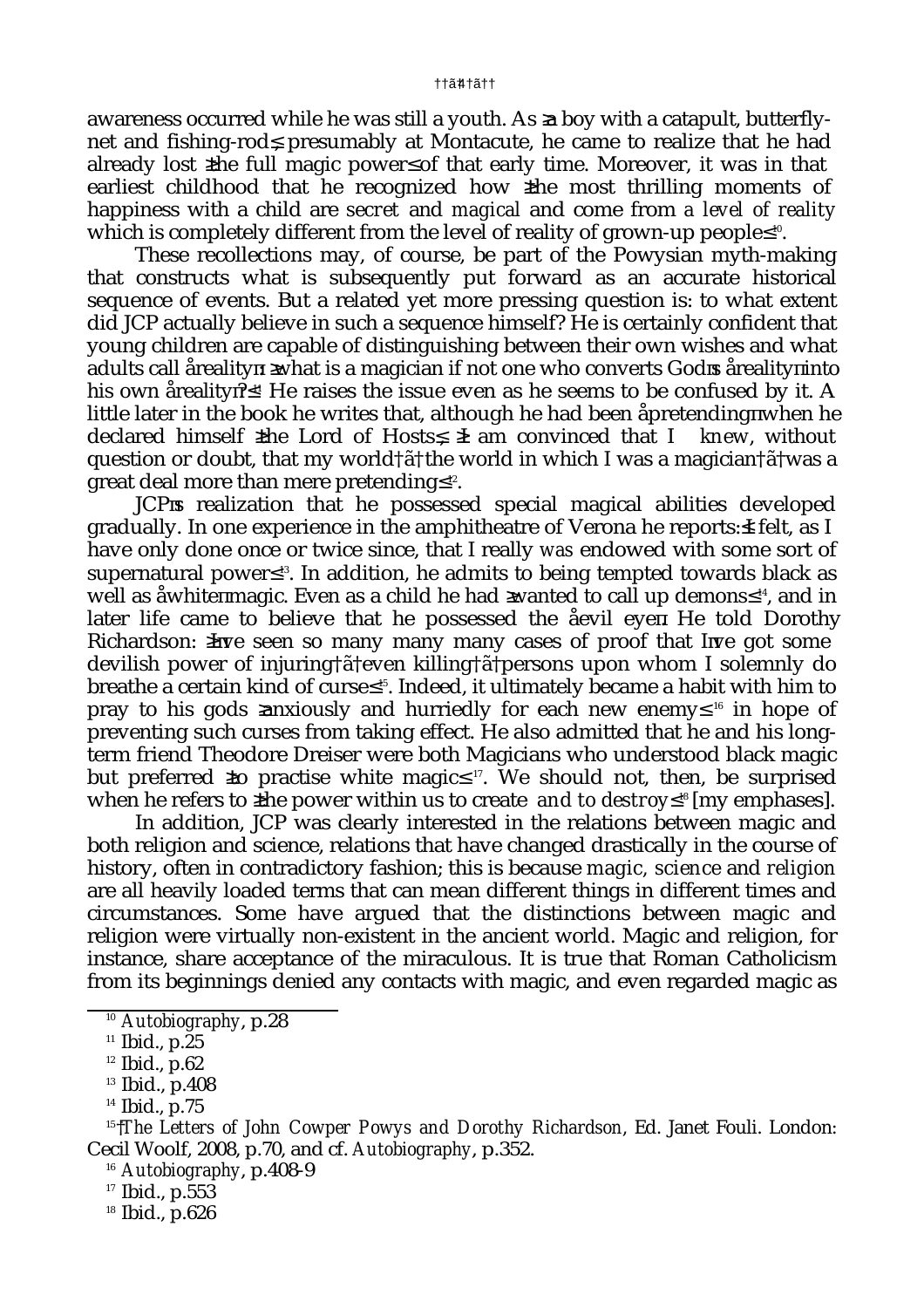awareness occurred while he was still a youth. As "a boy with a catapult, butterfly-net and fishing-rod", presumably at Montacute, he came to realize that he had already lost "the full magic power" of that early time. Moreover, it was in that earliest childhood that he recognized how "the most thrilling moments of happiness with a child are *secret* and *magical* and come from *a level of reality* which is completely different from the level of reality of grown-up people"[10].

These recollections may, of course, be part of the Powysian myth-making that constructs what is subsequently put forward as an accurate historical sequence of events. But a related yet more pressing question is: to what extent did JCP actually believe in such a sequence himself? He is certainly confident that young children are capable of distinguishing between their own wishes and what adults call 'reality': "what is a magician if not one who converts God's 'reality' into his own 'reality'?"[11] He raises the issue even as he seems to be confused by it. A little later in the book he writes that, although he had been 'pretending' when he declared himself "the Lord of Hosts", "I am convinced that I *knew*, without question or doubt, that my world – the world in which I was a magician – was a great deal more than mere pretending"[12].

JCP's realization that he possessed special magical abilities developed gradually. In one experience in the amphitheatre of Verona he reports: "I felt, as I have only done once or twice since, that I really *was* endowed with some sort of supernatural power"[13]. In addition, he admits to being tempted towards black as well as 'white' magic. Even as a child he had "wanted to call up demons"[14], and in later life came to believe that he possessed the 'evil eye'. He told Dorothy Richardson: "I've seen so many many many cases of proof that I've got some devilish power of injuring – even killing – persons upon whom I solemnly do breathe a certain kind of curse"[15]. Indeed, it ultimately became a habit with him to pray to his gods "anxiously and hurriedly for each new enemy"[16] in hope of preventing such curses from taking effect. He also admitted that he and his long-term friend Theodore Dreiser were both Magicians who understood black magic but preferred "to practise white magic"[17]. We should not, then, be surprised when he refers to "the power within us to create *and to destroy*"[18] [my emphases].

In addition, JCP was clearly interested in the relations between magic and both religion and science, relations that have changed drastically in the course of history, often in contradictory fashion; this is because *magic*, *science* and *religion* are all heavily loaded terms that can mean different things in different times and circumstances. Some have argued that the distinctions between magic and religion were virtually non-existent in the ancient world. Magic and religion, for instance, share acceptance of the miraculous. It is true that Roman Catholicism from its beginnings denied any contacts with magic, and even regarded magic as

---

[10] *Autobiography*, p.28

[11] Ibid., p.25

[12] Ibid., p.62

[13] Ibid., p.408

[14] Ibid., p.75

[15] *The Letters of John Cowper Powys and Dorothy Richardson*, Ed. Janet Fouli. London: Cecil Woolf, 2008, p.70, and cf. *Autobiography*, p.352.

[16] *Autobiography*, p.408-9

[17] Ibid., p.553

[18] Ibid., p.626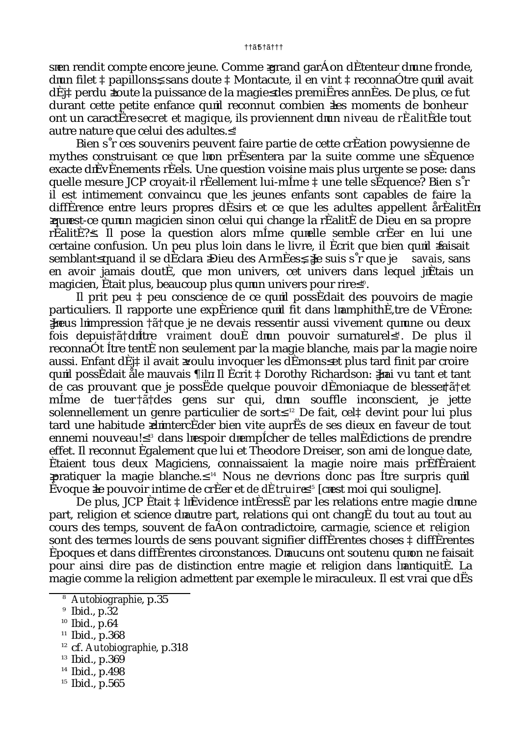s'en rendit compte encore jeune. Comme « grand garçon détenteur d'une fronde, d'un filet à papillons », sans doute à Montacute, il en vint à reconnaître qu'il avait déjà perdu « toute la puissance de la magie » des premières années. De plus, ce fut durant cette petite enfance qu'il reconnut combien « les moments de bonheur ont un caractère *secret et magique*, ils proviennent d'un *niveau de réalité* de tout autre nature que celui des adultes. »[8]

Bien sûr ces souvenirs peuvent faire partie de cette création powysienne de mythes construisant ce que l'on présentera par la suite comme une séquence exacte d'événements réels. Une question voisine mais plus urgente se pose: dans quelle mesure JCP croyait-il réellement lui-même à une telle séquence? Bien sûr il est intimement convaincu que les jeunes enfants sont capables de faire la différence entre leurs propres désirs et ce que les adultes appellent "réalité": « qu'est-ce qu'un magicien sinon celui qui change la réalité de Dieu en sa propre réalité? »[9]. Il pose la question alors même qu'elle semble créer en lui une certaine confusion. Un peu plus loin dans le livre, il écrit que bien qu'il « faisait semblant » quand il se déclara « Dieu des Armées », « je suis sûr que je *savais*, sans en avoir jamais douté, que mon univers, cet univers dans lequel j'étais un magicien, était plus, beaucoup plus qu'un univers pour rire »[10].

Il prit peu à peu conscience de ce qu'il possédait des pouvoirs de magie particuliers. Il rapporte une expérience qu'il fit dans l'amphithéâtre de Vérone: « J'eus l'impression — que je ne devais ressentir aussi vivement qu'une ou deux fois depuis — d'être *vraiment* doué d'un pouvoir surnaturel »[11]. De plus il reconnaît être tenté non seulement par la magie blanche, mais par la magie noire aussi. Enfant déjà il avait « voulu invoquer les démons » et plus tard finit par croire qu'il possédait "le mauvais œil". Il écrit à Dorothy Richardson: « J'ai vu tant et tant de cas prouvant que je possède quelque pouvoir démoniaque de blesser — et même de tuer — des gens sur qui, d'un souffle inconscient, je jette solennellement un genre particulier de sort »[12] De fait, cela devint pour lui plus tard une habitude « d'intercéder bien vite auprès de ses dieux en faveur de tout ennemi nouveau! »[13] dans l'espoir d'empêcher de telles malédictions de prendre effet. Il reconnut également que lui et Theodore Dreiser, son ami de longue date, étaient tous deux Magiciens, connaissaient la magie noire mais préféraient « pratiquer la magie blanche. »[14] Nous ne devrions donc pas être surpris qu'il évoque « le pouvoir intime de créer et *de détruire* »[15] [c'est moi qui souligne].

De plus, JCP était à l'évidence intéressé par les relations entre magie d'une part, religion et science d'autre part, relations qui ont changé du tout au tout au cours des temps, souvent de façon contradictoire, car *magie*, *science* et *religion* sont des termes lourds de sens pouvant signifier différentes choses à différentes époques et dans différentes circonstances. D'aucuns ont soutenu qu'on ne faisait pour ainsi dire pas de distinction entre magie et religion dans l'antiquité. La magie comme la religion admettent par exemple le miraculeux. Il est vrai que dès

---

[8] *Autobiographie*, p.35
[9] Ibid., p.32
[10] Ibid., p.64
[11] Ibid., p.368
[12] cf. *Autobiographie*, p.318
[13] Ibid., p.369
[14] Ibid., p.498
[15] Ibid., p.565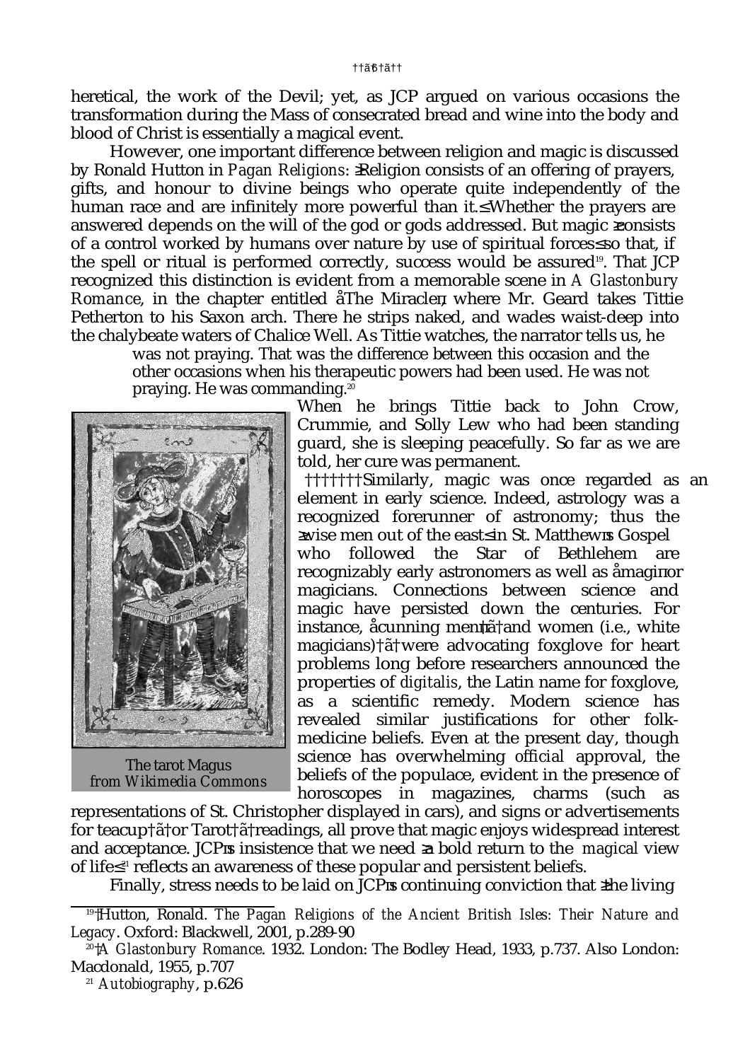heretical, the work of the Devil; yet, as JCP argued on various occasions the transformation during the Mass of consecrated bread and wine into the body and blood of Christ is essentially a magical event.

However, one important difference between religion and magic is discussed by Ronald Hutton in *Pagan Religions*: "Religion consists of an offering of prayers, gifts, and honour to divine beings who operate quite independently of the human race and are infinitely more powerful than it." Whether the prayers are answered depends on the will of the god or gods addressed. But magic "consists of a control worked by humans over nature by use of spiritual forces" so that, if the spell or ritual is performed correctly, success would be assured[19]. That JCP recognized this distinction is evident from a memorable scene in *A Glastonbury Romance*, in the chapter entitled 'The Miracle', where Mr. Geard takes Tittie Petherton to his Saxon arch. There he strips naked, and wades waist-deep into the chalybeate waters of Chalice Well. As Tittie watches, the narrator tells us, he

> was not praying. That was the difference between this occasion and the other occasions when his therapeutic powers had been used. He was not praying. He was commanding.[20]

The tarot Magus
from Wikimedia Commons

When he brings Tittie back to John Crow, Crummie, and Solly Lew who had been standing guard, she is sleeping peacefully. So far as we are told, her cure was permanent.

Similarly, magic was once regarded as an element in early science. Indeed, astrology was a recognized forerunner of astronomy; thus the "wise men out of the east" in St. Matthew's Gospel who followed the Star of Bethlehem are recognizably early astronomers as well as 'magi' or magicians. Connections between science and magic have persisted down the centuries. For instance, 'cunning men' and women (i.e., white magicians) were advocating foxglove for heart problems long before researchers announced the properties of *digitalis*, the Latin name for foxglove, as a scientific remedy. Modern science has revealed similar justifications for other folk-medicine beliefs. Even at the present day, though science has overwhelming official approval, the beliefs of the populace, evident in the presence of horoscopes in magazines, charms (such as representations of St. Christopher displayed in cars), and signs or advertisements for teacup or Tarot readings, all prove that magic enjoys widespread interest and acceptance. JCP's insistence that we need "a bold return to the *magical* view of life"[21] reflects an awareness of these popular and persistent beliefs.

Finally, stress needs to be laid on JCP's continuing conviction that "the living

---

[19] Hutton, Ronald. *The Pagan Religions of the Ancient British Isles: Their Nature and Legacy*. Oxford: Blackwell, 2001, p.289-90

[20] *A Glastonbury Romance*. 1932. London: The Bodley Head, 1933, p.737. Also London: Macdonald, 1955, p.707

[21] *Autobiography*, p.626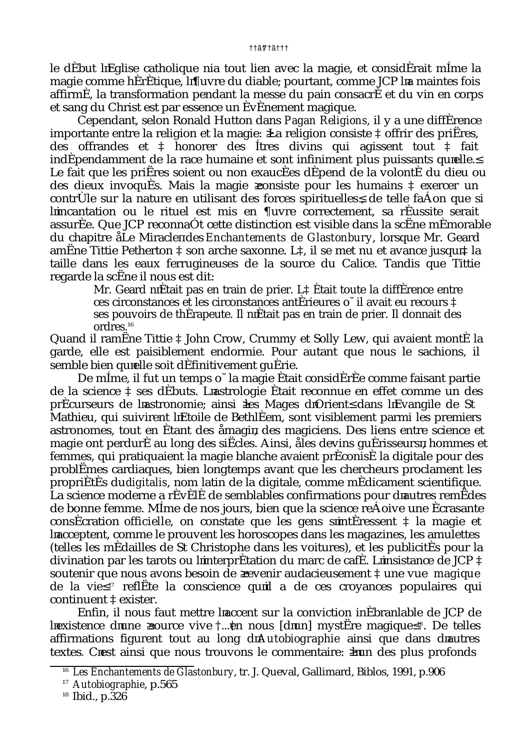le début l'Eglise catholique niait tout lien avec la magie, et considérait même la magie comme hérétique, l'œuvre du diable; pourtant, comme JCP l'a maintes fois affirmé, la transformation pendant la messe du pain consacré et du vin en corps et sang du Christ est par essence un événement magique.

Cependant, selon Ronald Hutton dans *Pagan Religions*, il y a une différence importante entre la religion et la magie: «La religion consiste à offrir des prières, des offrandes et à honorer des êtres divins qui agissent tout à fait indépendamment de la race humaine et sont infiniment plus puissants qu'elle.» Le fait que les prières soient ou non exaucées dépend de la volonté du dieu ou des dieux invoqués. Mais la magie «consiste pour les humains à exercer un contrôle sur la nature en utilisant des forces spirituelles», de telle façon que si l'incantation ou le rituel est mis en œuvre correctement, sa réussite serait assurée. Que JCP reconnaît cette distinction est visible dans la scène mémorable du chapitre «Le Miracle» des *Enchantements de Glastonbury*, lorsque Mr. Geard amène Tittie Petherton à son arche saxonne. Là, il se met nu et avance jusqu'à la taille dans les eaux ferrugineuses de la source du Calice. Tandis que Tittie regarde la scène il nous est dit:

> Mr. Geard n'était pas en train de prier. Là était toute la différence entre ces circonstances et les circonstances antérieures où il avait eu recours à ses pouvoirs de thérapeute. Il n'était pas en train de prier. Il donnait des ordres.[16]

Quand il ramène Tittie à John Crow, Crummy et Solly Lew, qui avaient monté la garde, elle est paisiblement endormie. Pour autant que nous le sachions, il semble bien qu'elle soit définitivement guérie.

De même, il fut un temps où la magie était considérée comme faisant partie de la science à ses débuts. L'astrologie était reconnue en effet comme un des précurseurs de l'astronomie; ainsi «les Mages d'Orient» dans l'Evangile de St Mathieu, qui suivirent l'Etoile de Bethléem, sont visiblement parmi les premiers astronomes, tout en étant des «magi», des magiciens. Des liens entre science et magie ont perduré au long des siècles. Ainsi, «les devins guérisseurs», hommes et femmes, qui pratiquaient la magie blanche avaient préconisé la digitale pour des problèmes cardiaques, bien longtemps avant que les chercheurs proclament les propriétés du *digitalis*, nom latin de la digitale, comme médicament scientifique. La science moderne a révélé de semblables confirmations pour d'autres remèdes de bonne femme. Même de nos jours, bien que la science reçoive une écrasante consécration officielle, on constate que les gens s'intéressent à la magie et l'acceptent, comme le prouvent les horoscopes dans les magazines, les amulettes (telles les médailles de St Christophe dans les voitures), et les publicités pour la divination par les tarots ou l'interprétation du marc de café. L'insistance de JCP à soutenir que nous avons besoin de «revenir audacieusement à une vue *magique* de la vie»[17] reflète la conscience qu'il a de ces croyances populaires qui continuent à exister.

Enfin, il nous faut mettre l'accent sur la conviction inébranlable de JCP de l'existence d'une «source vive [...] en nous [d'un] mystère magique»[18]. De telles affirmations figurent tout au long d'*Autobiographie* ainsi que dans d'autres textes. C'est ainsi que nous trouvons le commentaire: «l'un des plus profonds

[16] *Les Enchantements de Glastonbury*, tr. J. Queval, Gallimard, Biblos, 1991, p.906

[17] *Autobiographie*, p.565

[18] Ibid., p.326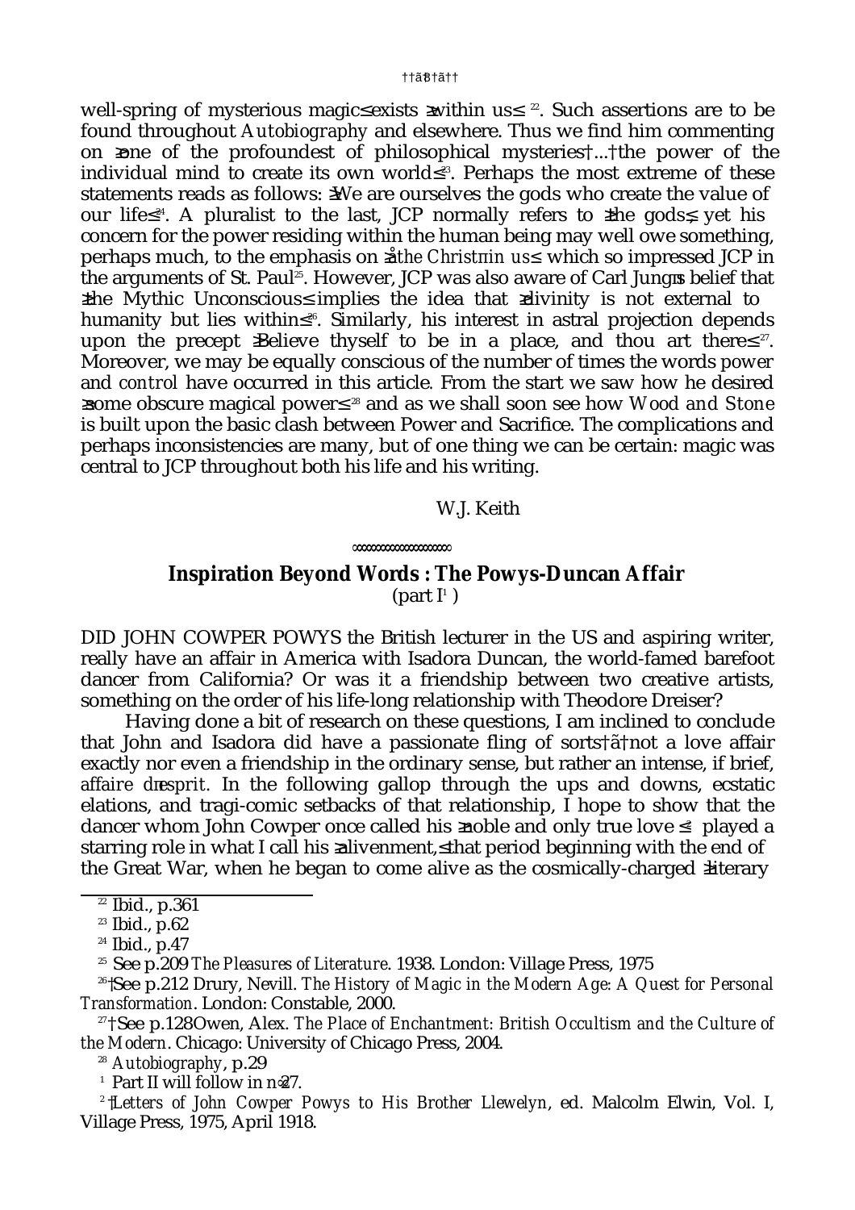well-spring of mysterious magic' exists 'within us' [22]. Such assertions are to be found throughout *Autobiography* and elsewhere. Thus we find him commenting on 'one of the profoundest of philosophical mysteries ... the power of the individual mind to create its own world' [23]. Perhaps the most extreme of these statements reads as follows: 'We are ourselves the gods who create the value of our life' [24]. A pluralist to the last, JCP normally refers to 'the gods', yet his concern for the power residing within the human being may well owe something, perhaps much, to the emphasis on '*the Christ in us*' which so impressed JCP in the arguments of St. Paul[25]. However, JCP was also aware of Carl Jung's belief that 'the Mythic Unconscious' implies the idea that 'divinity is not external to humanity but lies within' [26]. Similarly, his interest in astral projection depends upon the precept 'Believe thyself to be in a place, and thou art there' [27]. Moreover, we may be equally conscious of the number of times the words *power* and *control* have occurred in this article. From the start we saw how he desired 'some obscure magical power' [28] and as we shall soon see how *Wood and Stone* is built upon the basic clash between Power and Sacrifice. The complications and perhaps inconsistencies are many, but of one thing we can be certain: magic was central to JCP throughout both his life and his writing.

W.J. Keith

## Inspiration Beyond Words : The Powys-Duncan Affair
(part I[1])

DID JOHN COWPER POWYS the British lecturer in the US and aspiring writer, really have an affair in America with Isadora Duncan, the world-famed barefoot dancer from California? Or was it a friendship between two creative artists, something on the order of his life-long relationship with Theodore Dreiser?

Having done a bit of research on these questions, I am inclined to conclude that John and Isadora did have a passionate fling of sorts – not a love affair exactly nor even a friendship in the ordinary sense, but rather an intense, if brief, *affaire d'esprit*. In the following gallop through the ups and downs, ecstatic elations, and tragi-comic setbacks of that relationship, I hope to show that the dancer whom John Cowper once called his 'noble and only true love' [2] played a starring role in what I call his 'alivenment,' that period beginning with the end of the Great War, when he began to come alive as the cosmically-charged 'literary

---

[22] Ibid., p.361

[23] Ibid., p.62

[24] Ibid., p.47

[25] See p.209 *The Pleasures of Literature*. 1938. London: Village Press, 1975

[26] See p.212 Drury, Nevill. *The History of Magic in the Modern Age: A Quest for Personal Transformation*. London: Constable, 2000.

[27] See p.128 Owen, Alex. *The Place of Enchantment: British Occultism and the Culture of the Modern*. Chicago: University of Chicago Press, 2004.

[28] *Autobiography*, p.29

[1] Part II will follow in no 27.

[2] *Letters of John Cowper Powys to His Brother Llewelyn*, ed. Malcolm Elwin, Vol. I, Village Press, 1975, April 1918.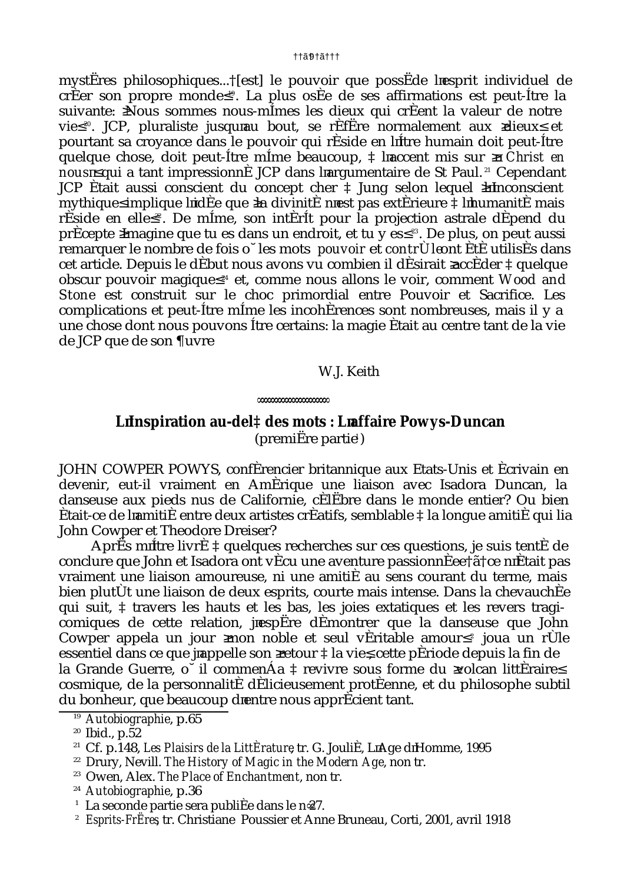mystères philosophiques... [est] le pouvoir que possède l'esprit individuel de créer son propre monde»[19]. La plus osée de ses affirmations est peut-être la suivante: «Nous sommes nous-mêmes les dieux qui créent la valeur de notre vie»[20]. JCP, pluraliste jusqu'au bout, se réfère normalement aux «dieux» et pourtant sa croyance dans le pouvoir qui réside en l'être humain doit peut-être quelque chose, doit peut-être même beaucoup, à l'accent mis sur «*le Christ en nous*» qui a tant impressionné JCP dans l'argumentaire de St Paul.[21] Cependant JCP était aussi conscient du concept cher à Jung selon lequel «l'inconscient mythique» implique l'idée que «la divinité n'est pas extérieure à l'humanité mais réside en elle»[22]. De même, son intérêt pour la projection astrale dépend du précepte «Imagine que tu es dans un endroit, et tu y es»[23]. De plus, on peut aussi remarquer le nombre de fois où les mots *pouvoir* et *contrôle* ont été utilisés dans cet article. Depuis le début nous avons vu combien il désirait «accéder à quelque obscur pouvoir magique»[24] et, comme nous allons le voir, comment *Wood and Stone* est construit sur le choc primordial entre Pouvoir et Sacrifice. Les complications et peut-être même les incohérences sont nombreuses, mais il y a une chose dont nous pouvons être certains: la magie était au centre tant de la vie de JCP que de son œuvre

W.J. Keith

∞∞∞∞∞∞∞∞∞∞∞∞∞∞∞∞∞∞

## L'Inspiration au-delà des mots : L'affaire Powys-Duncan

(première partie[1])

JOHN COWPER POWYS, conférencier britannique aux Etats-Unis et écrivain en devenir, eut-il vraiment en Amérique une liaison avec Isadora Duncan, la danseuse aux pieds nus de Californie, célèbre dans le monde entier? Ou bien était-ce de l'amitié entre deux artistes créatifs, semblable à la longue amitié qui lia John Cowper et Theodore Dreiser?

Après m'être livré à quelques recherches sur ces questions, je suis tenté de conclure que John et Isadora ont vécu une aventure passionnée – ce n'était pas vraiment une liaison amoureuse, ni une amitié au sens courant du terme, mais bien plutôt une liaison de deux esprits, courte mais intense. Dans la chevauchée qui suit, à travers les hauts et les bas, les joies extatiques et les revers tragi-comiques de cette relation, j'espère démontrer que la danseuse que John Cowper appela un jour «mon noble et seul véritable amour»[2] joua un rôle essentiel dans ce que j'appelle son «retour à la vie», cette période depuis la fin de la Grande Guerre, où il commença à revivre sous forme du «volcan littéraire» cosmique, de la personnalité délicieusement protéenne, et du philosophe subtil du bonheur, que beaucoup d'entre nous apprécient tant.

---

[19] *Autobiographie*, p.65

[20] Ibid., p.52

[21] Cf. p.148, *Les Plaisirs de la Littérature*, tr. G. Joulié, L'Age d'Homme, 1995

[22] Drury, Nevill. *The History of Magic in the Modern Age*, non tr.

[23] Owen, Alex. *The Place of Enchantment*, non tr.

[24] *Autobiographie*, p.36

[1] La seconde partie sera publiée dans le n°27.

[2] *Esprits-Frères*, tr. Christiane Poussier et Anne Bruneau, Corti, 2001, avril 1918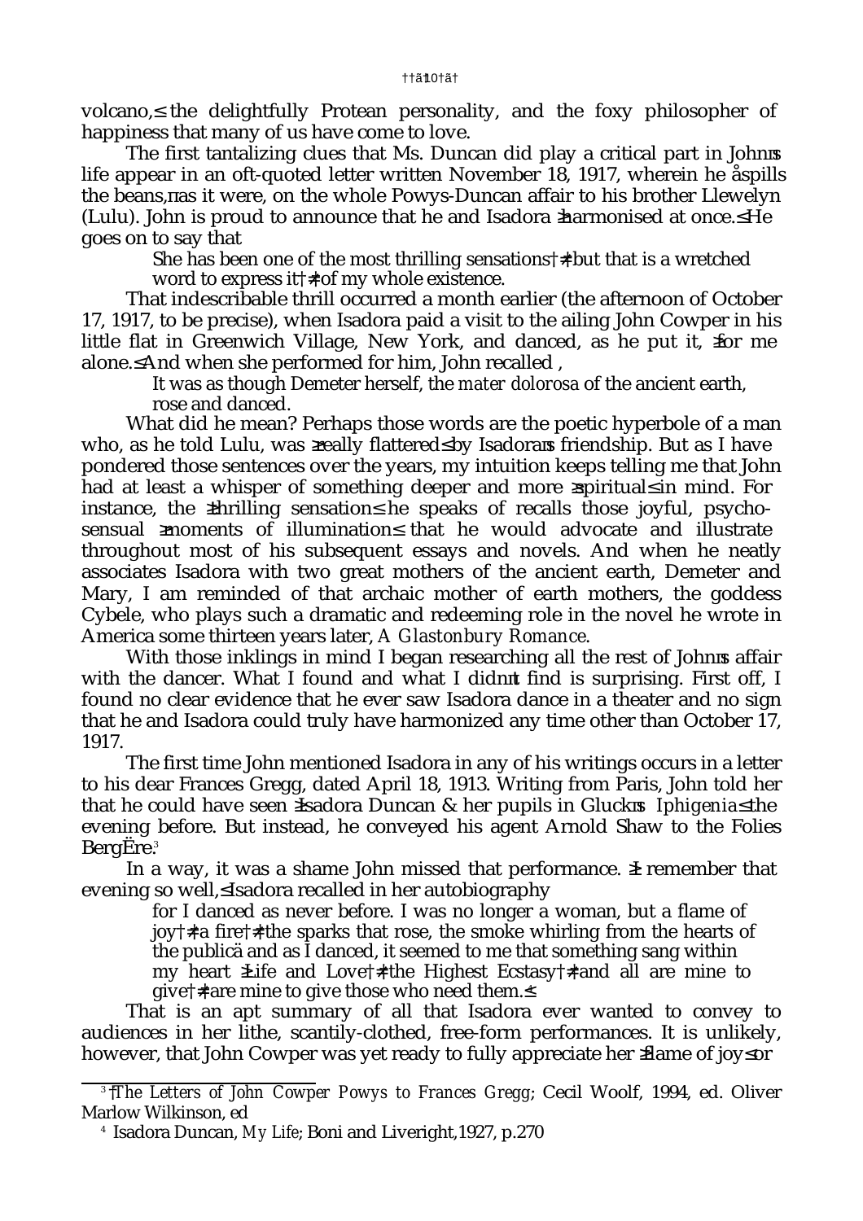volcano," the delightfully Protean personality, and the foxy philosopher of happiness that many of us have come to love.

The first tantalizing clues that Ms. Duncan did play a critical part in John's life appear in an oft-quoted letter written November 18, 1917, wherein he "spills the beans," as it were, on the whole Powys-Duncan affair to his brother Llewelyn (Lulu). John is proud to announce that he and Isadora "harmonised at once." He goes on to say that

> She has been one of the most thrilling sensations — but that is a wretched word to express it — of my whole existence.

That indescribable thrill occurred a month earlier (the afternoon of October 17, 1917, to be precise), when Isadora paid a visit to the ailing John Cowper in his little flat in Greenwich Village, New York, and danced, as he put it, "for me alone." And when she performed for him, John recalled ,

> It was as though Demeter herself, the *mater dolorosa* of the ancient earth, rose and danced.

What did he mean? Perhaps those words are the poetic hyperbole of a man who, as he told Lulu, was "really flattered" by Isadora's friendship. But as I have pondered those sentences over the years, my intuition keeps telling me that John had at least a whisper of something deeper and more "spiritual" in mind. For instance, the "thrilling sensation" he speaks of recalls those joyful, psycho-sensual "moments of illumination" that he would advocate and illustrate throughout most of his subsequent essays and novels. And when he neatly associates Isadora with two great mothers of the ancient earth, Demeter and Mary, I am reminded of that archaic mother of earth mothers, the goddess Cybele, who plays such a dramatic and redeeming role in the novel he wrote in America some thirteen years later, *A Glastonbury Romance*.

With those inklings in mind I began researching all the rest of John's affair with the dancer. What I found and what I didn't find is surprising. First off, I found no clear evidence that he ever saw Isadora dance in a theater and no sign that he and Isadora could truly have harmonized any time other than October 17, 1917.

The first time John mentioned Isadora in any of his writings occurs in a letter to his dear Frances Gregg, dated April 18, 1913. Writing from Paris, John told her that he could have seen "Isadora Duncan & her pupils in Gluck's *Iphigenia*" the evening before. But instead, he conveyed his agent Arnold Shaw to the Folies Bergère.[3]

In a way, it was a shame John missed that performance. "I remember that evening so well," Isadora recalled in her autobiography

> for I danced as never before. I was no longer a woman, but a flame of joy — a fire — the sparks that rose, the smoke whirling from the hearts of the public… and as I danced, it seemed to me that something sang within my heart "Life and Love — the Highest Ecstasy — and all are mine to give — are mine to give those who need them."

That is an apt summary of all that Isadora ever wanted to convey to audiences in her lithe, scantily-clothed, free-form performances. It is unlikely, however, that John Cowper was yet ready to fully appreciate her "flame of joy" or

---

[3] *The Letters of John Cowper Powys to Frances Gregg*; Cecil Woolf, 1994, ed. Oliver Marlow Wilkinson, ed

[4] Isadora Duncan, *My Life*; Boni and Liveright, 1927, p.270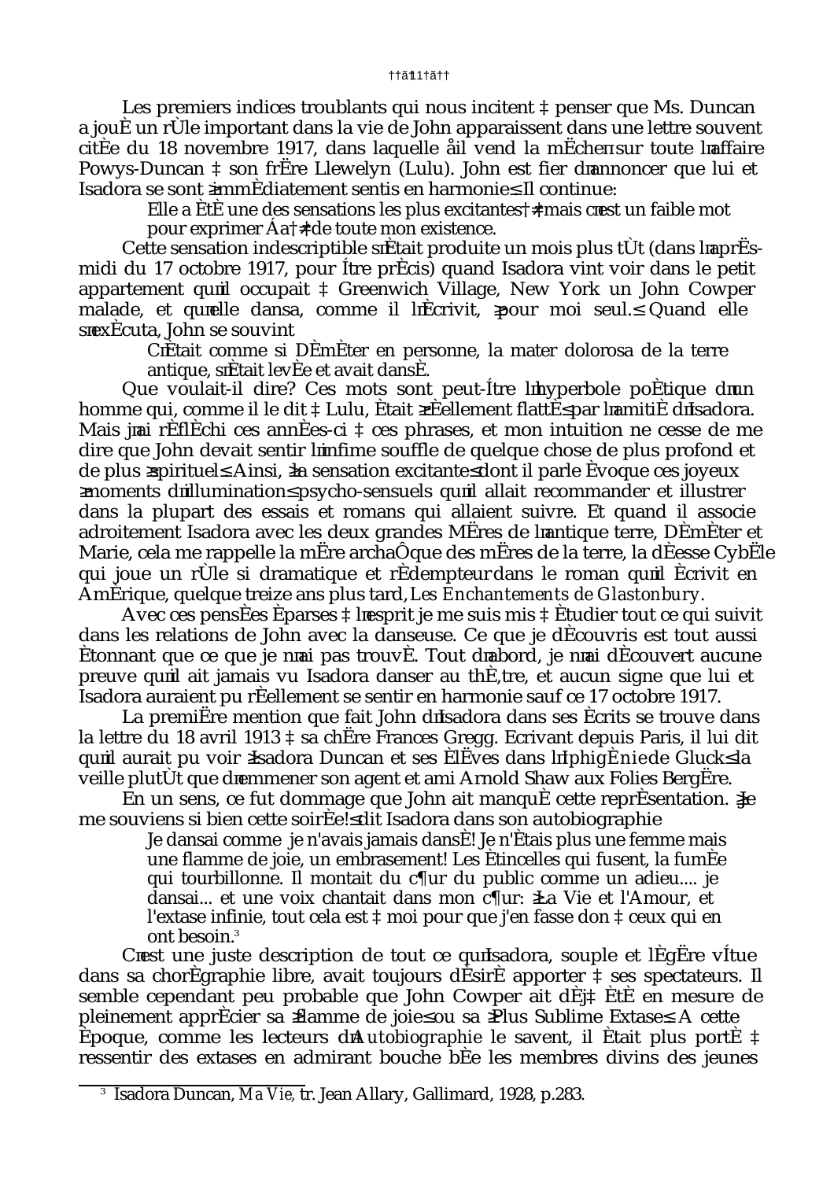Les premiers indices troublants qui nous incitent à penser que Ms. Duncan a joué un rôle important dans la vie de John apparaissent dans une lettre souvent citée du 18 novembre 1917, dans laquelle « il vend la mèche » sur toute l'affaire Powys-Duncan à son frère Llewelyn (Lulu). John est fier d'annoncer que lui et Isadora se sont « immédiatement sentis en harmonie ». Il continue:

> Elle a été une des sensations les plus excitantes – mais c'est un faible mot pour exprimer ça – de toute mon existence.

Cette sensation indescriptible s'était produite un mois plus tôt (dans l'après-midi du 17 octobre 1917, pour être précis) quand Isadora vint voir dans le petit appartement qu'il occupait à Greenwich Village, New York un John Cowper malade, et qu'elle dansa, comme il l'écrivit, « pour moi seul. » Quand elle s'exécuta, John se souvint

> C'était comme si Déméter en personne, la mater dolorosa de la terre antique, s'était levée et avait dansé.

Que voulait-il dire? Ces mots sont peut-être l'hyperbole poétique d'un homme qui, comme il le dit à Lulu, était « réellement flatté » par l'amitié d'Isadora. Mais j'ai réfléchi ces années-ci à ces phrases, et mon intuition ne cesse de me dire que John devait sentir l'infime souffle de quelque chose de plus profond et de plus « spirituel ». Ainsi, « la sensation excitante » dont il parle évoque ces joyeux « moments d'illumination » psycho-sensuels qu'il allait recommander et illustrer dans la plupart des essais et romans qui allaient suivre. Et quand il associe adroitement Isadora avec les deux grandes Mères de l'antique terre, Déméter et Marie, cela me rappelle la mère archaïque des mères de la terre, la déesse Cybèle qui joue un rôle si dramatique et rédempteur dans le roman qu'il écrivit en Amérique, quelque treize ans plus tard, *Les Enchantements de Glastonbury*.

Avec ces pensées éparses à l'esprit je me suis mis à étudier tout ce qui suivit dans les relations de John avec la danseuse. Ce que je découvris est tout aussi étonnant que ce que je n'ai pas trouvé. Tout d'abord, je n'ai découvert aucune preuve qu'il ait jamais vu Isadora danser au théâtre, et aucun signe que lui et Isadora auraient pu réellement se sentir en harmonie sauf ce 17 octobre 1917.

La première mention que fait John d'Isadora dans ses écrits se trouve dans la lettre du 18 avril 1913 à sa chère Frances Gregg. Ecrivant depuis Paris, il lui dit qu'il aurait pu voir « Isadora Duncan et ses élèves dans l'*Iphigénie* de Gluck » la veille plutôt que d'emmener son agent et ami Arnold Shaw aux Folies Bergère.

En un sens, ce fut dommage que John ait manqué cette représentation. « Je me souviens si bien cette soirée! » dit Isadora dans son autobiographie

> Je dansai comme je n'avais jamais dansé! Je n'étais plus une femme mais une flamme de joie, un embrasement! Les étincelles qui fusent, la fumée qui tourbillonne. Il montait du cœur du public comme un adieu.... je dansai... et une voix chantait dans mon cœur: « La Vie et l'Amour, et l'extase infinie, tout cela est à moi pour que j'en fasse don à ceux qui en ont besoin.[3]

C'est une juste description de tout ce qu'Isadora, souple et légère vêtue dans sa chorégraphie libre, avait toujours désiré apporter à ses spectateurs. Il semble cependant peu probable que John Cowper ait déjà été en mesure de pleinement apprécier sa « flamme de joie » ou sa « Plus Sublime Extase ». A cette époque, comme les lecteurs d'*Autobiographie* le savent, il était plus porté à ressentir des extases en admirant bouche bée les membres divins des jeunes

---

[3] Isadora Duncan, *Ma Vie*, tr. Jean Allary, Gallimard, 1928, p.283.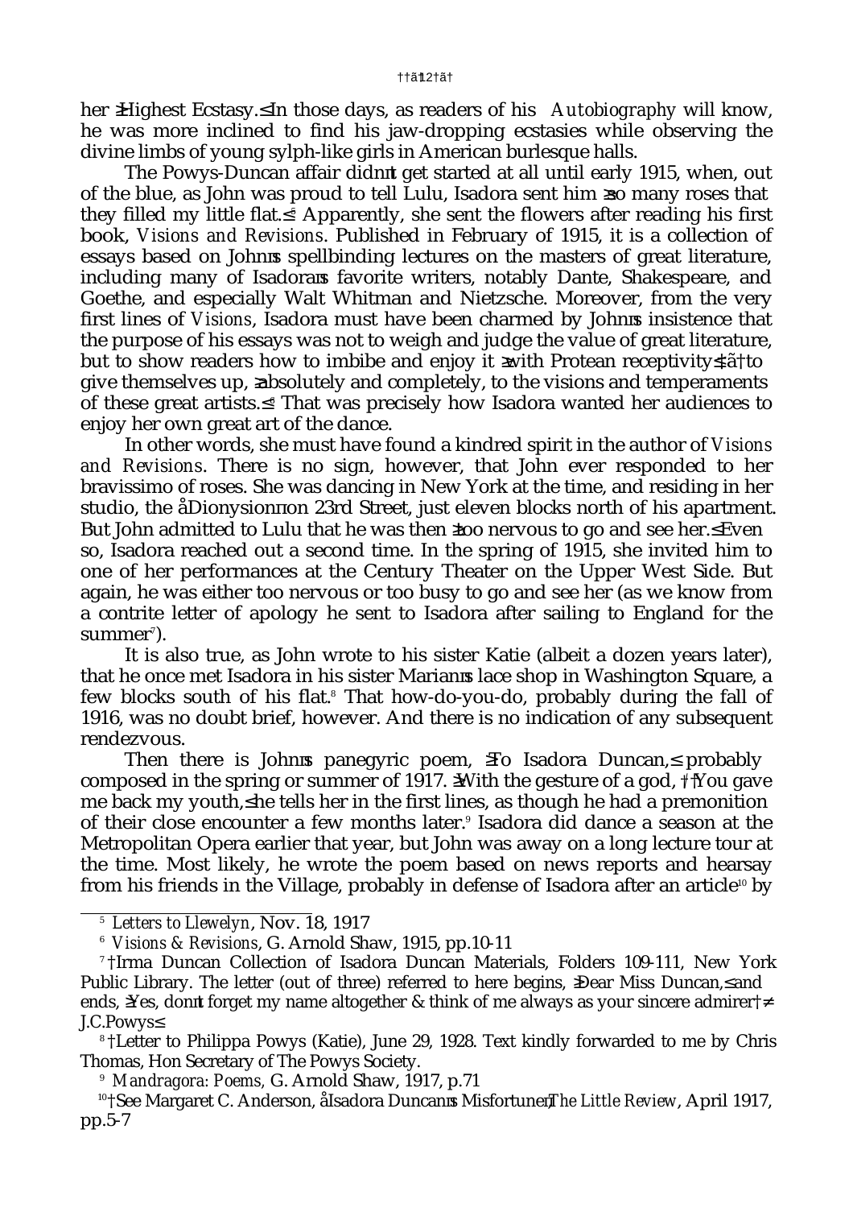her “Highest Ecstasy.” In those days, as readers of his *Autobiography* will know, he was more inclined to find his jaw-dropping ecstasies while observing the divine limbs of young sylph-like girls in American burlesque halls.

The Powys-Duncan affair didn't get started at all until early 1915, when, out of the blue, as John was proud to tell Lulu, Isadora sent him “so many roses that they filled my little flat.”[5] Apparently, she sent the flowers after reading his first book, *Visions and Revisions*. Published in February of 1915, it is a collection of essays based on John's spellbinding lectures on the masters of great literature, including many of Isadora's favorite writers, notably Dante, Shakespeare, and Goethe, and especially Walt Whitman and Nietzsche. Moreover, from the very first lines of *Visions*, Isadora must have been charmed by John's insistence that the purpose of his essays was not to weigh and judge the value of great literature, but to show readers how to imbibe and enjoy it “with Protean receptivity” – to give themselves up, “absolutely and completely, to the visions and temperaments of these great artists.”[6] That was precisely how Isadora wanted her audiences to enjoy her own great art of the dance.

In other words, she must have found a kindred spirit in the author of *Visions and Revisions*. There is no sign, however, that John ever responded to her bravissimo of roses. She was dancing in New York at the time, and residing in her studio, the 'Dionysion' on 23rd Street, just eleven blocks north of his apartment. But John admitted to Lulu that he was then “too nervous to go and see her.” Even so, Isadora reached out a second time. In the spring of 1915, she invited him to one of her performances at the Century Theater on the Upper West Side. But again, he was either too nervous or too busy to go and see her (as we know from a contrite letter of apology he sent to Isadora after sailing to England for the summer[7]).

It is also true, as John wrote to his sister Katie (albeit a dozen years later), that he once met Isadora in his sister Marian's lace shop in Washington Square, a few blocks south of his flat.[8] That how-do-you-do, probably during the fall of 1916, was no doubt brief, however. And there is no indication of any subsequent rendezvous.

Then there is John's panegyric poem, “To Isadora Duncan,” probably composed in the spring or summer of 1917. “With the gesture of a god, / You gave me back my youth,” he tells her in the first lines, as though he had a premonition of their close encounter a few months later.[9] Isadora did dance a season at the Metropolitan Opera earlier that year, but John was away on a long lecture tour at the time. Most likely, he wrote the poem based on news reports and hearsay from his friends in the Village, probably in defense of Isadora after an article[10] by

---

[5] *Letters to Llewelyn*, Nov. 18, 1917

[6] *Visions & Revisions*, G. Arnold Shaw, 1915, pp.10-11

[7] Irma Duncan Collection of Isadora Duncan Materials, Folders 109-111, New York Public Library. The letter (out of three) referred to here begins, “Dear Miss Duncan,” and ends, “Yes, don't forget my name altogether & think of me always as your sincere admirer – J.C.Powys”

[8] Letter to Philippa Powys (Katie), June 29, 1928. Text kindly forwarded to me by Chris Thomas, Hon Secretary of The Powys Society.

[9] *Mandragora: Poems*, G. Arnold Shaw, 1917, p.71

[10] See Margaret C. Anderson, 'Isadora Duncan's Misfortune', *The Little Review*, April 1917, pp.5-7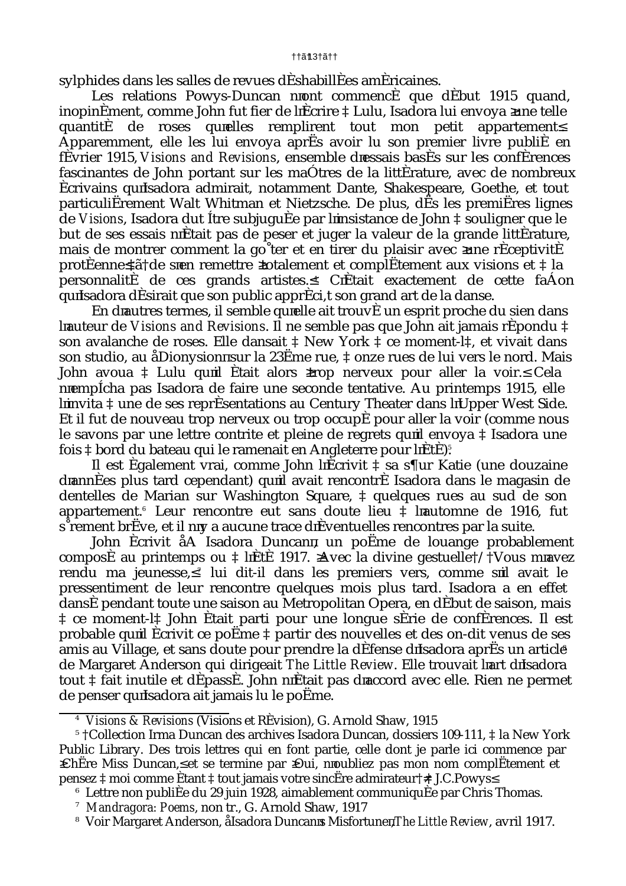sylphides dans les salles de revues déshabillées américaines.

Les relations Powys-Duncan n'ont commencé que début 1915 quand, inopinément, comme John fut fier de l'écrire à Lulu, Isadora lui envoya « une telle quantité de roses qu'elles remplirent tout mon petit appartement ». Apparemment, elle les lui envoya après avoir lu son premier livre publié en février 1915, *Visions and Revisions*, ensemble d'essais basés sur les conférences fascinantes de John portant sur les maîtres de la littérature, avec de nombreux écrivains qu'Isadora admirait, notamment Dante, Shakespeare, Goethe, et tout particulièrement Walt Whitman et Nietzsche. De plus, dès les premières lignes de *Visions*, Isadora dut être subjuguée par l'insistance de John à souligner que le but de ses essais n'était pas de peser et juger la valeur de la grande littérature, mais de montrer comment la goûter et en tirer du plaisir avec « une réceptivité protéenne »[4] de s'en remettre « totalement et complètement aux visions et à la personnalité de ces grands artistes. » C'était exactement de cette façon qu'Isadora désirait que son public appréciât son grand art de la danse.

En d'autres termes, il semble qu'elle ait trouvé un esprit proche du sien dans l'auteur de *Visions and Revisions*. Il ne semble pas que John ait jamais répondu à son avalanche de roses. Elle dansait à New York à ce moment-là, et vivait dans son studio, au « Dionysion » sur la 23ème rue, à onze rues de lui vers le nord. Mais John avoua à Lulu qu'il était alors « trop nerveux pour aller la voir. » Cela n'empêcha pas Isadora de faire une seconde tentative. Au printemps 1915, elle l'invita à une de ses représentations au Century Theater dans l'Upper West Side. Et il fut de nouveau trop nerveux ou trop occupé pour aller la voir (comme nous le savons par une lettre contrite et pleine de regrets qu'il envoya à Isadora une fois à bord du bateau qui le ramenait en Angleterre pour l'été)[5].

Il est également vrai, comme John l'écrivit à sa sœur Katie (une douzaine d'années plus tard cependant) qu'il avait rencontré Isadora dans le magasin de dentelles de Marian sur Washington Square, à quelques rues au sud de son appartement.[6] Leur rencontre eut sans doute lieu à l'automne de 1916, fut sûrement brève, et il n'y a aucune trace d'éventuelles rencontres par la suite.

John écrivit « A Isadora Duncan », un poème de louange probablement composé au printemps ou à l'été 1917. « Avec la divine gestuelle / Vous m'avez rendu ma jeunesse, »[7] lui dit-il dans les premiers vers, comme s'il avait le pressentiment de leur rencontre quelques mois plus tard. Isadora a en effet dansé pendant toute une saison au Metropolitan Opera, en début de saison, mais à ce moment-là John était parti pour une longue série de conférences. Il est probable qu'il écrivit ce poème à partir des nouvelles et des on-dit venus de ses amis au Village, et sans doute pour prendre la défense d'Isadora après un article[8] de Margaret Anderson qui dirigeait *The Little Review*. Elle trouvait l'art d'Isadora tout à fait inutile et dépassé. John n'était pas d'accord avec elle. Rien ne permet de penser qu'Isadora ait jamais lu le poème.

---

[4] *Visions & Revisions* (Visions et Révision), G. Arnold Shaw, 1915

[5] Collection Irma Duncan des archives Isadora Duncan, dossiers 109-111, à la New York Public Library. Des trois lettres qui en font partie, celle dont je parle ici commence par « Chère Miss Duncan, » et se termine par « Oui, n'oubliez pas mon nom complètement et pensez à moi comme étant à tout jamais votre sincère admirateur / J.C.Powys »

[6] Lettre non publiée du 29 juin 1928, aimablement communiquée par Chris Thomas.

[7] *Mandragora: Poems*, non tr., G. Arnold Shaw, 1917

[8] Voir Margaret Anderson, « Isadora Duncan's Misfortune », *The Little Review*, avril 1917.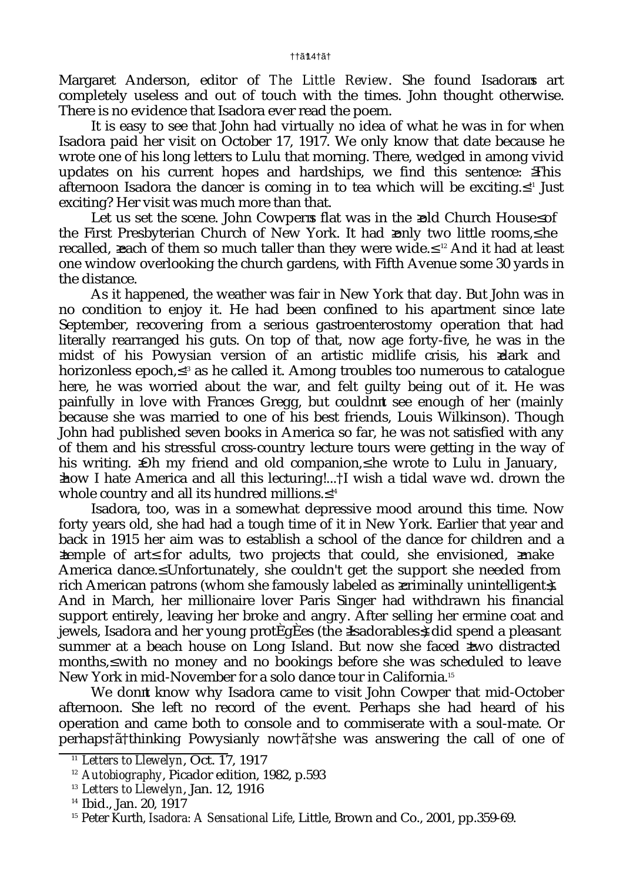Margaret Anderson, editor of *The Little Review*. She found Isadora's art completely useless and out of touch with the times. John thought otherwise. There is no evidence that Isadora ever read the poem.

It is easy to see that John had virtually no idea of what he was in for when Isadora paid her visit on October 17, 1917. We only know that date because he wrote one of his long letters to Lulu that morning. There, wedged in among vivid updates on his current hopes and hardships, we find this sentence: "This afternoon Isadora the dancer is coming in to tea which will be exciting."[11] Just exciting? Her visit was much more than that.

Let us set the scene. John Cowper's flat was in the "old Church House" of the First Presbyterian Church of New York. It had "only two little rooms," he recalled, "each of them so much taller than they were wide."[12] And it had at least one window overlooking the church gardens, with Fifth Avenue some 30 yards in the distance.

As it happened, the weather was fair in New York that day. But John was in no condition to enjoy it. He had been confined to his apartment since late September, recovering from a serious gastroenterostomy operation that had literally rearranged his guts. On top of that, now age forty-five, he was in the midst of his Powysian version of an artistic midlife crisis, his "dark and horizonless epoch,"[13] as he called it. Among troubles too numerous to catalogue here, he was worried about the war, and felt guilty being out of it. He was painfully in love with Frances Gregg, but couldn't see enough of her (mainly because she was married to one of his best friends, Louis Wilkinson). Though John had published seven books in America so far, he was not satisfied with any of them and his stressful cross-country lecture tours were getting in the way of his writing. "Oh my friend and old companion," he wrote to Lulu in January, "how I hate America and all this lecturing!... I wish a tidal wave wd. drown the whole country and all its hundred millions."[14]

Isadora, too, was in a somewhat depressive mood around this time. Now forty years old, she had had a tough time of it in New York. Earlier that year and back in 1915 her aim was to establish a school of the dance for children and a "temple of art" for adults, two projects that could, she envisioned, "make America dance." Unfortunately, she couldn't get the support she needed from rich American patrons (whom she famously labeled as "criminally unintelligent"). And in March, her millionaire lover Paris Singer had withdrawn his financial support entirely, leaving her broke and angry. After selling her ermine coat and jewels, Isadora and her young protégées (the "Isadorables") did spend a pleasant summer at a beach house on Long Island. But now she faced "two distracted months," with no money and no bookings before she was scheduled to leave New York in mid-November for a solo dance tour in California.[15]

We don't know why Isadora came to visit John Cowper that mid-October afternoon. She left no record of the event. Perhaps she had heard of his operation and came both to console and to commiserate with a soul-mate. Or perhaps—thinking Powysianly now—she was answering the call of one of

[11] *Letters to Llewelyn*, Oct. 17, 1917

[12] *Autobiography*, Picador edition, 1982, p.593

[13] *Letters to Llewelyn*, Jan. 12, 1916

[14] Ibid., Jan. 20, 1917

[15] Peter Kurth, *Isadora: A Sensational Life*, Little, Brown and Co., 2001, pp.359-69.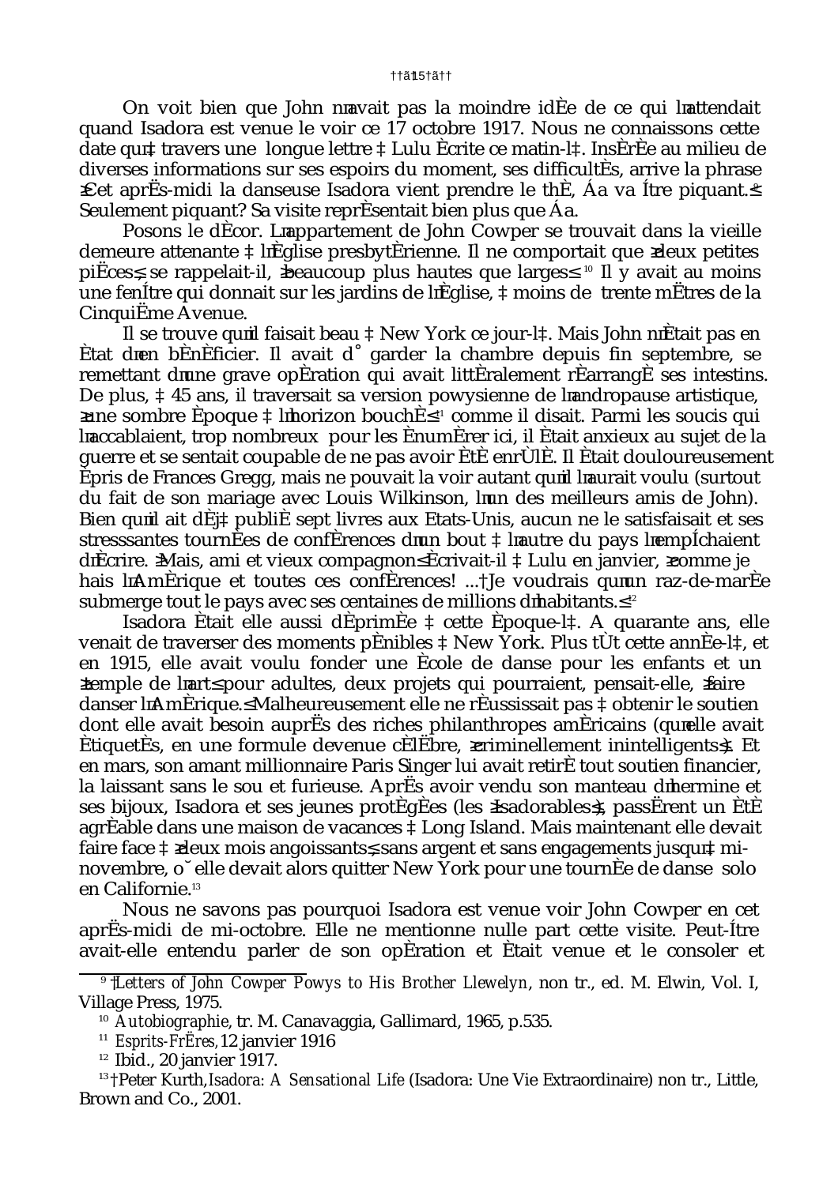On voit bien que John n'avait pas la moindre idée de ce qui l'attendait quand Isadora est venue le voir ce 17 octobre 1917. Nous ne connaissons cette date qu'à travers une longue lettre à Lulu écrite ce matin-là. Insérée au milieu de diverses informations sur ses espoirs du moment, ses difficultés, arrive la phrase «Cet après-midi la danseuse Isadora vient prendre le thé, ça va être piquant.»[9] Seulement piquant? Sa visite représentait bien plus que ça.

Posons le décor. L'appartement de John Cowper se trouvait dans la vieille demeure attenante à l'église presbytérienne. Il ne comportait que «deux petites pièces», se rappelait-il, «beaucoup plus hautes que larges».[10] Il y avait au moins une fenêtre qui donnait sur les jardins de l'église, à moins de trente mètres de la Cinquième Avenue.

Il se trouve qu'il faisait beau à New York ce jour-là. Mais John n'était pas en état d'en bénéficier. Il avait dû garder la chambre depuis fin septembre, se remettant d'une grave opération qui avait littéralement réarrangé ses intestins. De plus, à 45 ans, il traversait sa version powysienne de l'andropause artistique, «une sombre époque à l'horizon bouché»[11] comme il disait. Parmi les soucis qui l'accablaient, trop nombreux pour les énumérer ici, il était anxieux au sujet de la guerre et se sentait coupable de ne pas avoir été enrôlé. Il était douloureusement épris de Frances Gregg, mais ne pouvait la voir autant qu'il l'aurait voulu (surtout du fait de son mariage avec Louis Wilkinson, l'un des meilleurs amis de John). Bien qu'il ait déjà publié sept livres aux Etats-Unis, aucun ne le satisfaisait et ses stresssantes tournées de conférences d'un bout à l'autre du pays l'empêchaient d'écrire. «Mais, ami et vieux compagnon» écrivait-il à Lulu en janvier, «comme je hais l'Amérique et toutes ces conférences! ... Je voudrais qu'un raz-de-marée submerge tout le pays avec ses centaines de millions d'habitants.»[12]

Isadora était elle aussi déprimée à cette époque-là. A quarante ans, elle venait de traverser des moments pénibles à New York. Plus tôt cette année-là, et en 1915, elle avait voulu fonder une école de danse pour les enfants et un «temple de l'art» pour adultes, deux projets qui pourraient, pensait-elle, «faire danser l'Amérique.» Malheureusement elle ne réussissait pas à obtenir le soutien dont elle avait besoin auprès des riches philanthropes américains (qu'elle avait étiquetés, en une formule devenue célèbre, «criminellement inintelligents»). Et en mars, son amant millionnaire Paris Singer lui avait retiré tout soutien financier, la laissant sans le sou et furieuse. Après avoir vendu son manteau d'hermine et ses bijoux, Isadora et ses jeunes protégées (les «Isadorables»), passèrent un été agréable dans une maison de vacances à Long Island. Mais maintenant elle devait faire face à «deux mois angoissants», sans argent et sans engagements jusqu'à mi-novembre, où elle devait alors quitter New York pour une tournée de danse solo en Californie.[13]

Nous ne savons pas pourquoi Isadora est venue voir John Cowper en cet après-midi de mi-octobre. Elle ne mentionne nulle part cette visite. Peut-être avait-elle entendu parler de son opération et était venue et le consoler et

---

[9] *Letters of John Cowper Powys to His Brother Llewelyn*, non tr., ed. M. Elwin, Vol. I, Village Press, 1975.

[10] *Autobiographie*, tr. M. Canavaggia, Gallimard, 1965, p.535.

[11] *Esprits-Frères*, 12 janvier 1916

[12] Ibid., 20 janvier 1917.

[13] Peter Kurth, *Isadora: A Sensational Life* (Isadora: Une Vie Extraordinaire) non tr., Little, Brown and Co., 2001.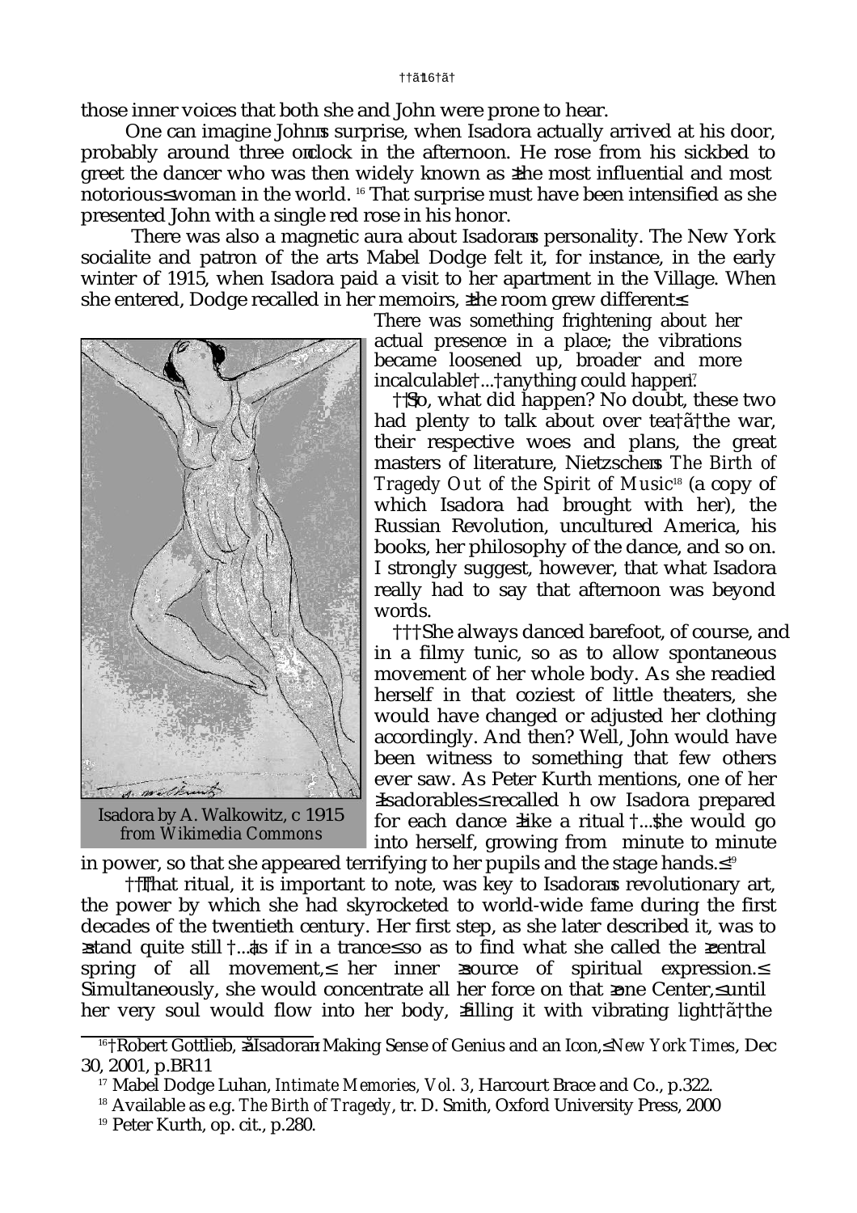those inner voices that both she and John were prone to hear.

One can imagine John's surprise, when Isadora actually arrived at his door, probably around three o'clock in the afternoon. He rose from his sickbed to greet the dancer who was then widely known as "the most influential and most notorious" woman in the world. [16] That surprise must have been intensified as she presented John with a single red rose in his honor.

There was also a magnetic aura about Isadora's personality. The New York socialite and patron of the arts Mabel Dodge felt it, for instance, in the early winter of 1915, when Isadora paid a visit to her apartment in the Village. When she entered, Dodge recalled in her memoirs, "the room grew different":

> There was something frightening about her actual presence in a place; the vibrations became loosened up, broader and more incalculable ... anything could happen.[17]

So, what did happen? No doubt, these two had plenty to talk about over tea — the war, their respective woes and plans, the great masters of literature, Nietzsche's *The Birth of Tragedy Out of the Spirit of Music*[18] (a copy of which Isadora had brought with her), the Russian Revolution, uncultured America, his books, her philosophy of the dance, and so on. I strongly suggest, however, that what Isadora really had to say that afternoon was beyond words.

She always danced barefoot, of course, and in a filmy tunic, so as to allow spontaneous movement of her whole body. As she readied herself in that coziest of little theaters, she would have changed or adjusted her clothing accordingly. And then? Well, John would have been witness to something that few others ever saw. As Peter Kurth mentions, one of her "Isadorables" recalled how Isadora prepared for each dance "like a ritual ... she would go into herself, growing from minute to minute in power, so that she appeared terrifying to her pupils and the stage hands."[19]

Isadora by A. Walkowitz, c 1915
*from Wikimedia Commons*

That ritual, it is important to note, was key to Isadora's revolutionary art, the power by which she had skyrocketed to world-wide fame during the first decades of the twentieth century. Her first step, as she later described it, was to "stand quite still ... as if in a trance" so as to find what she called the "central spring of all movement," her inner "source of spiritual expression." Simultaneously, she would concentrate all her force on that "one Center," until her very soul would flow into her body, "filling it with vibrating light — the

---

[16] Robert Gottlieb, "Isadora: Making Sense of Genius and an Icon," *New York Times*, Dec 30, 2001, p.BR11

[17] Mabel Dodge Luhan, *Intimate Memories, Vol. 3*, Harcourt Brace and Co., p.322.

[18] Available as e.g. *The Birth of Tragedy*, tr. D. Smith, Oxford University Press, 2000

[19] Peter Kurth, op. cit., p.280.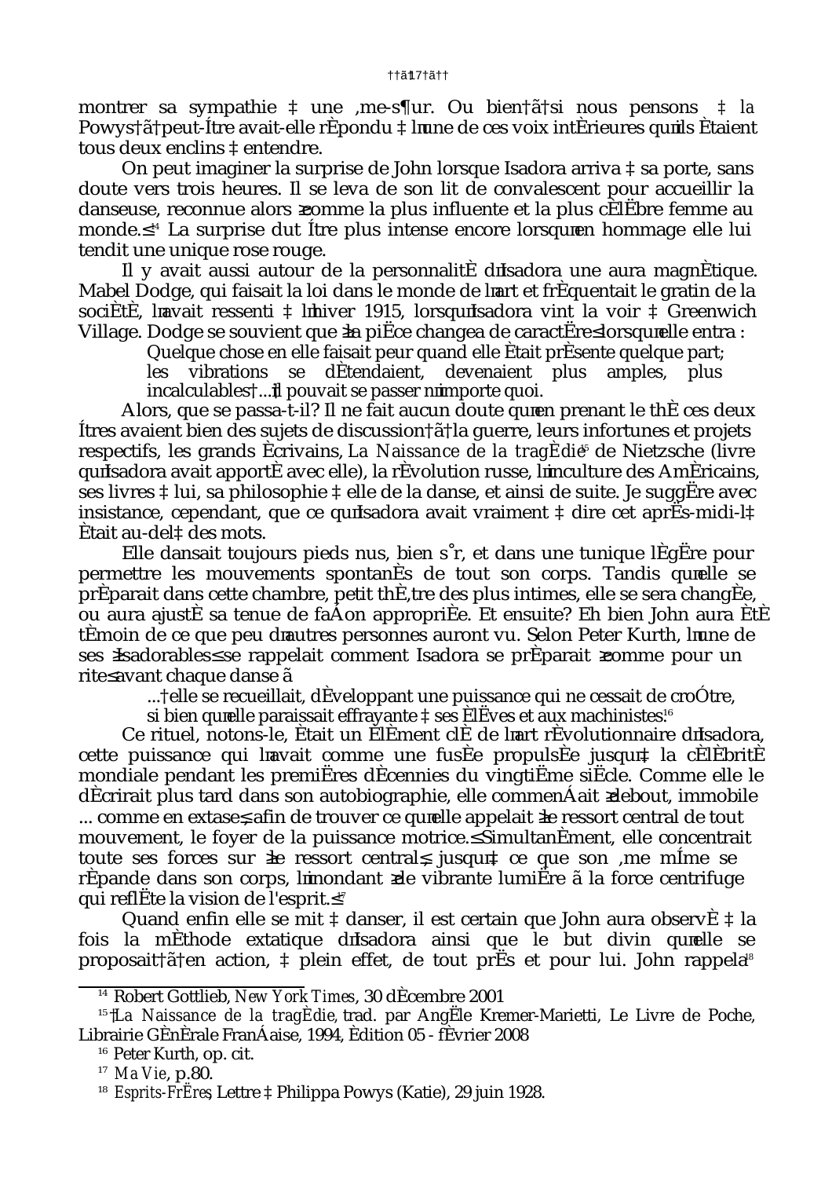montrer sa sympathie à une âme-sœur. Ou bien — si nous pensons à la Powys — peut-être avait-elle répondu à l'une de ces voix intérieures qu'ils étaient tous deux enclins à entendre.

On peut imaginer la surprise de John lorsque Isadora arriva à sa porte, sans doute vers trois heures. Il se leva de son lit de convalescent pour accueillir la danseuse, reconnue alors « comme la plus influente et la plus célèbre femme au monde. »[14] La surprise dut être plus intense encore lorsqu'en hommage elle lui tendit une unique rose rouge.

Il y avait aussi autour de la personnalité d'Isadora une aura magnétique. Mabel Dodge, qui faisait la loi dans le monde de l'art et fréquentait le gratin de la société, l'avait ressenti à l'hiver 1915, lorsqu'Isadora vint la voir à Greenwich Village. Dodge se souvient que « la pièce changea de caractère » lorsqu'elle entra :

> Quelque chose en elle faisait peur quand elle était présente quelque part; les vibrations se détendaient, devenaient plus amples, plus incalculables ... il pouvait se passer n'importe quoi.

Alors, que se passa-t-il? Il ne fait aucun doute qu'en prenant le thé ces deux êtres avaient bien des sujets de discussion — la guerre, leurs infortunes et projets respectifs, les grands écrivains, *La Naissance de la tragédie*[15] de Nietzsche (livre qu'Isadora avait apporté avec elle), la révolution russe, l'inculture des Américains, ses livres à lui, sa philosophie à elle de la danse, et ainsi de suite. Je suggère avec insistance, cependant, que ce qu'Isadora avait vraiment à dire cet après-midi-là était au-delà des mots.

Elle dansait toujours pieds nus, bien sûr, et dans une tunique légère pour permettre les mouvements spontanés de tout son corps. Tandis qu'elle se préparait dans cette chambre, petit théâtre des plus intimes, elle se sera changée, ou aura ajusté sa tenue de façon appropriée. Et ensuite? Eh bien John aura été témoin de ce que peu d'autres personnes auront vu. Selon Peter Kurth, l'une de ses « Isadorables » se rappelait comment Isadora se préparait « comme pour un rite » avant chaque danse —

> ... elle se recueillait, développant une puissance qui ne cessait de croître, si bien qu'elle paraissait effrayante à ses élèves et aux machinistes.[16]

Ce rituel, notons-le, était un élément clé de l'art révolutionnaire d'Isadora, cette puissance qui l'avait comme une fusée propulsée jusqu'à la célébrité mondiale pendant les premières décennies du vingtième siècle. Comme elle le décrirait plus tard dans son autobiographie, elle commençait « debout, immobile ... comme en extase », afin de trouver ce qu'elle appelait « le ressort central de tout mouvement, le foyer de la puissance motrice. » Simultanément, elle concentrait toute ses forces sur « le ressort central », jusqu'à ce que son âme même se répande dans son corps, l'inondant « de vibrante lumière — la force centrifuge qui reflète la vision de l'esprit. »[17]

Quand enfin elle se mit à danser, il est certain que John aura observé à la fois la méthode extatique d'Isadora ainsi que le but divin qu'elle se proposait — en action, à plein effet, de tout près et pour lui. John rappela[18]

---

[14] Robert Gottlieb, *New York Times*, 30 décembre 2001

[15] *La Naissance de la tragédie*, trad. par Angèle Kremer-Marietti, Le Livre de Poche, Librairie Générale Française, 1994, édition 05 - février 2008

[16] Peter Kurth, op. cit.

[17] *Ma Vie*, p.80.

[18] *Esprits-Frères*, Lettre à Philippa Powys (Katie), 29 juin 1928.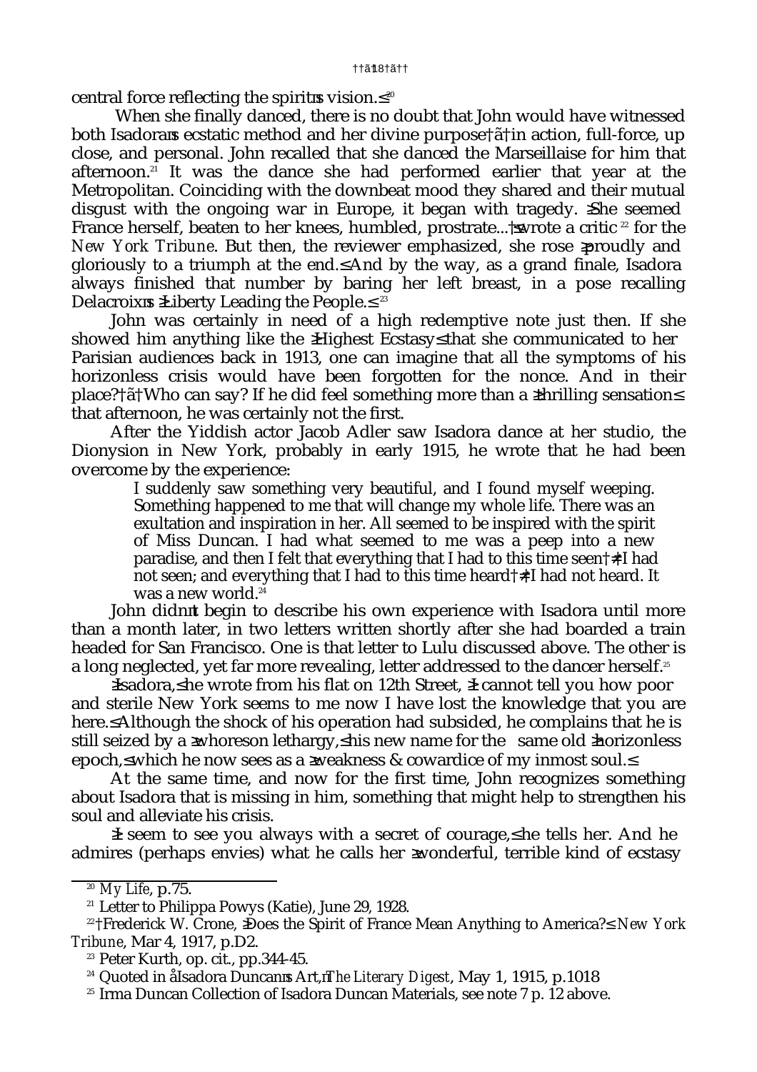central force reflecting the spirit's vision."[20]

When she finally danced, there is no doubt that John would have witnessed both Isadora's ecstatic method and her divine purpose—in action, full-force, up close, and personal. John recalled that she danced the Marseillaise for him that afternoon.[21] It was the dance she had performed earlier that year at the Metropolitan. Coinciding with the downbeat mood they shared and their mutual disgust with the ongoing war in Europe, it began with tragedy. "She seemed France herself, beaten to her knees, humbled, prostrate..." wrote a critic[22] for the *New York Tribune*. But then, the reviewer emphasized, she rose "proudly and gloriously to a triumph at the end." And by the way, as a grand finale, Isadora always finished that number by baring her left breast, in a pose recalling Delacroix's "Liberty Leading the People."[23]

John was certainly in need of a high redemptive note just then. If she showed him anything like the "Highest Ecstasy" that she communicated to her Parisian audiences back in 1913, one can imagine that all the symptoms of his horizonless crisis would have been forgotten for the nonce. And in their place?—Who can say? If he did feel something more than a "thrilling sensation" that afternoon, he was certainly not the first.

After the Yiddish actor Jacob Adler saw Isadora dance at her studio, the Dionysion in New York, probably in early 1915, he wrote that he had been overcome by the experience:

> I suddenly saw something very beautiful, and I found myself weeping. Something happened to me that will change my whole life. There was an exultation and inspiration in her. All seemed to be inspired with the spirit of Miss Duncan. I had what seemed to me was a peep into a new paradise, and then I felt that everything that I had to this time seen—I had not seen; and everything that I had to this time heard—I had not heard. It was a new world.[24]

John didn't begin to describe his own experience with Isadora until more than a month later, in two letters written shortly after she had boarded a train headed for San Francisco. One is that letter to Lulu discussed above. The other is a long neglected, yet far more revealing, letter addressed to the dancer herself.[25]

"Isadora," he wrote from his flat on 12th Street, "I cannot tell you how poor and sterile New York seems to me now I have lost the knowledge that you are here." Although the shock of his operation had subsided, he complains that he is still seized by a "whoreson lethargy," his new name for the same old "horizonless epoch," which he now sees as a "weakness & cowardice of my inmost soul."

At the same time, and now for the first time, John recognizes something about Isadora that is missing in him, something that might help to strengthen his soul and alleviate his crisis.

"I seem to see you always with a secret of courage," he tells her. And he admires (perhaps envies) what he calls her "wonderful, terrible kind of ecstasy

---

[20] *My Life*, p.75.

[21] Letter to Philippa Powys (Katie), June 29, 1928.

[22] Frederick W. Crone, "Does the Spirit of France Mean Anything to America?" *New York Tribune*, Mar 4, 1917, p.D2.

[23] Peter Kurth, op. cit., pp.344-45.

[24] Quoted in "Isadora Duncan's Art," *The Literary Digest*, May 1, 1915, p.1018

[25] Irma Duncan Collection of Isadora Duncan Materials, see note 7 p. 12 above.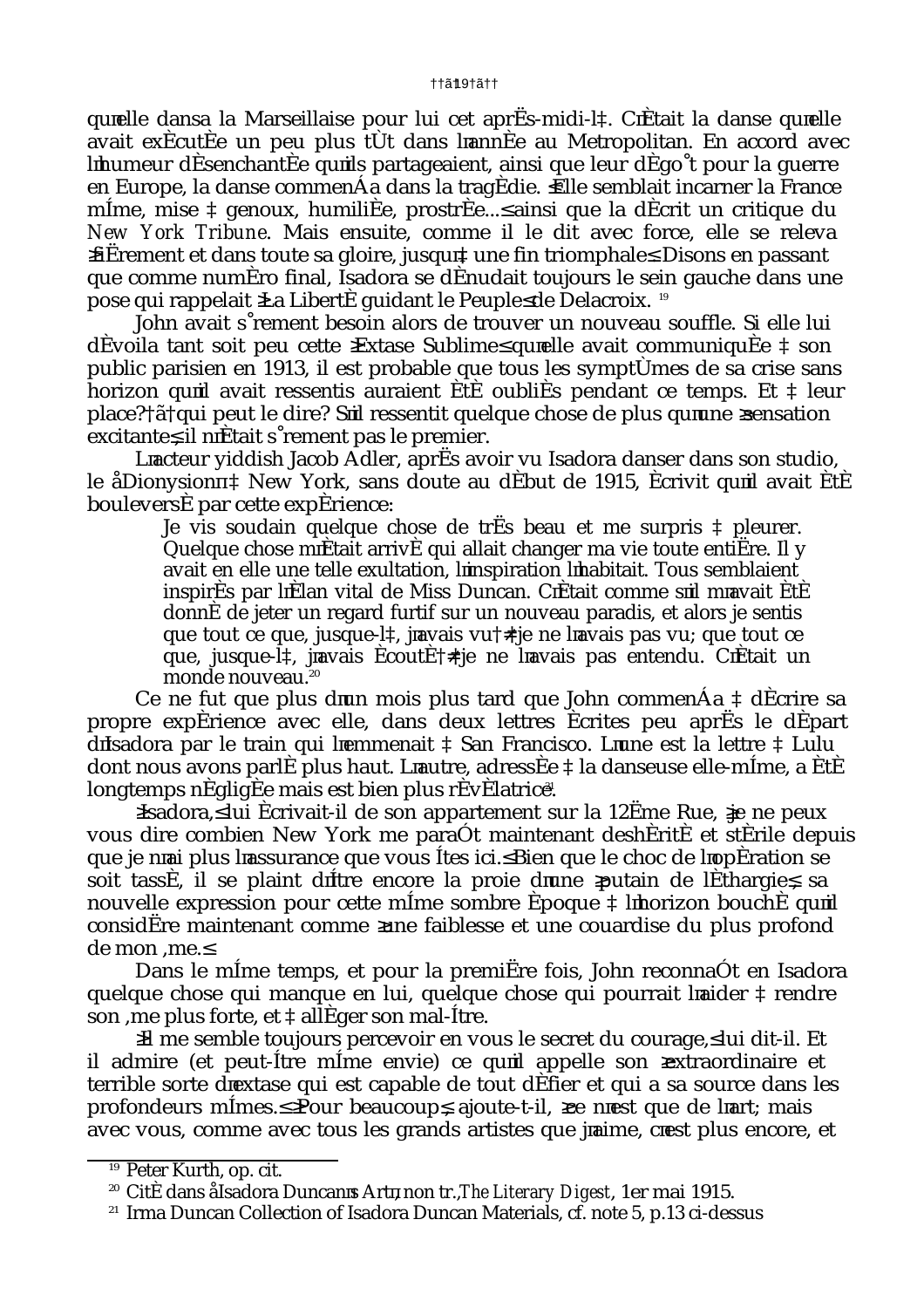qu'elle dansa la Marseillaise pour lui cet après-midi-là. C'était la danse qu'elle avait exécutée un peu plus tôt dans l'année au Metropolitan. En accord avec l'humeur désenchantée qu'ils partageaient, ainsi que leur dégoût pour la guerre en Europe, la danse commença dans la tragédie. « Elle semblait incarner la France même, mise à genoux, humiliée, prostrée... » ainsi que la décrit un critique du *New York Tribune*. Mais ensuite, comme il le dit avec force, elle se releva « fièrement et dans toute sa gloire, jusqu'à une fin triomphale ». Disons en passant que comme numéro final, Isadora se dénudait toujours le sein gauche dans une pose qui rappelait « La Liberté guidant le Peuple » de Delacroix. [19]

John avait sûrement besoin alors de trouver un nouveau souffle. Si elle lui dévoila tant soit peu cette « Extase Sublime » qu'elle avait communiquée à son public parisien en 1913, il est probable que tous les symptômes de sa crise sans horizon qu'il avait ressentis auraient été oubliés pendant ce temps. Et à leur place? — qui peut le dire? S'il ressentit quelque chose de plus qu'une « sensation excitante », il n'était sûrement pas le premier.

L'acteur yiddish Jacob Adler, après avoir vu Isadora danser dans son studio, le « Dionysion » à New York, sans doute au début de 1915, écrivit qu'il avait été bouleversé par cette expérience:

> Je vis soudain quelque chose de très beau et me surpris à pleurer. Quelque chose m'était arrivé qui allait changer ma vie toute entière. Il y avait en elle une telle exultation, l'inspiration l'habitait. Tous semblaient inspirés par l'élan vital de Miss Duncan. C'était comme s'il m'avait été donné de jeter un regard furtif sur un nouveau paradis, et alors je sentis que tout ce que, jusque-là, j'avais vu — je ne l'avais pas vu; que tout ce que, jusque-là, j'avais écouté — je ne l'avais pas entendu. C'était un monde nouveau.[20]

Ce ne fut que plus d'un mois plus tard que John commença à décrire sa propre expérience avec elle, dans deux lettres écrites peu après le départ d'Isadora par le train qui l'emmenait à San Francisco. L'une est la lettre à Lulu dont nous avons parlé plus haut. L'autre, adressée à la danseuse elle-même, a été longtemps négligée mais est bien plus révélatrice.[21]

« Isadora, » lui écrivait-il de son appartement sur la 12ème Rue, « je ne peux vous dire combien New York me paraît maintenant déshérité et stérile depuis que je n'ai plus l'assurance que vous êtes ici. » Bien que le choc de l'opération se soit tassé, il se plaint d'être encore la proie d'une « putain de léthargie », sa nouvelle expression pour cette même sombre époque à l'horizon bouché qu'il considère maintenant comme « une faiblesse et une couardise du plus profond de mon âme. »

Dans le même temps, et pour la première fois, John reconnaît en Isadora quelque chose qui manque en lui, quelque chose qui pourrait l'aider à rendre son âme plus forte, et à alléger son mal-être.

« Il me semble toujours percevoir en vous le secret du courage, » lui dit-il. Et il admire (et peut-être même envie) ce qu'il appelle son « extraordinaire et terrible sorte d'extase qui est capable de tout défier et qui a sa source dans les profondeurs mêmes. » « Pour beaucoup, » ajoute-t-il, « ce n'est que de l'art; mais avec vous, comme avec tous les grands artistes que j'aime, c'est plus encore, et

---

[19] Peter Kurth, op. cit.

[20] Cité dans « Isadora Duncan's Art », non tr., *The Literary Digest*, 1er mai 1915.

[21] Irma Duncan Collection of Isadora Duncan Materials, cf. note 5, p.13 ci-dessus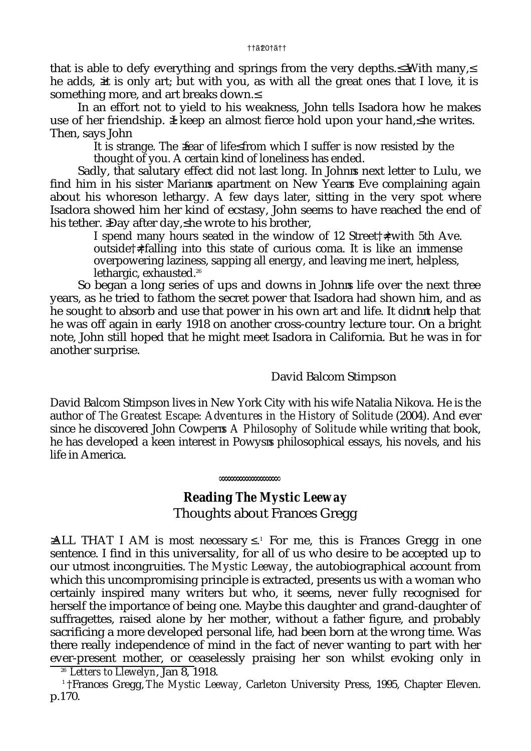that is able to defy everything and springs from the very depths." "With many," he adds, "it is only art; but with you, as with all the great ones that I love, it is something more, and art breaks down."

In an effort not to yield to his weakness, John tells Isadora how he makes use of her friendship. "I keep an almost fierce hold upon your hand," he writes. Then, says John

> It is strange. The "fear of life" from which I suffer is now resisted by the thought of you. A certain kind of loneliness has ended.

Sadly, that salutary effect did not last long. In John's next letter to Lulu, we find him in his sister Marian's apartment on New Year's Eve complaining again about his whoreson lethargy. A few days later, sitting in the very spot where Isadora showed him her kind of ecstasy, John seems to have reached the end of his tether. "Day after day," he wrote to his brother,

> I spend many hours seated in the window of 12 Street – with 5th Ave. outside – falling into this state of curious coma. It is like an immense overpowering laziness, sapping all energy, and leaving me inert, helpless, lethargic, exhausted.[26]

So began a long series of ups and downs in John's life over the next three years, as he tried to fathom the secret power that Isadora had shown him, and as he sought to absorb and use that power in his own art and life. It didn't help that he was off again in early 1918 on another cross-country lecture tour. On a bright note, John still hoped that he might meet Isadora in California. But he was in for another surprise.

David Balcom Stimpson

David Balcom Stimpson lives in New York City with his wife Natalia Nikova. He is the author of *The Greatest Escape: Adventures in the History of Solitude* (2004). And ever since he discovered John Cowper's *A Philosophy of Solitude* while writing that book, he has developed a keen interest in Powys's philosophical essays, his novels, and his life in America.

## Reading *The Mystic Leeway*

### Thoughts about Frances Gregg

"ALL THAT I AM is most necessary".[1] For me, this is Frances Gregg in one sentence. I find in this universality, for all of us who desire to be accepted up to our utmost incongruities. *The Mystic Leeway*, the autobiographical account from which this uncompromising principle is extracted, presents us with a woman who certainly inspired many writers but who, it seems, never fully recognised for herself the importance of being one. Maybe this daughter and grand-daughter of suffragettes, raised alone by her mother, without a father figure, and probably sacrificing a more developed personal life, had been born at the wrong time. Was there really independence of mind in the fact of never wanting to part with her ever-present mother, or ceaselessly praising her son whilst evoking only in

[26] *Letters to Llewelyn*, Jan 8, 1918.

[1] Frances Gregg, *The Mystic Leeway*, Carleton University Press, 1995, Chapter Eleven. p.170.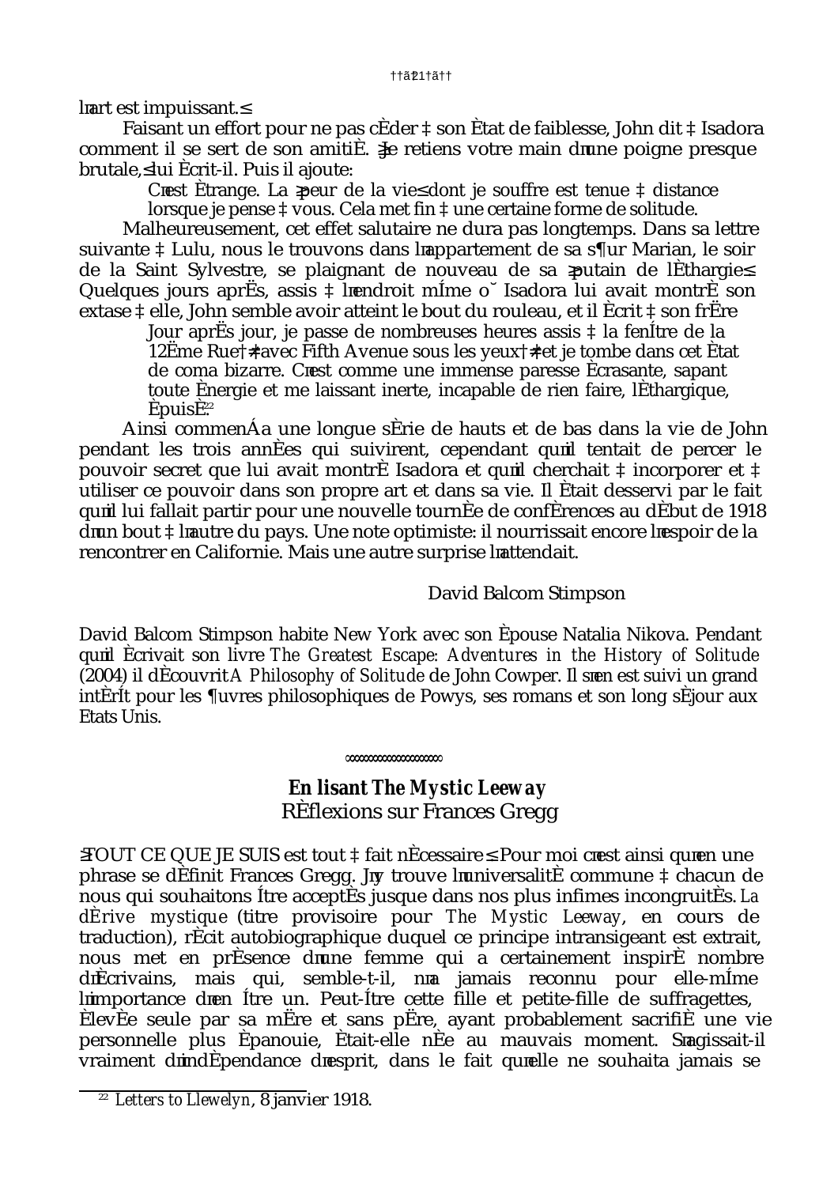l'art est impuissant. »

Faisant un effort pour ne pas céder à son état de faiblesse, John dit à Isadora comment il se sert de son amitié. « Je retiens votre main d'une poigne presque brutale, » lui écrit-il. Puis il ajoute:

> C'est étrange. La « peur de la vie » dont je souffre est tenue à distance lorsque je pense à vous. Cela met fin à une certaine forme de solitude.

Malheureusement, cet effet salutaire ne dura pas longtemps. Dans sa lettre suivante à Lulu, nous le trouvons dans l'appartement de sa sœur Marian, le soir de la Saint Sylvestre, se plaignant de nouveau de sa « putain de léthargie » Quelques jours après, assis à l'endroit même où Isadora lui avait montré son extase à elle, John semble avoir atteint le bout du rouleau, et il écrit à son frère

> Jour après jour, je passe de nombreuses heures assis à la fenêtre de la 12ème Rue — avec Fifth Avenue sous les yeux — et je tombe dans cet état de coma bizarre. C'est comme une immense paresse écrasante, sapant toute énergie et me laissant inerte, incapable de rien faire, léthargique, épuisé.[22]

Ainsi commença une longue série de hauts et de bas dans la vie de John pendant les trois années qui suivirent, cependant qu'il tentait de percer le pouvoir secret que lui avait montré Isadora et qu'il cherchait à incorporer et à utiliser ce pouvoir dans son propre art et dans sa vie. Il était desservi par le fait qu'il lui fallait partir pour une nouvelle tournée de conférences au début de 1918 d'un bout à l'autre du pays. Une note optimiste: il nourrissait encore l'espoir de la rencontrer en Californie. Mais une autre surprise l'attendait.

David Balcom Stimpson

David Balcom Stimpson habite New York avec son épouse Natalia Nikova. Pendant qu'il écrivait son livre *The Greatest Escape: Adventures in the History of Solitude* (2004) il découvrit *A Philosophy of Solitude* de John Cowper. Il s'en est suivi un grand intérêt pour les œuvres philosophiques de Powys, ses romans et son long séjour aux Etats Unis.

∞∞∞∞∞∞∞∞∞∞∞∞∞∞∞

## En lisant *The Mystic Leeway*
### Réflexions sur Frances Gregg

« TOUT CE QUE JE SUIS est tout à fait nécessaire » Pour moi c'est ainsi qu'en une phrase se définit Frances Gregg. J'y trouve l'universalité commune à chacun de nous qui souhaitons être acceptés jusque dans nos plus infimes incongruités. *La dérive mystique* (titre provisoire pour *The Mystic Leeway*, en cours de traduction), récit autobiographique duquel ce principe intransigeant est extrait, nous met en présence d'une femme qui a certainement inspiré nombre d'écrivains, mais qui, semble-t-il, n'a jamais reconnu pour elle-même l'importance d'en être un. Peut-être cette fille et petite-fille de suffragettes, élevée seule par sa mère et sans père, ayant probablement sacrifié une vie personnelle plus épanouie, était-elle née au mauvais moment. S'agissait-il vraiment d'indépendance d'esprit, dans le fait qu'elle ne souhaita jamais se

[22] *Letters to Llewelyn*, 8 janvier 1918.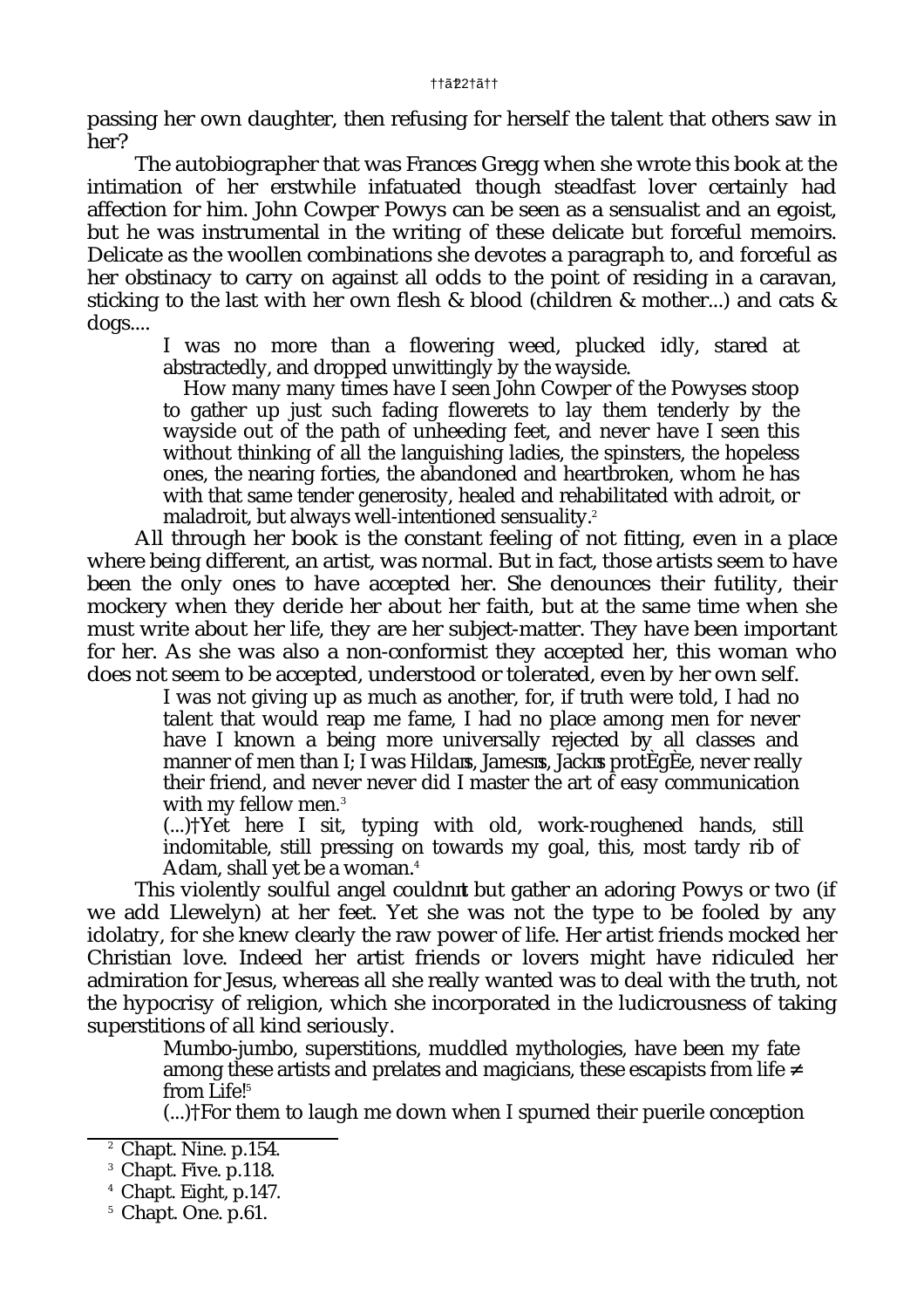passing her own daughter, then refusing for herself the talent that others saw in her?

The autobiographer that was Frances Gregg when she wrote this book at the intimation of her erstwhile infatuated though steadfast lover certainly had affection for him. John Cowper Powys can be seen as a sensualist and an egoist, but he was instrumental in the writing of these delicate but forceful memoirs. Delicate as the woollen combinations she devotes a paragraph to, and forceful as her obstinacy to carry on against all odds to the point of residing in a caravan, sticking to the last with her own flesh & blood (children & mother...) and cats & dogs....

> I was no more than a flowering weed, plucked idly, stared at abstractedly, and dropped unwittingly by the wayside.
>
> How many many times have I seen John Cowper of the Powyses stoop to gather up just such fading flowerets to lay them tenderly by the wayside out of the path of unheeding feet, and never have I seen this without thinking of all the languishing ladies, the spinsters, the hopeless ones, the nearing forties, the abandoned and heartbroken, whom he has with that same tender generosity, healed and rehabilitated with adroit, or maladroit, but always well-intentioned sensuality.[2]

All through her book is the constant feeling of not fitting, even in a place where being different, an artist, was normal. But in fact, those artists seem to have been the only ones to have accepted her. She denounces their futility, their mockery when they deride her about her faith, but at the same time when she must write about her life, they are her subject-matter. They have been important for her. As she was also a non-conformist they accepted her, this woman who does not seem to be accepted, understood or tolerated, even by her own self.

> I was not giving up as much as another, for, if truth were told, I had no talent that would reap me fame, I had no place among men for never have I known a being more universally rejected by all classes and manner of men than I; I was Hilda's, James's, Jack's protégée, never really their friend, and never never did I master the art of easy communication with my fellow men.[3]
>
> (...) Yet here I sit, typing with old, work-roughened hands, still indomitable, still pressing on towards my goal, this, most tardy rib of Adam, shall yet be a woman.[4]

This violently soulful angel couldn't but gather an adoring Powys or two (if we add Llewelyn) at her feet. Yet she was not the type to be fooled by any idolatry, for she knew clearly the raw power of life. Her artist friends mocked her Christian love. Indeed her artist friends or lovers might have ridiculed her admiration for Jesus, whereas all she really wanted was to deal with the truth, not the hypocrisy of religion, which she incorporated in the ludicrousness of taking superstitions of all kind seriously.

> Mumbo-jumbo, superstitions, muddled mythologies, have been my fate among these artists and prelates and magicians, these escapists from life – from Life![5]
>
> (...) For them to laugh me down when I spurned their puerile conception

---

[2] Chapt. Nine. p.154.

[3] Chapt. Five. p.118.

[4] Chapt. Eight, p.147.

[5] Chapt. One. p.61.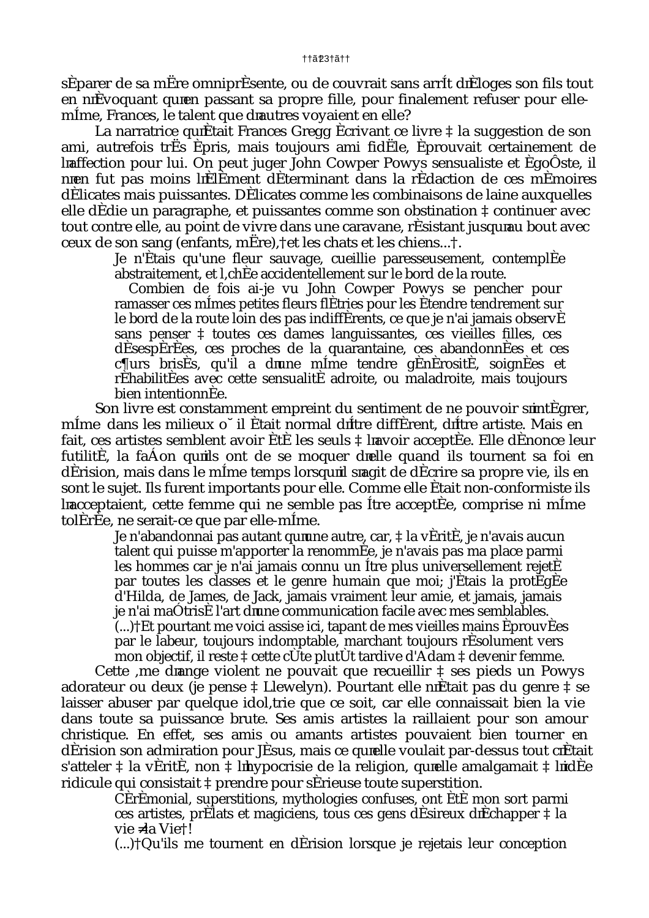séparer de sa mère omniprésente, ou de couvrait sans arrêt d'éloges son fils tout en n'évoquant qu'en passant sa propre fille, pour finalement refuser pour elle-même, Frances, le talent que d'autres voyaient en elle?

La narratrice qu'était Frances Gregg écrivant ce livre à la suggestion de son ami, autrefois très épris, mais toujours ami fidèle, éprouvait certainement de l'affection pour lui. On peut juger John Cowper Powys sensualiste et égoïste, il n'en fut pas moins l'élément déterminant dans la rédaction de ces mémoires délicates mais puissantes. Délicates comme les combinaisons de laine auxquelles elle dédie un paragraphe, et puissantes comme son obstination à continuer avec tout contre elle, au point de vivre dans une caravane, résistant jusqu'au bout avec ceux de son sang (enfants, mère), et les chats et les chiens... .

> Je n'étais qu'une fleur sauvage, cueillie paresseusement, contemplée abstraitement, et lâchée accidentellement sur le bord de la route.
>
> Combien de fois ai-je vu John Cowper Powys se pencher pour ramasser ces mêmes petites fleurs flétries pour les étendre tendrement sur le bord de la route loin des pas indifférents, ce que je n'ai jamais observé sans penser à toutes ces dames languissantes, ces vieilles filles, ces désespérées, ces proches de la quarantaine, ces abandonnées et ces cœurs brisés, qu'il a d'une même tendre générosité, soignées et réhabilitées avec cette sensualité adroite, ou maladroite, mais toujours bien intentionnée.

Son livre est constamment empreint du sentiment de ne pouvoir s'intégrer, même dans les milieux où il était normal d'être différent, d'être artiste. Mais en fait, ces artistes semblent avoir été les seuls à l'avoir acceptée. Elle dénonce leur futilité, la façon qu'ils ont de se moquer d'elle quand ils tournent sa foi en dérision, mais dans le même temps lorsqu'il s'agit de décrire sa propre vie, ils en sont le sujet. Ils furent importants pour elle. Comme elle était non-conformiste ils l'acceptaient, cette femme qui ne semble pas être acceptée, comprise ni même tolérée, ne serait-ce que par elle-même.

> Je n'abandonnai pas autant qu'une autre, car, à la vérité, je n'avais aucun talent qui puisse m'apporter la renommée, je n'avais pas ma place parmi les hommes car je n'ai jamais connu un être plus universellement rejeté par toutes les classes et le genre humain que moi; j'étais la protégée d'Hilda, de James, de Jack, jamais vraiment leur amie, et jamais, jamais je n'ai maîtrisé l'art d'une communication facile avec mes semblables. (...) Et pourtant me voici assise ici, tapant de mes vieilles mains éprouvées par le labeur, toujours indomptable, marchant toujours résolument vers mon objectif, il reste à cette côte plutôt tardive d'Adam à devenir femme.

Cette âme d'ange violent ne pouvait que recueillir à ses pieds un Powys adorateur ou deux (je pense à Llewelyn). Pourtant elle n'était pas du genre à se laisser abuser par quelque idolâtrie que ce soit, car elle connaissait bien la vie dans toute sa puissance brute. Ses amis artistes la raillaient pour son amour christique. En effet, ses amis ou amants artistes pouvaient bien tourner en dérision son admiration pour Jésus, mais ce qu'elle voulait par-dessus tout c'était s'atteler à la vérité, non à l'hypocrisie de la religion, qu'elle amalgamait à l'idée ridicule qui consistait à prendre pour sérieuse toute superstition.

> Cérémonial, superstitions, mythologies confuses, ont été mon sort parmi ces artistes, prélats et magiciens, tous ces gens désireux d'échapper à la vie – à la Vie !
>
> (...) Qu'ils me tournent en dérision lorsque je rejetais leur conception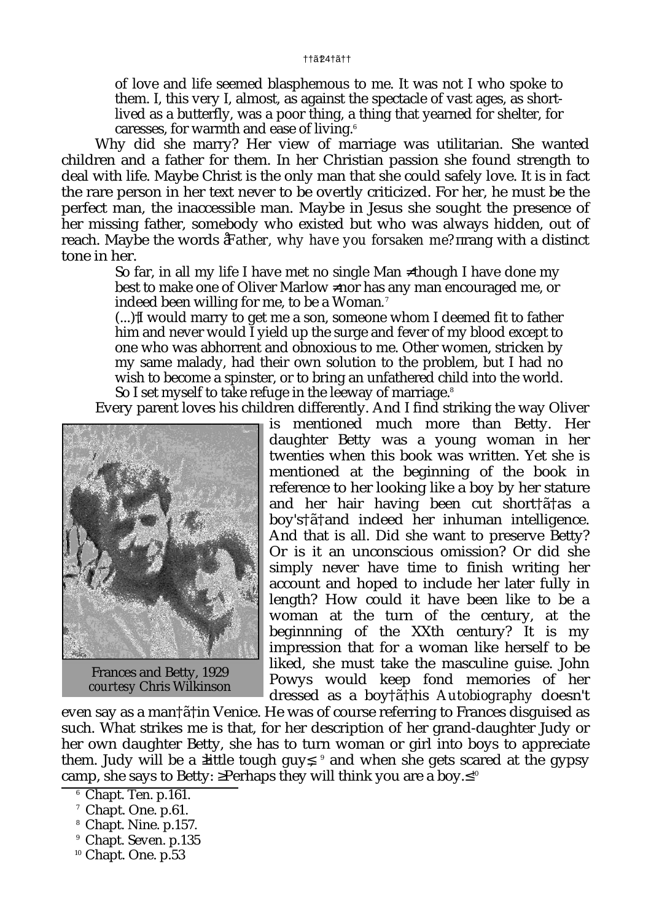of love and life seemed blasphemous to me. It was not I who spoke to them. I, this very I, almost, as against the spectacle of vast ages, as short-lived as a butterfly, was a poor thing, a thing that yearned for shelter, for caresses, for warmth and ease of living.[6]

Why did she marry? Her view of marriage was utilitarian. She wanted children and a father for them. In her Christian passion she found strength to deal with life. Maybe Christ is the only man that she could safely love. It is in fact the rare person in her text never to be overtly criticized. For her, he must be the perfect man, the inaccessible man. Maybe in Jesus she sought the presence of her missing father, somebody who existed but who was always hidden, out of reach. Maybe the words "*Father, why have you forsaken me?*" rang with a distinct tone in her.

> So far, in all my life I have met no single Man – though I have done my best to make one of Oliver Marlow – nor has any man encouraged me, or indeed been willing for me, to be a Woman.[7]
>
> (...) I would marry to get me a son, someone whom I deemed fit to father him and never would I yield up the surge and fever of my blood except to one who was abhorrent and obnoxious to me. Other women, stricken by my same malady, had their own solution to the problem, but I had no wish to become a spinster, or to bring an unfathered child into the world. So I set myself to take refuge in the leeway of marriage.[8]

Every parent loves his children differently. And I find striking the way Oliver is mentioned much more than Betty. Her daughter Betty was a young woman in her twenties when this book was written. Yet she is mentioned at the beginning of the book in reference to her looking like a boy by her stature and her hair having been cut short – as a boy's – and indeed her inhuman intelligence. And that is all. Did she want to preserve Betty? Or is it an unconscious omission? Or did she simply never have time to finish writing her account and hoped to include her later fully in length? How could it have been like to be a woman at the turn of the century, at the beginnning of the XXth century? It is my impression that for a woman like herself to be liked, she must take the masculine guise. John Powys would keep fond memories of her dressed as a boy – his *Autobiography* doesn't even say as a man – in Venice. He was of course referring to Frances disguised as such. What strikes me is that, for her description of her grand-daughter Judy or her own daughter Betty, she has to turn woman or girl into boys to appreciate them. Judy will be a "little tough guy",[9] and when she gets scared at the gypsy camp, she says to Betty: "Perhaps they will think you are a boy."[10]

Frances and Betty, 1929
*courtesy* Chris Wilkinson

[6] Chapt. Ten. p.161.

[7] Chapt. One. p.61.

[8] Chapt. Nine. p.157.

[9] Chapt. Seven. p.135

[10] Chapt. One. p.53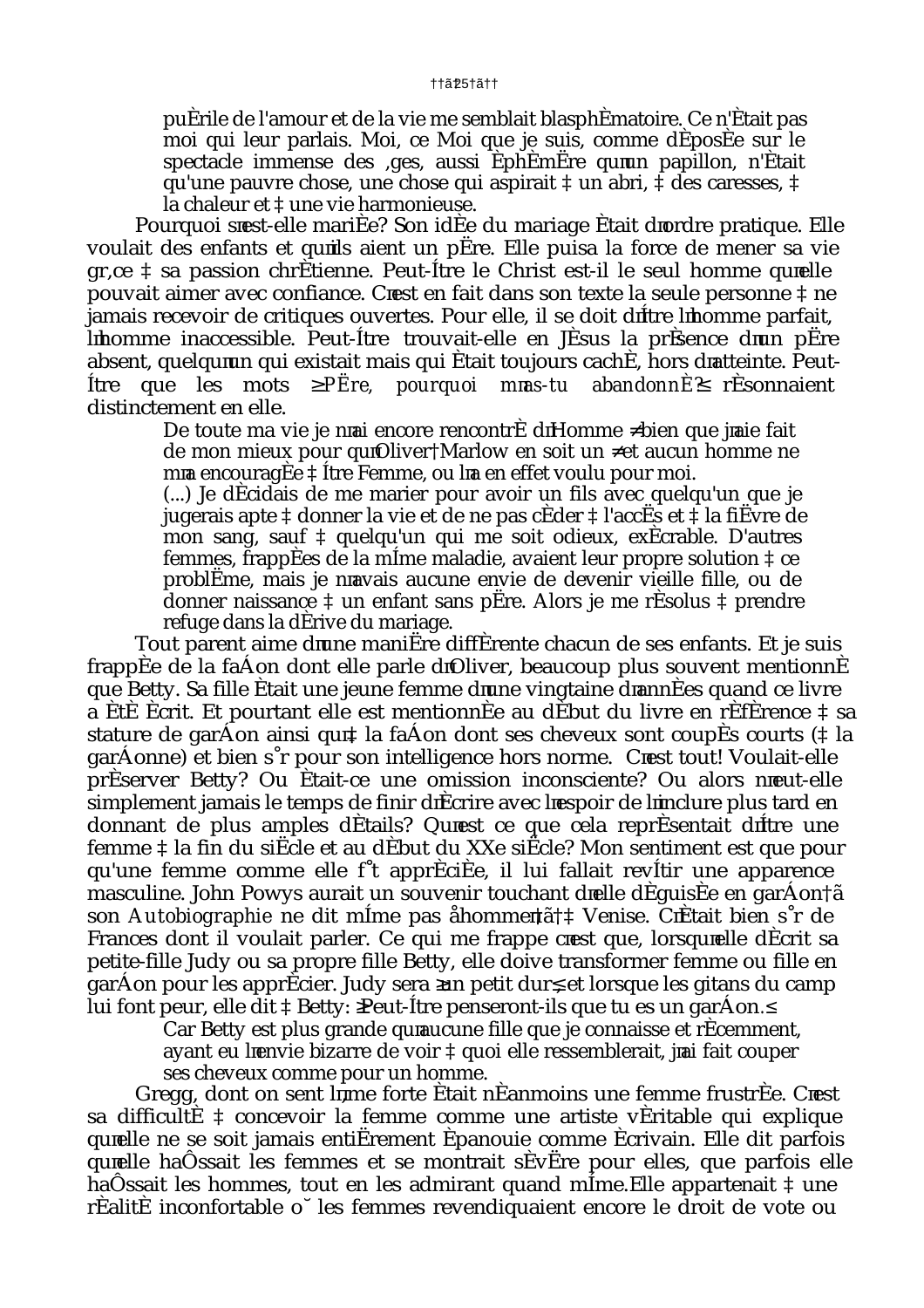> puérile de l'amour et de la vie me semblait blasphématoire. Ce n'était pas moi qui leur parlais. Moi, ce Moi que je suis, comme déposée sur le spectacle immense des âges, aussi éphémère qu'un papillon, n'était qu'une pauvre chose, une chose qui aspirait à un abri, à des caresses, à la chaleur et à une vie harmonieuse.

Pourquoi s'est-elle mariée? Son idée du mariage était d'ordre pratique. Elle voulait des enfants et qu'ils aient un père. Elle puisa la force de mener sa vie grâce à sa passion chrétienne. Peut-être le Christ est-il le seul homme qu'elle pouvait aimer avec confiance. C'est en fait dans son texte la seule personne à ne jamais recevoir de critiques ouvertes. Pour elle, il se doit d'être l'homme parfait, l'homme inaccessible. Peut-être trouvait-elle en Jésus la présence d'un père absent, quelqu'un qui existait mais qui était toujours caché, hors d'atteinte. Peut-être que les mots « *Père, pourquoi m'as-tu abandonné?* » résonnaient distinctement en elle.

> De toute ma vie je n'ai encore rencontré d'Homme – bien que j'aie fait de mon mieux pour qu'Oliver Marlow en soit un – et aucun homme ne m'a encouragée à être Femme, ou l'a en effet voulu pour moi.
>
> (...) Je décidais de me marier pour avoir un fils avec quelqu'un que je jugerais apte à donner la vie et de ne pas céder à l'accès et à la fièvre de mon sang, sauf à quelqu'un qui me soit odieux, exécrable. D'autres femmes, frappées de la même maladie, avaient leur propre solution à ce problème, mais je n'avais aucune envie de devenir vieille fille, ou de donner naissance à un enfant sans père. Alors je me résolus à prendre refuge dans la dérive du mariage.

Tout parent aime d'une manière différente chacun de ses enfants. Et je suis frappée de la façon dont elle parle d'Oliver, beaucoup plus souvent mentionné que Betty. Sa fille était une jeune femme d'une vingtaine d'années quand ce livre a été écrit. Et pourtant elle est mentionnée au début du livre en référence à sa stature de garçon ainsi qu'à la façon dont ses cheveux sont coupés courts (à la garçonne) et bien sûr pour son intelligence hors norme. C'est tout! Voulait-elle préserver Betty? Ou était-ce une omission inconsciente? Ou alors n'eut-elle simplement jamais le temps de finir d'écrire avec l'espoir de l'inclure plus tard en donnant de plus amples détails? Qu'est ce que cela représentait d'être une femme à la fin du siècle et au début du XXe siècle? Mon sentiment est que pour qu'une femme comme elle fût appréciée, il lui fallait revêtir une apparence masculine. John Powys aurait un souvenir touchant d'elle déguisée en garçon – son *Autobiographie* ne dit même pas « homme » – à Venise. C'était bien sûr de Frances dont il voulait parler. Ce qui me frappe c'est que, lorsqu'elle décrit sa petite-fille Judy ou sa propre fille Betty, elle doive transformer femme ou fille en garçon pour les apprécier. Judy sera « un petit dur », et lorsque les gitans du camp lui font peur, elle dit à Betty: « Peut-être penseront-ils que tu es un garçon. »

> Car Betty est plus grande qu'aucune fille que je connaisse et récemment, ayant eu l'envie bizarre de voir à quoi elle ressemblerait, j'ai fait couper ses cheveux comme pour un homme.

Gregg, dont on sent l'âme forte était néanmoins une femme frustrée. C'est sa difficulté à concevoir la femme comme une artiste véritable qui explique qu'elle ne se soit jamais entièrement épanouie comme écrivain. Elle dit parfois qu'elle haïssait les femmes et se montrait sévère pour elles, que parfois elle haïssait les hommes, tout en les admirant quand même. Elle appartenait à une réalité inconfortable où les femmes revendiquaient encore le droit de vote ou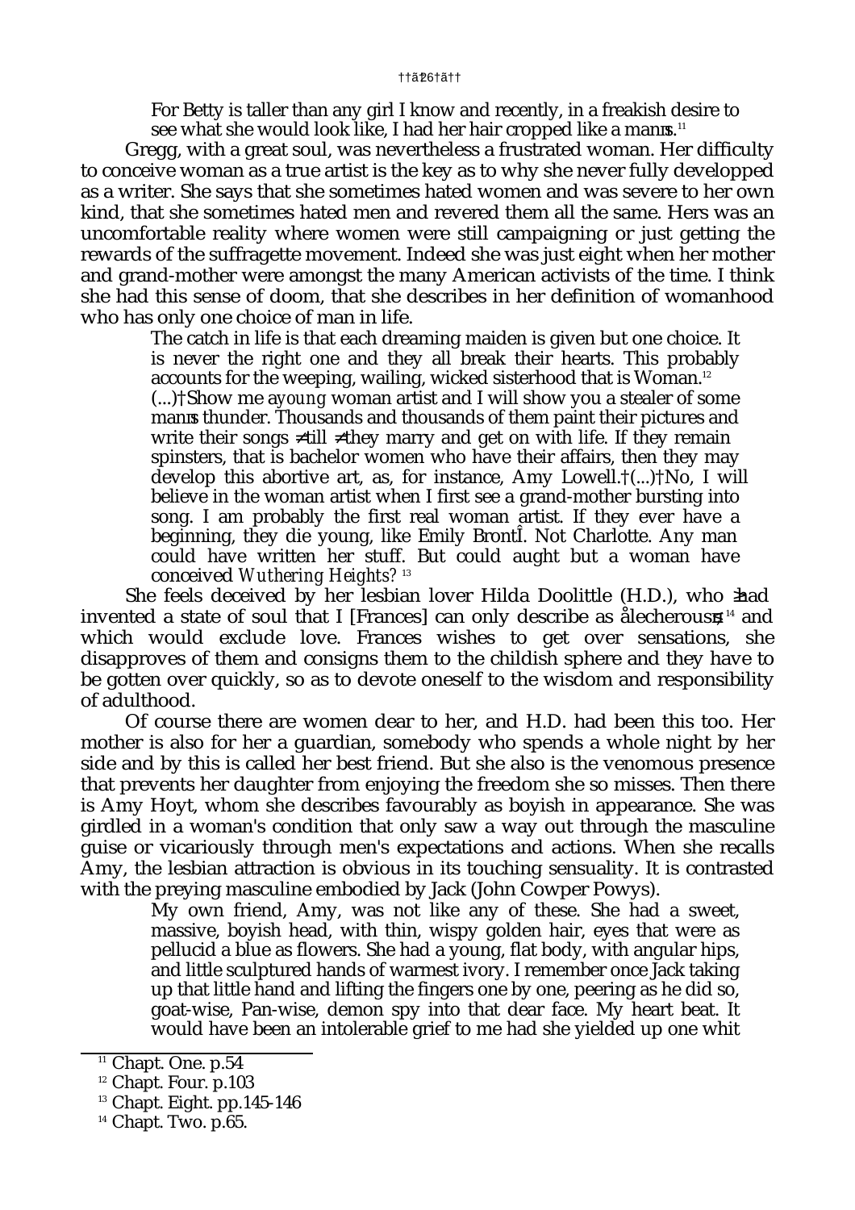For Betty is taller than any girl I know and recently, in a freakish desire to see what she would look like, I had her hair cropped like a manιs.[11]

Gregg, with a great soul, was nevertheless a frustrated woman. Her difficulty to conceive woman as a true artist is the key as to why she never fully developped as a writer. She says that she sometimes hated women and was severe to her own kind, that she sometimes hated men and revered them all the same. Hers was an uncomfortable reality where women were still campaigning or just getting the rewards of the suffragette movement. Indeed she was just eight when her mother and grand-mother were amongst the many American activists of the time. I think she had this sense of doom, that she describes in her definition of womanhood who has only one choice of man in life.

> The catch in life is that each dreaming maiden is given but one choice. It is never the right one and they all break their hearts. This probably accounts for the weeping, wailing, wicked sisterhood that is Woman.[12]
> (...) Show me a *young* woman artist and I will show you a stealer of some manιs thunder. Thousands and thousands of them paint their pictures and write their songs ≠till ≠they marry and get on with life. If they remain spinsters, that is bachelor women who have their affairs, then they may develop this abortive art, as, for instance, Amy Lowell. (...) No, I will believe in the woman artist when I first see a grand-mother bursting into song. I am probably the first real woman artist. If they ever have a beginning, they die young, like Emily BrontÎ. Not Charlotte. Any man could have written her stuff. But could aught but a woman have conceived *Wuthering Heights?* [13]

She feels deceived by her lesbian lover Hilda Doolittle (H.D.), who ≥had invented a state of soul that I [Frances] can only describe as ålecherous≤[14] and which would exclude love. Frances wishes to get over sensations, she disapproves of them and consigns them to the childish sphere and they have to be gotten over quickly, so as to devote oneself to the wisdom and responsibility of adulthood.

Of course there are women dear to her, and H.D. had been this too. Her mother is also for her a guardian, somebody who spends a whole night by her side and by this is called her best friend. But she also is the venomous presence that prevents her daughter from enjoying the freedom she so misses. Then there is Amy Hoyt, whom she describes favourably as boyish in appearance. She was girdled in a woman's condition that only saw a way out through the masculine guise or vicariously through men's expectations and actions. When she recalls Amy, the lesbian attraction is obvious in its touching sensuality. It is contrasted with the preying masculine embodied by Jack (John Cowper Powys).

> My own friend, Amy, was not like any of these. She had a sweet, massive, boyish head, with thin, wispy golden hair, eyes that were as pellucid a blue as flowers. She had a young, flat body, with angular hips, and little sculptured hands of warmest ivory. I remember once Jack taking up that little hand and lifting the fingers one by one, peering as he did so, goat-wise, Pan-wise, demon spy into that dear face. My heart beat. It would have been an intolerable grief to me had she yielded up one whit

[11] Chapt. One. p.54
[12] Chapt. Four. p.103
[13] Chapt. Eight. pp.145-146
[14] Chapt. Two. p.65.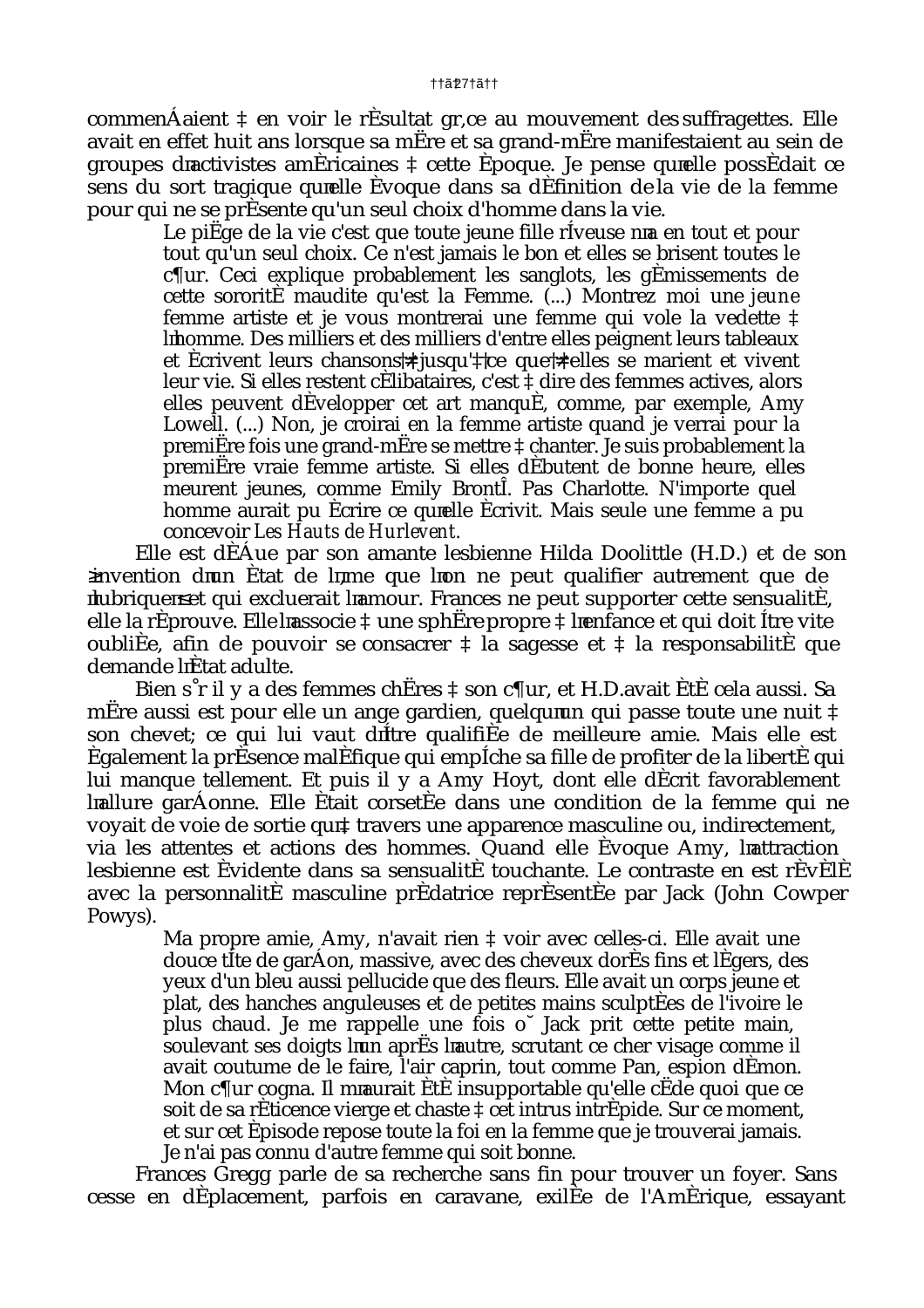commençaient à en voir le résultat grâce au mouvement des suffragettes. Elle avait en effet huit ans lorsque sa mère et sa grand-mère manifestaient au sein de groupes d'activistes américaines à cette époque. Je pense qu'elle possédait ce sens du sort tragique qu'elle évoque dans sa définition de la vie de la femme pour qui ne se présente qu'un seul choix d'homme dans la vie.

> Le piège de la vie c'est que toute jeune fille rêveuse n'a en tout et pour tout qu'un seul choix. Ce n'est jamais le bon et elles se brisent toutes le cœur. Ceci explique probablement les sanglots, les gémissements de cette sororité maudite qu'est la Femme. (...) Montrez moi une *jeune* femme artiste et je vous montrerai une femme qui vole la vedette à l'homme. Des milliers et des milliers d'entre elles peignent leurs tableaux et écrivent leurs chansons jusqu'à ce qu'elles se marient et vivent leur vie. Si elles restent célibataires, c'est à dire des femmes actives, alors elles peuvent développer cet art manqué, comme, par exemple, Amy Lowell. (...) Non, je croirai en la femme artiste quand je verrai pour la première fois une grand-mère se mettre à chanter. Je suis probablement la première vraie femme artiste. Si elles débutent de bonne heure, elles meurent jeunes, comme Emily Brontë. Pas Charlotte. N'importe quel homme aurait pu écrire ce qu'elle écrivit. Mais seule une femme a pu concevoir *Les Hauts de Hurlevent*.

Elle est déçue par son amante lesbienne Hilda Doolittle (H.D.) et de son « invention d'un état de l'âme que l'on ne peut qualifier autrement que de lubrique » et qui exclurait l'amour. Frances ne peut supporter cette sensualité, elle la réprouve. Elle l'associe à une sphère propre à l'enfance et qui doit être vite oubliée, afin de pouvoir se consacrer à la sagesse et à la responsabilité que demande l'état adulte.

Bien sûr il y a des femmes chères à son cœur, et H.D. avait été cela aussi. Sa mère aussi est pour elle un ange gardien, quelqu'un qui passe toute une nuit à son chevet; ce qui lui vaut d'être qualifiée de meilleure amie. Mais elle est également la présence maléfique qui empêche sa fille de profiter de la liberté qui lui manque tellement. Et puis il y a Amy Hoyt, dont elle décrit favorablement l'allure garçonne. Elle était corsetée dans une condition de la femme qui ne voyait de voie de sortie qu'à travers une apparence masculine ou, indirectement, via les attentes et actions des hommes. Quand elle évoque Amy, l'attraction lesbienne est évidente dans sa sensualité touchante. Le contraste en est révélé avec la personnalité masculine prédatrice représentée par Jack (John Cowper Powys).

> Ma propre amie, Amy, n'avait rien à voir avec celles-ci. Elle avait une douce tête de garçon, massive, avec des cheveux dorés fins et légers, des yeux d'un bleu aussi pellucide que des fleurs. Elle avait un corps jeune et plat, des hanches anguleuses et de petites mains sculptées de l'ivoire le plus chaud. Je me rappelle une fois où Jack prit cette petite main, soulevant ses doigts l'un après l'autre, scrutant ce cher visage comme il avait coutume de le faire, l'air caprin, tout comme Pan, espion démon. Mon cœur cogna. Il m'aurait été insupportable qu'elle cède quoi que ce soit de sa réticence vierge et chaste à cet intrus intrépide. Sur ce moment, et sur cet épisode repose toute la foi en la femme que je trouverai jamais. Je n'ai pas connu d'autre femme qui soit bonne.

Frances Gregg parle de sa recherche sans fin pour trouver un foyer. Sans cesse en déplacement, parfois en caravane, exilée de l'Amérique, essayant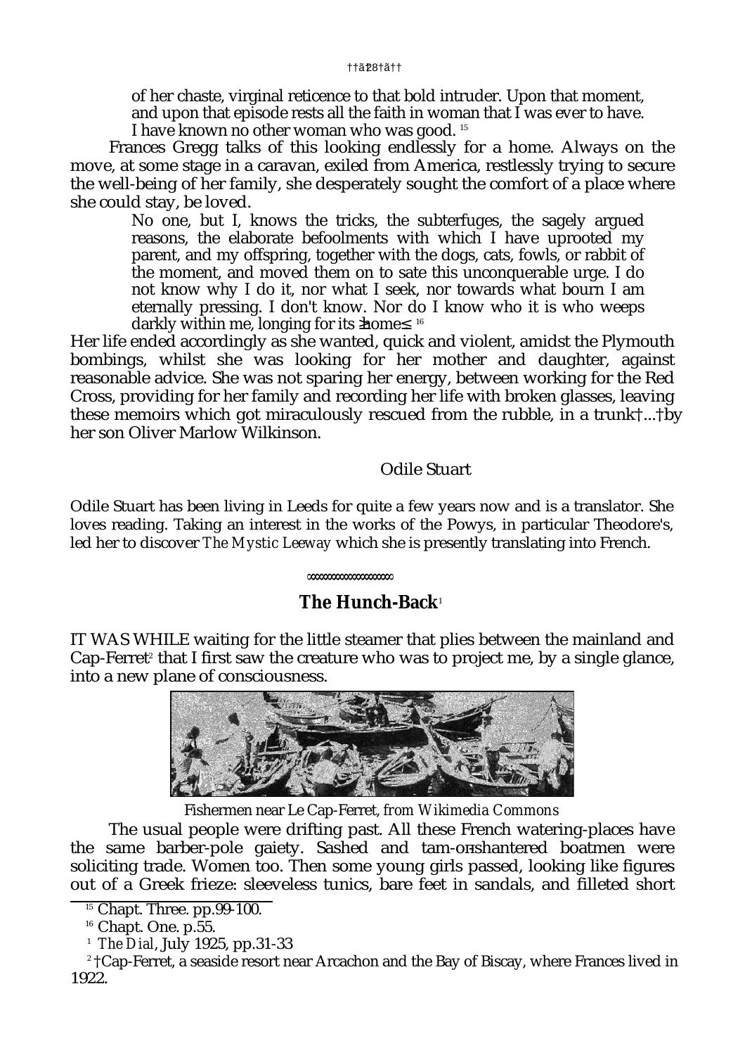> of her chaste, virginal reticence to that bold intruder. Upon that moment, and upon that episode rests all the faith in woman that I was ever to have. I have known no other woman who was good. [15]

Frances Gregg talks of this looking endlessly for a home. Always on the move, at some stage in a caravan, exiled from America, restlessly trying to secure the well-being of her family, she desperately sought the comfort of a place where she could stay, be loved.

> No one, but I, knows the tricks, the subterfuges, the sagely argued reasons, the elaborate befoolments with which I have uprooted my parent, and my offspring, together with the dogs, cats, fowls, or rabbit of the moment, and moved them on to sate this unconquerable urge. I do not know why I do it, nor what I seek, nor towards what bourn I am eternally pressing. I don't know. Nor do I know who it is who weeps darkly within me, longing for its 'home'. [16]

Her life ended accordingly as she wanted, quick and violent, amidst the Plymouth bombings, whilst she was looking for her mother and daughter, against reasonable advice. She was not sparing her energy, between working for the Red Cross, providing for her family and recording her life with broken glasses, leaving these memoirs which got miraculously rescued from the rubble, in a trunk ... by her son Oliver Marlow Wilkinson.

Odile Stuart

Odile Stuart has been living in Leeds for quite a few years now and is a translator. She loves reading. Taking an interest in the works of the Powys, in particular Theodore's, led her to discover *The Mystic Leeway* which she is presently translating into French.

## The Hunch-Back[1]

IT WAS WHILE waiting for the little steamer that plies between the mainland and Cap-Ferret[2] that I first saw the creature who was to project me, by a single glance, into a new plane of consciousness.

Fishermen near Le Cap-Ferret, *from Wikimedia Commons*

The usual people were drifting past. All these French watering-places have the same barber-pole gaiety. Sashed and tam-o'-shantered boatmen were soliciting trade. Women too. Then some young girls passed, looking like figures out of a Greek frieze: sleeveless tunics, bare feet in sandals, and filleted short

---

[15] Chapt. Three. pp.99-100.

[16] Chapt. One. p.55.

[1] *The Dial*, July 1925, pp.31-33

[2] Cap-Ferret, a seaside resort near Arcachon and the Bay of Biscay, where Frances lived in 1922.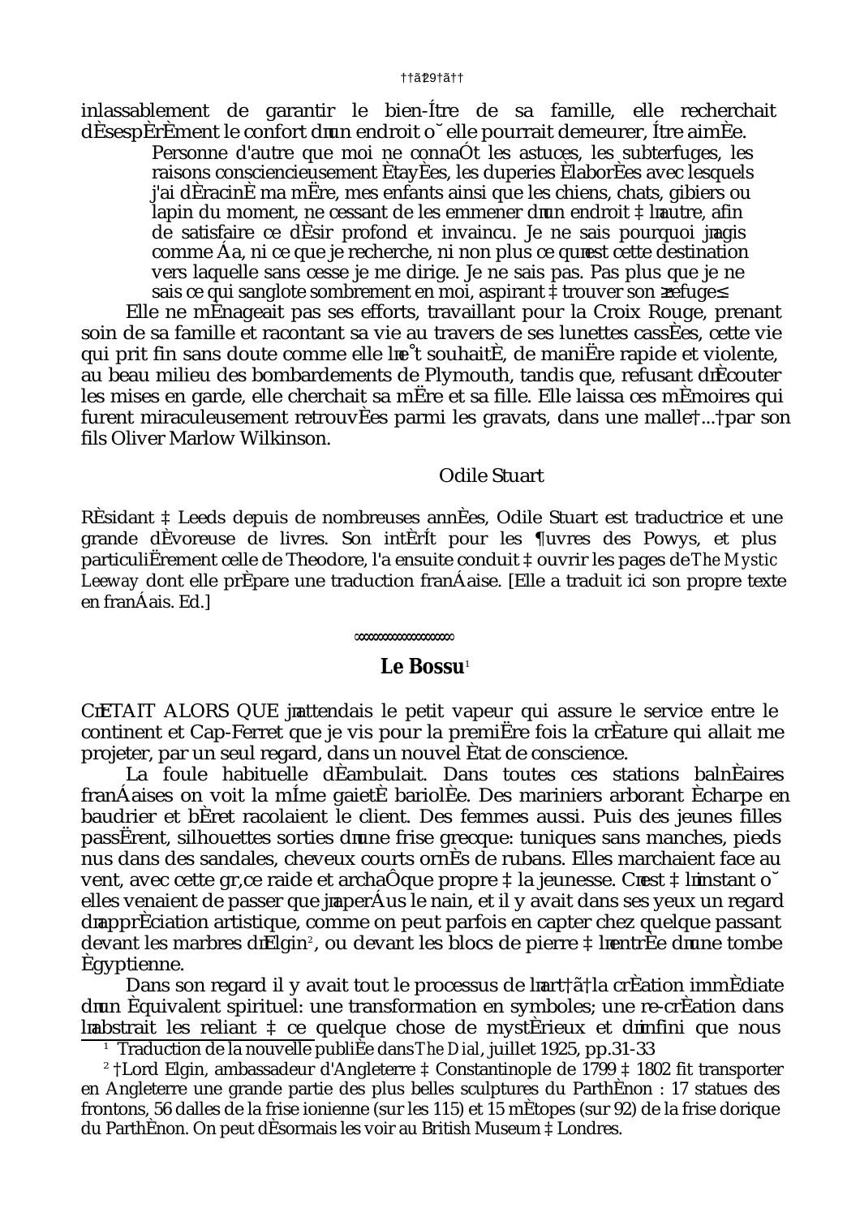inlassablement de garantir le bien-être de sa famille, elle recherchait désespérément le confort d'un endroit où elle pourrait demeurer, être aimée.

> Personne d'autre que moi ne connaît les astuces, les subterfuges, les raisons consciencieusement étayées, les duperies élaborées avec lesquels j'ai déraciné ma mère, mes enfants ainsi que les chiens, chats, gibiers ou lapin du moment, ne cessant de les emmener d'un endroit à l'autre, afin de satisfaire ce désir profond et invaincu. Je ne sais pourquoi j'agis comme ça, ni ce que je recherche, ni non plus ce qu'est cette destination vers laquelle sans cesse je me dirige. Je ne sais pas. Pas plus que je ne sais ce qui sanglote sombrement en moi, aspirant à trouver son « refuge ».

Elle ne ménageait pas ses efforts, travaillant pour la Croix Rouge, prenant soin de sa famille et racontant sa vie au travers de ses lunettes cassées, cette vie qui prit fin sans doute comme elle l'eût souhaité, de manière rapide et violente, au beau milieu des bombardements de Plymouth, tandis que, refusant d'écouter les mises en garde, elle cherchait sa mère et sa fille. Elle laissa ces mémoires qui furent miraculeusement retrouvées parmi les gravats, dans une malle ... par son fils Oliver Marlow Wilkinson.

Odile Stuart

Résidant à Leeds depuis de nombreuses années, Odile Stuart est traductrice et une grande dévoreuse de livres. Son intérêt pour les œuvres des Powys, et plus particulièrement celle de Theodore, l'a ensuite conduit à ouvrir les pages de *The Mystic Leeway* dont elle prépare une traduction française. [Elle a traduit ici son propre texte en français. Ed.]

## Le Bossu[1]

C'ÉTAIT ALORS QUE j'attendais le petit vapeur qui assure le service entre le continent et Cap-Ferret que je vis pour la première fois la créature qui allait me projeter, par un seul regard, dans un nouvel état de conscience.

La foule habituelle déambulait. Dans toutes ces stations balnéaires françaises on voit la même gaieté bariolée. Des mariniers arborant écharpe en baudrier et béret racolaient le client. Des femmes aussi. Puis des jeunes filles passèrent, silhouettes sorties d'une frise grecque: tuniques sans manches, pieds nus dans des sandales, cheveux courts ornés de rubans. Elles marchaient face au vent, avec cette grâce raide et archaïque propre à la jeunesse. C'est à l'instant où elles venaient de passer que j'aperçus le nain, et il y avait dans ses yeux un regard d'appréciation artistique, comme on peut parfois en capter chez quelque passant devant les marbres d'Elgin[2], ou devant les blocs de pierre à l'entrée d'une tombe égyptienne.

Dans son regard il y avait tout le processus de l'art : la création immédiate d'un équivalent spirituel: une transformation en symboles; une re-création dans l'abstrait les reliant à ce quelque chose de mystérieux et d'infini que nous

[1] Traduction de la nouvelle publiée dans *The Dial*, juillet 1925, pp.31-33

[2] Lord Elgin, ambassadeur d'Angleterre à Constantinople de 1799 à 1802 fit transporter en Angleterre une grande partie des plus belles sculptures du Parthénon : 17 statues des frontons, 56 dalles de la frise ionienne (sur les 115) et 15 métopes (sur 92) de la frise dorique du Parthénon. On peut désormais les voir au British Museum à Londres.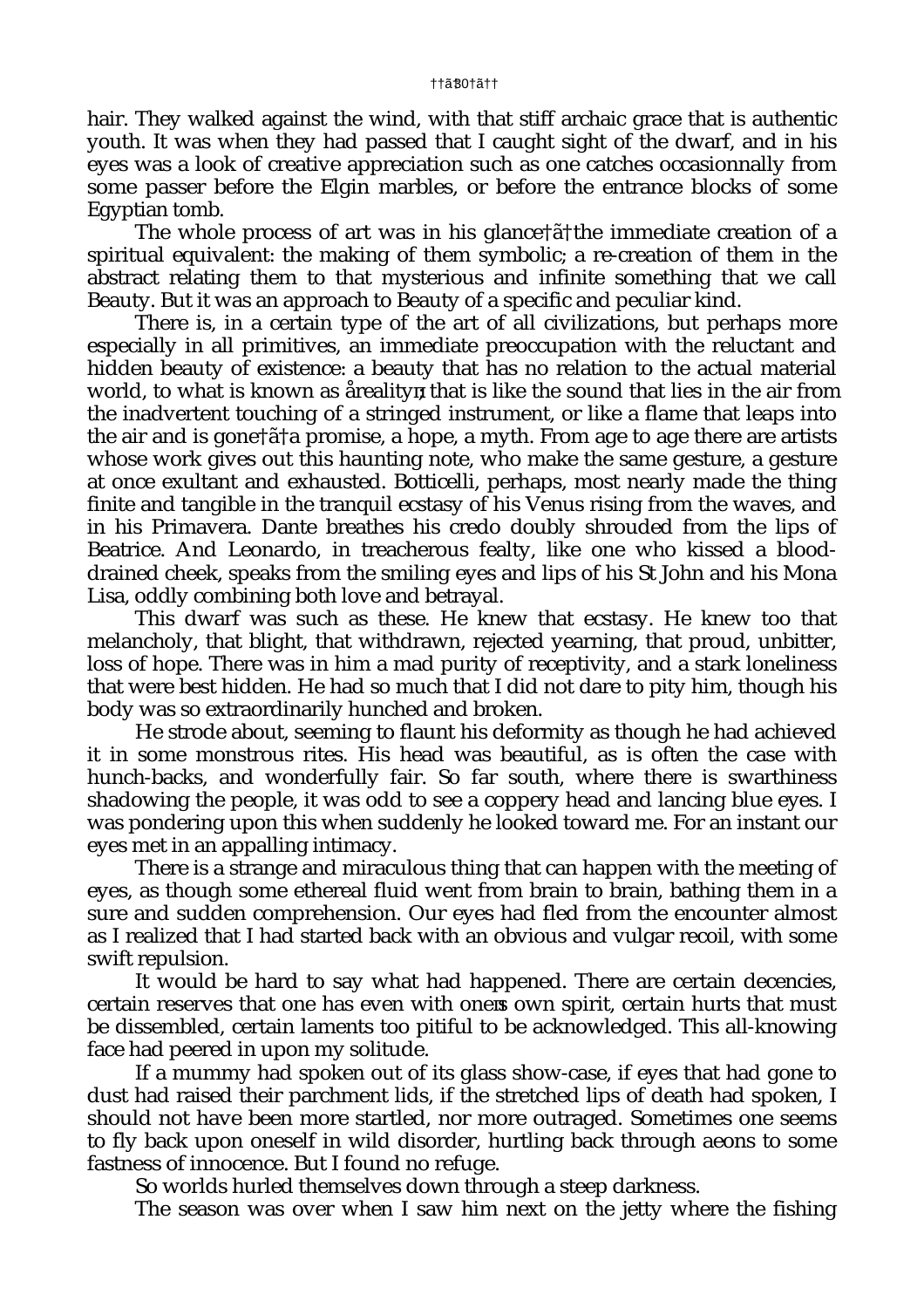hair. They walked against the wind, with that stiff archaic grace that is authentic youth. It was when they had passed that I caught sight of the dwarf, and in his eyes was a look of creative appreciation such as one catches occasionnally from some passer before the Elgin marbles, or before the entrance blocks of some Egyptian tomb.

The whole process of art was in his glance—the immediate creation of a spiritual equivalent: the making of them symbolic; a re-creation of them in the abstract relating them to that mysterious and infinite something that we call Beauty. But it was an approach to Beauty of a specific and peculiar kind.

There is, in a certain type of the art of all civilizations, but perhaps more especially in all primitives, an immediate preoccupation with the reluctant and hidden beauty of existence: a beauty that has no relation to the actual material world, to what is known as "reality"; that is like the sound that lies in the air from the inadvertent touching of a stringed instrument, or like a flame that leaps into the air and is gone—a promise, a hope, a myth. From age to age there are artists whose work gives out this haunting note, who make the same gesture, a gesture at once exultant and exhausted. Botticelli, perhaps, most nearly made the thing finite and tangible in the tranquil ecstasy of his Venus rising from the waves, and in his Primavera. Dante breathes his credo doubly shrouded from the lips of Beatrice. And Leonardo, in treacherous fealty, like one who kissed a blood-drained cheek, speaks from the smiling eyes and lips of his St John and his Mona Lisa, oddly combining both love and betrayal.

This dwarf was such as these. He knew that ecstasy. He knew too that melancholy, that blight, that withdrawn, rejected yearning, that proud, unbitter, loss of hope. There was in him a mad purity of receptivity, and a stark loneliness that were best hidden. He had so much that I did not dare to pity him, though his body was so extraordinarily hunched and broken.

He strode about, seeming to flaunt his deformity as though he had achieved it in some monstrous rites. His head was beautiful, as is often the case with hunch-backs, and wonderfully fair. So far south, where there is swarthiness shadowing the people, it was odd to see a coppery head and lancing blue eyes. I was pondering upon this when suddenly he looked toward me. For an instant our eyes met in an appalling intimacy.

There is a strange and miraculous thing that can happen with the meeting of eyes, as though some ethereal fluid went from brain to brain, bathing them in a sure and sudden comprehension. Our eyes had fled from the encounter almost as I realized that I had started back with an obvious and vulgar recoil, with some swift repulsion.

It would be hard to say what had happened. There are certain decencies, certain reserves that one has even with one's own spirit, certain hurts that must be dissembled, certain laments too pitiful to be acknowledged. This all-knowing face had peered in upon my solitude.

If a mummy had spoken out of its glass show-case, if eyes that had gone to dust had raised their parchment lids, if the stretched lips of death had spoken, I should not have been more startled, nor more outraged. Sometimes one seems to fly back upon oneself in wild disorder, hurtling back through aeons to some fastness of innocence. But I found no refuge.

So worlds hurled themselves down through a steep darkness.

The season was over when I saw him next on the jetty where the fishing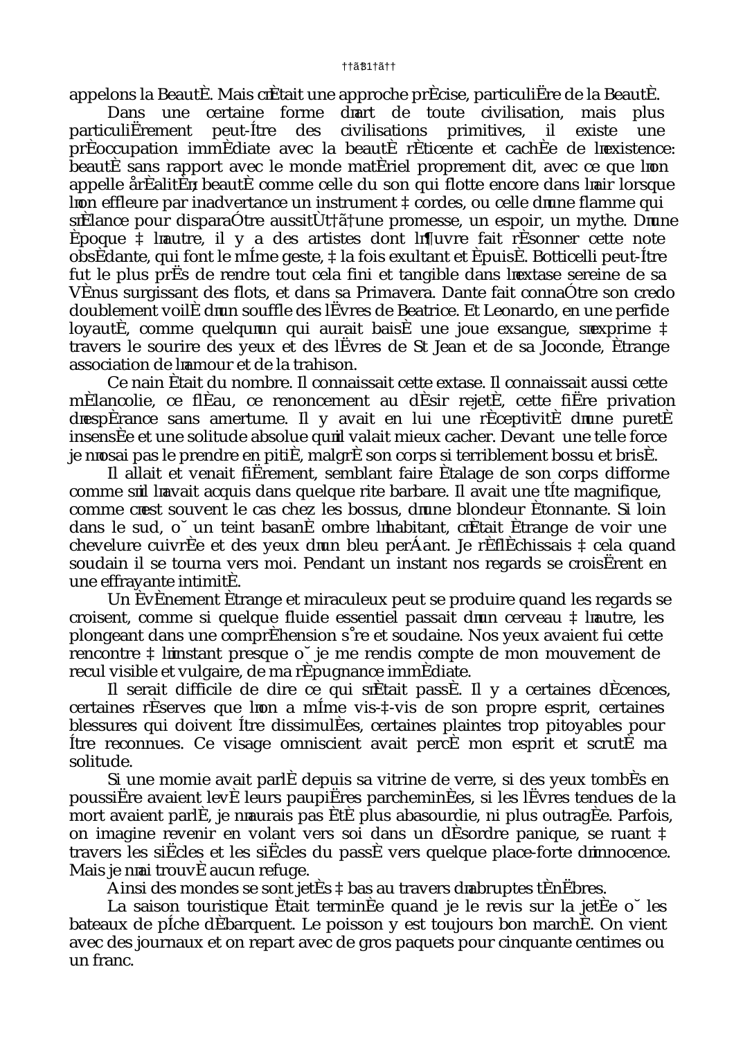appelons la Beauté. Mais c'était une approche précise, particulière de la Beauté.

Dans une certaine forme d'art de toute civilisation, mais plus particulièrement peut-être des civilisations primitives, il existe une préoccupation immédiate avec la beauté réticente et cachée de l'existence: beauté sans rapport avec le monde matériel proprement dit, avec ce que l'on appelle « réalité »; beauté comme celle du son qui flotte encore dans l'air lorsque l'on effleure par inadvertance un instrument à cordes, ou celle d'une flamme qui s'élance pour disparaître aussitôt : une promesse, un espoir, un mythe. D'une époque à l'autre, il y a des artistes dont l'œuvre fait résonner cette note obsédante, qui font le même geste, à la fois exultant et épuisé. Botticelli peut-être fut le plus près de rendre tout cela fini et tangible dans l'extase sereine de sa Vénus surgissant des flots, et dans sa Primavera. Dante fait connaître son credo doublement voilé d'un souffle des lèvres de Beatrice. Et Leonardo, en une perfide loyauté, comme quelqu'un qui aurait baisé une joue exsangue, s'exprime à travers le sourire des yeux et des lèvres de St Jean et de sa Joconde, étrange association de l'amour et de la trahison.

Ce nain était du nombre. Il connaissait cette extase. Il connaissait aussi cette mélancolie, ce fléau, ce renoncement au désir rejeté, cette fière privation d'espérance sans amertume. Il y avait en lui une réceptivité d'une pureté insensée et une solitude absolue qu'il valait mieux cacher. Devant une telle force je n'osai pas le prendre en pitié, malgré son corps si terriblement bossu et brisé.

Il allait et venait fièrement, semblant faire étalage de son corps difforme comme s'il l'avait acquis dans quelque rite barbare. Il avait une tête magnifique, comme c'est souvent le cas chez les bossus, d'une blondeur étonnante. Si loin dans le sud, où un teint basané ombre l'habitant, c'était étrange de voir une chevelure cuivrée et des yeux d'un bleu perçant. Je réfléchissais à cela quand soudain il se tourna vers moi. Pendant un instant nos regards se croisèrent en une effrayante intimité.

Un événement étrange et miraculeux peut se produire quand les regards se croisent, comme si quelque fluide essentiel passait d'un cerveau à l'autre, les plongeant dans une compréhension sûre et soudaine. Nos yeux avaient fui cette rencontre à l'instant presque où je me rendis compte de mon mouvement de recul visible et vulgaire, de ma répugnance immédiate.

Il serait difficile de dire ce qui s'était passé. Il y a certaines décences, certaines réserves que l'on a même vis-à-vis de son propre esprit, certaines blessures qui doivent être dissimulées, certaines plaintes trop pitoyables pour être reconnues. Ce visage omniscient avait percé mon esprit et scruté ma solitude.

Si une momie avait parlé depuis sa vitrine de verre, si des yeux tombés en poussière avaient levé leurs paupières parcheminées, si les lèvres tendues de la mort avaient parlé, je n'aurais pas été plus abasourdie, ni plus outragée. Parfois, on imagine revenir en volant vers soi dans un désordre panique, se ruant à travers les siècles et les siècles du passé vers quelque place-forte d'innocence. Mais je n'ai trouvé aucun refuge.

Ainsi des mondes se sont jetés à bas au travers d'abruptes ténèbres.

La saison touristique était terminée quand je le revis sur la jetée où les bateaux de pêche débarquent. Le poisson y est toujours bon marché. On vient avec des journaux et on repart avec de gros paquets pour cinquante centimes ou un franc.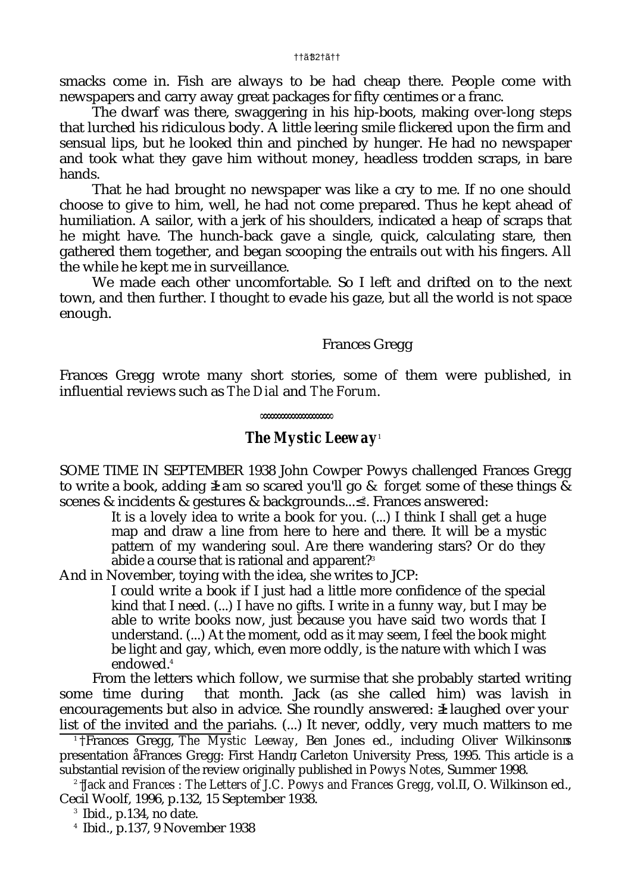smacks come in. Fish are always to be had cheap there. People come with newspapers and carry away great packages for fifty centimes or a franc.

The dwarf was there, swaggering in his hip-boots, making over-long steps that lurched his ridiculous body. A little leering smile flickered upon the firm and sensual lips, but he looked thin and pinched by hunger. He had no newspaper and took what they gave him without money, headless trodden scraps, in bare hands.

That he had brought no newspaper was like a cry to me. If no one should choose to give to him, well, he had not come prepared. Thus he kept ahead of humiliation. A sailor, with a jerk of his shoulders, indicated a heap of scraps that he might have. The hunch-back gave a single, quick, calculating stare, then gathered them together, and began scooping the entrails out with his fingers. All the while he kept me in surveillance.

We made each other uncomfortable. So I left and drifted on to the next town, and then further. I thought to evade his gaze, but all the world is not space enough.

Frances Gregg

Frances Gregg wrote many short stories, some of them were published, in influential reviews such as *The Dial* and *The Forum*.

## *The Mystic Leeway*[1]

SOME TIME IN SEPTEMBER 1938 John Cowper Powys challenged Frances Gregg to write a book, adding "I am so scared you'll go & forget some of these things & scenes & incidents & gestures & backgrounds...".[2] Frances answered:

> It is a lovely idea to write a book for you. (...) I think I shall get a huge map and draw a line from here to here and there. It will be a mystic pattern of my wandering soul. Are there wandering stars? Or do they abide a course that is rational and apparent?[3]

And in November, toying with the idea, she writes to JCP:

> I could write a book if I just had a little more confidence of the special kind that I need. (...) I have no gifts. I write in a funny way, but I may be able to write books now, just because you have said two words that I understand. (...) At the moment, odd as it may seem, I feel the book might be light and gay, which, even more oddly, is the nature with which I was endowed.[4]

From the letters which follow, we surmise that she probably started writing some time during that month. Jack (as she called him) was lavish in encouragements but also in advice. She roundly answered: "I laughed over your list of the invited and the pariahs. (...) It never, oddly, very much matters to me

---

[1] Frances Gregg, *The Mystic Leeway*, Ben Jones ed., including Oliver Wilkinson's presentation "Frances Gregg: First Hand", Carleton University Press, 1995. This article is a substantial revision of the review originally published in *Powys Notes*, Summer 1998.

[2] *Jack and Frances : The Letters of J.C. Powys and Frances Gregg*, vol.II, O. Wilkinson ed., Cecil Woolf, 1996, p.132, 15 September 1938.

[3] Ibid., p.134, no date.

[4] Ibid., p.137, 9 November 1938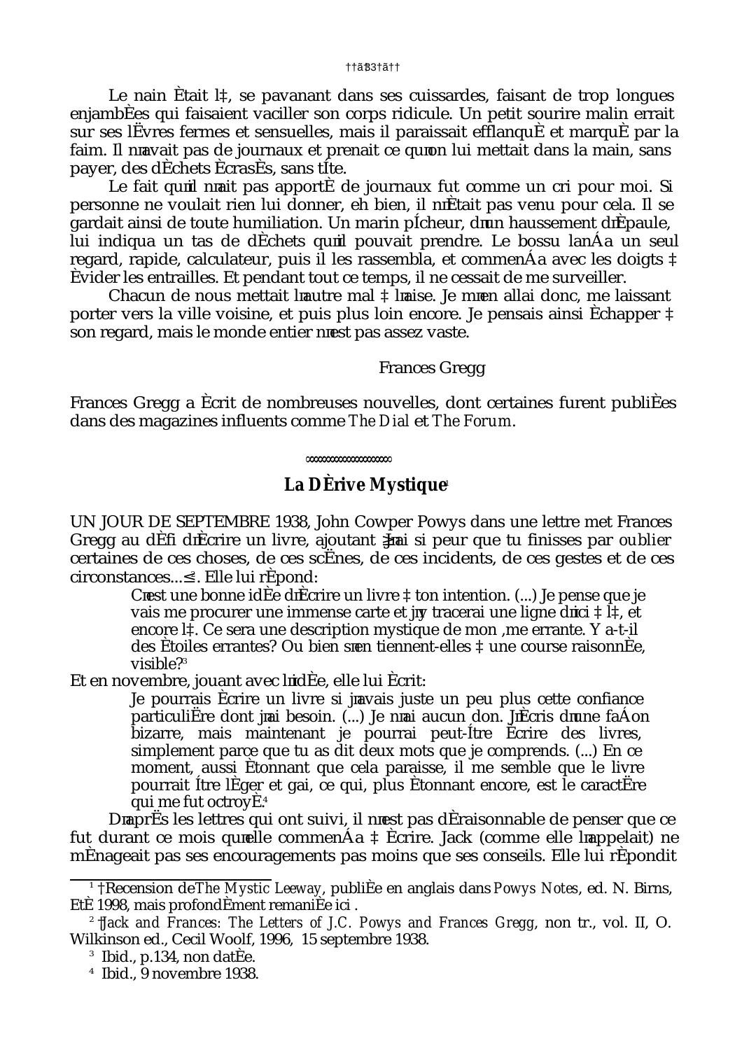Le nain était là, se pavanant dans ses cuissardes, faisant de trop longues enjambées qui faisaient vaciller son corps ridicule. Un petit sourire malin errait sur ses lèvres fermes et sensuelles, mais il paraissait efflanqué et marqué par la faim. Il n'avait pas de journaux et prenait ce qu'on lui mettait dans la main, sans payer, des déchets écrasés, sans tête.

Le fait qu'il n'ait pas apporté de journaux fut comme un cri pour moi. Si personne ne voulait rien lui donner, eh bien, il n'était pas venu pour cela. Il se gardait ainsi de toute humiliation. Un marin pêcheur, d'un haussement d'épaule, lui indiqua un tas de déchets qu'il pouvait prendre. Le bossu lança un seul regard, rapide, calculateur, puis il les rassembla, et commença avec les doigts à évider les entrailles. Et pendant tout ce temps, il ne cessait de me surveiller.

Chacun de nous mettait l'autre mal à l'aise. Je m'en allai donc, me laissant porter vers la ville voisine, et puis plus loin encore. Je pensais ainsi échapper à son regard, mais le monde entier n'est pas assez vaste.

Frances Gregg

Frances Gregg a écrit de nombreuses nouvelles, dont certaines furent publiées dans des magazines influents comme *The Dial* et *The Forum*.

ooooooooooooooooooo

## La Dérive Mystique[1]

UN JOUR DE SEPTEMBRE 1938, John Cowper Powys dans une lettre met Frances Gregg au défi d'écrire un livre, ajoutant « J'ai si peur que tu finisses par oublier certaines de ces choses, de ces scènes, de ces incidents, de ces gestes et de ces circonstances... »[2]. Elle lui répond:

> C'est une bonne idée d'écrire un livre à ton intention. (...) Je pense que je vais me procurer une immense carte et j'y tracerai une ligne d'ici à là, et encore là. Ce sera une description mystique de mon âme errante. Y a-t-il des étoiles errantes? Ou bien s'en tiennent-elles à une course raisonnée, visible?[3]

Et en novembre, jouant avec l'idée, elle lui écrit:

> Je pourrais écrire un livre si j'avais juste un peu plus cette confiance particulière dont j'ai besoin. (...) Je n'ai aucun don. J'écris d'une façon bizarre, mais maintenant je pourrai peut-être écrire des livres, simplement parce que tu as dit deux mots que je comprends. (...) En ce moment, aussi étonnant que cela paraisse, il me semble que le livre pourrait être léger et gai, ce qui, plus étonnant encore, est le caractère qui me fut octroyé.[4]

D'après les lettres qui ont suivi, il n'est pas déraisonnable de penser que ce fut durant ce mois qu'elle commença à écrire. Jack (comme elle l'appelait) ne ménageait pas ses encouragements pas moins que ses conseils. Elle lui répondit

---

[1] Recension de *The Mystic Leeway*, publiée en anglais dans *Powys Notes*, ed. N. Birns, Été 1998, mais profondément remaniée ici .

[2] *Jack and Frances: The Letters of J.C. Powys and Frances Gregg*, non tr., vol. II, O. Wilkinson ed., Cecil Woolf, 1996, 15 septembre 1938.

[3] Ibid., p.134, non datée.

[4] Ibid., 9 novembre 1938.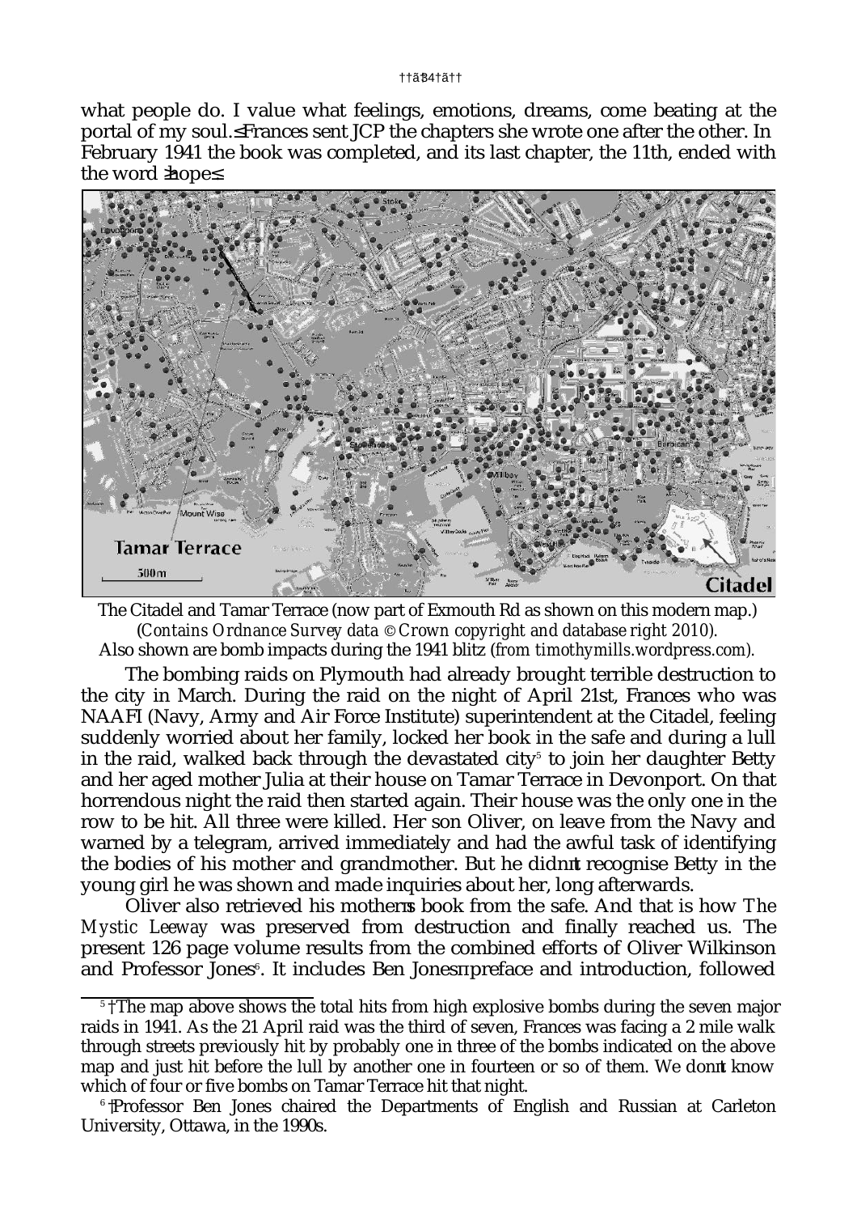what people do. I value what feelings, emotions, dreams, come beating at the portal of my soul." Frances sent JCP the chapters she wrote one after the other. In February 1941 the book was completed, and its last chapter, the 11th, ended with the word "hope."

The Citadel and Tamar Terrace (now part of Exmouth Rd as shown on this modern map.) (*Contains Ordnance Survey data © Crown copyright and database right 2010*). Also shown are bomb impacts during the 1941 blitz (*from timothymills.wordpress.com*).

The bombing raids on Plymouth had already brought terrible destruction to the city in March. During the raid on the night of April 21st, Frances who was NAAFI (Navy, Army and Air Force Institute) superintendent at the Citadel, feeling suddenly worried about her family, locked her book in the safe and during a lull in the raid, walked back through the devastated city[5] to join her daughter Betty and her aged mother Julia at their house on Tamar Terrace in Devonport. On that horrendous night the raid then started again. Their house was the only one in the row to be hit. All three were killed. Her son Oliver, on leave from the Navy and warned by a telegram, arrived immediately and had the awful task of identifying the bodies of his mother and grandmother. But he didn't recognise Betty in the young girl he was shown and made inquiries about her, long afterwards.

Oliver also retrieved his mother's book from the safe. And that is how *The Mystic Leeway* was preserved from destruction and finally reached us. The present 126 page volume results from the combined efforts of Oliver Wilkinson and Professor Jones[6]. It includes Ben Jones' preface and introduction, followed

[5] The map above shows the total hits from high explosive bombs during the seven major raids in 1941. As the 21 April raid was the third of seven, Frances was facing a 2 mile walk through streets previously hit by probably one in three of the bombs indicated on the above map and just hit before the lull by another one in fourteen or so of them. We don't know which of four or five bombs on Tamar Terrace hit that night.

[6] Professor Ben Jones chaired the Departments of English and Russian at Carleton University, Ottawa, in the 1990s.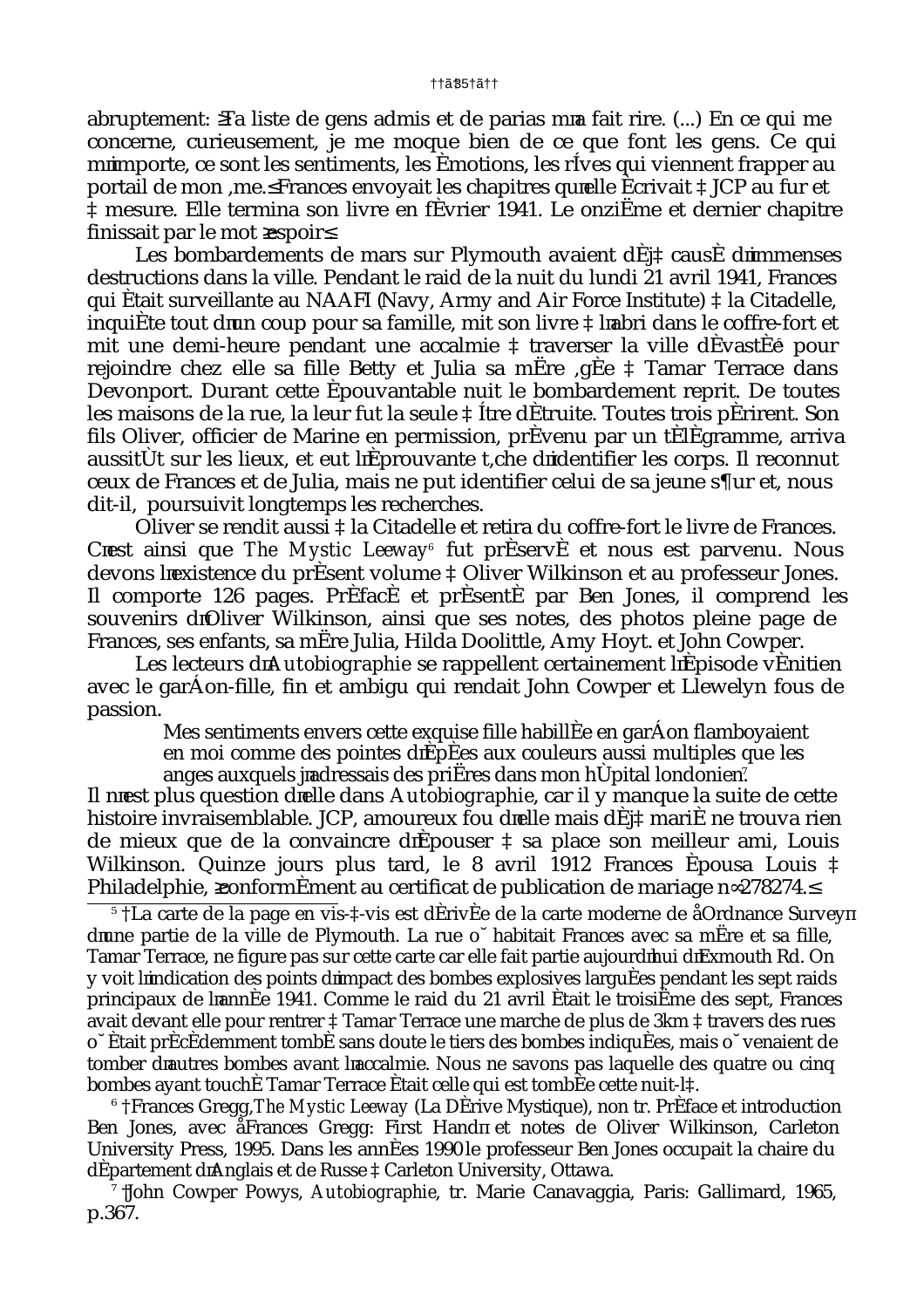abruptement: «La liste de gens admis et de parias m'a fait rire. (...) En ce qui me concerne, curieusement, je me moque bien de ce que font les gens. Ce qui m'importe, ce sont les sentiments, les émotions, les rêves qui viennent frapper au portail de mon âme.» Frances envoyait les chapitres qu'elle écrivait à JCP au fur et à mesure. Elle termina son livre en février 1941. Le onzième et dernier chapitre finissait par le mot «espoir».

Les bombardements de mars sur Plymouth avaient déjà causé d'immenses destructions dans la ville. Pendant le raid de la nuit du lundi 21 avril 1941, Frances qui était surveillante au NAAFI (Navy, Army and Air Force Institute) à la Citadelle, inquiète tout d'un coup pour sa famille, mit son livre à l'abri dans le coffre-fort et mit une demi-heure pendant une accalmie à traverser la ville dévastée[5] pour rejoindre chez elle sa fille Betty et Julia sa mère âgée à Tamar Terrace dans Devonport. Durant cette épouvantable nuit le bombardement reprit. De toutes les maisons de la rue, la leur fut la seule à être détruite. Toutes trois périrent. Son fils Oliver, officier de Marine en permission, prévenu par un télégramme, arriva aussitôt sur les lieux, et eut l'éprouvante tâche d'identifier les corps. Il reconnut ceux de Frances et de Julia, mais ne put identifier celui de sa jeune sœur et, nous dit-il, poursuivit longtemps les recherches.

Oliver se rendit aussi à la Citadelle et retira du coffre-fort le livre de Frances. C'est ainsi que *The Mystic Leeway*[6] fut préservé et nous est parvenu. Nous devons l'existence du présent volume à Oliver Wilkinson et au professeur Jones. Il comporte 126 pages. Préfacé et présenté par Ben Jones, il comprend les souvenirs d'Oliver Wilkinson, ainsi que ses notes, des photos pleine page de Frances, ses enfants, sa mère Julia, Hilda Doolittle, Amy Hoyt. et John Cowper.

Les lecteurs d'*Autobiographie* se rappellent certainement l'épisode vénitien avec le garçon-fille, fin et ambigu qui rendait John Cowper et Llewelyn fous de passion.

> Mes sentiments envers cette exquise fille habillée en garçon flamboyaient en moi comme des pointes d'épées aux couleurs aussi multiples que les anges auxquels j'adressais des prières dans mon hôpital londonien[7].

Il n'est plus question d'elle dans *Autobiographie*, car il y manque la suite de cette histoire invraisemblable. JCP, amoureux fou d'elle mais déjà marié ne trouva rien de mieux que de la convaincre d'épouser à sa place son meilleur ami, Louis Wilkinson. Quinze jours plus tard, le 8 avril 1912 Frances épousa Louis à Philadelphie, «conformément au certificat de publication de mariage n°278274.»

---

[5] La carte de la page en vis-à-vis est dérivée de la carte moderne de «Ordnance Survey» d'une partie de la ville de Plymouth. La rue où habitait Frances avec sa mère et sa fille, Tamar Terrace, ne figure pas sur cette carte car elle fait partie aujourd'hui d'Exmouth Rd. On y voit l'indication des points d'impact des bombes explosives larguées pendant les sept raids principaux de l'année 1941. Comme le raid du 21 avril était le troisième des sept, Frances avait devant elle pour rentrer à Tamar Terrace une marche de plus de 3km à travers des rues où était précédemment tombé sans doute le tiers des bombes indiquées, mais où venaient de tomber d'autres bombes avant l'accalmie. Nous ne savons pas laquelle des quatre ou cinq bombes ayant touché Tamar Terrace était celle qui est tombée cette nuit-là.

[6] Frances Gregg, *The Mystic Leeway* (La Dérive Mystique), non tr. Préface et introduction Ben Jones, avec «Frances Gregg: First Hand» et notes de Oliver Wilkinson, Carleton University Press, 1995. Dans les années 1990 le professeur Ben Jones occupait la chaire du département d'Anglais et de Russe à Carleton University, Ottawa.

[7] John Cowper Powys, *Autobiographie*, tr. Marie Canavaggia, Paris: Gallimard, 1965, p.367.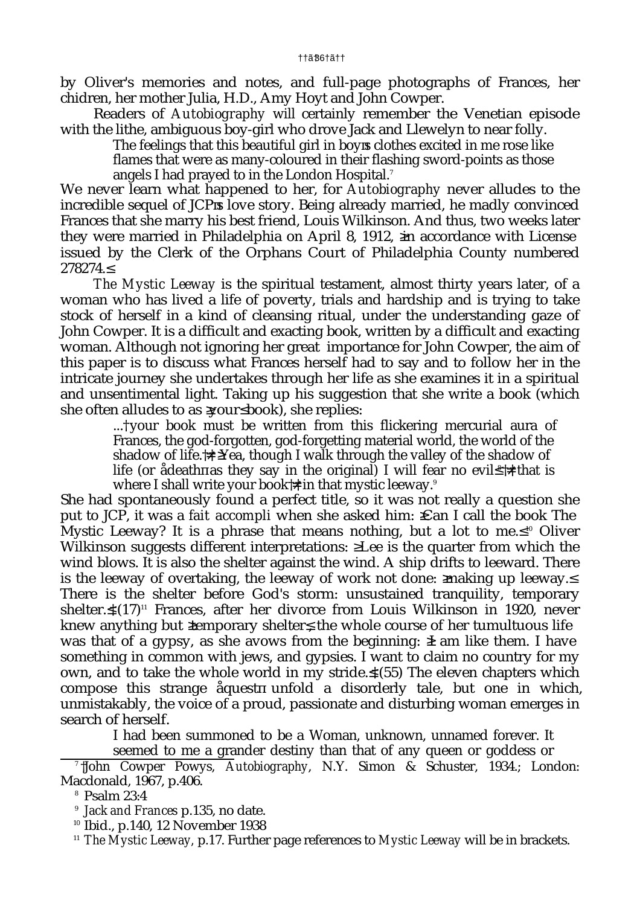by Oliver's memories and notes, and full-page photographs of Frances, her chidren, her mother Julia, H.D., Amy Hoyt and John Cowper.

Readers of *Autobiography* will certainly remember the Venetian episode with the lithe, ambiguous boy-girl who drove Jack and Llewelyn to near folly.

> The feelings that this beautiful girl in boy's clothes excited in me rose like flames that were as many-coloured in their flashing sword-points as those angels I had prayed to in the London Hospital.[7]

We never learn what happened to her, for *Autobiography* never alludes to the incredible sequel of JCP's love story. Being already married, he madly convinced Frances that she marry his best friend, Louis Wilkinson. And thus, two weeks later they were married in Philadelphia on April 8, 1912, "in accordance with License issued by the Clerk of the Orphans Court of Philadelphia County numbered 278274."

*The Mystic Leeway* is the spiritual testament, almost thirty years later, of a woman who has lived a life of poverty, trials and hardship and is trying to take stock of herself in a kind of cleansing ritual, under the understanding gaze of John Cowper. It is a difficult and exacting book, written by a difficult and exacting woman. Although not ignoring her great importance for John Cowper, the aim of this paper is to discuss what Frances herself had to say and to follow her in the intricate journey she undertakes through her life as she examines it in a spiritual and unsentimental light. Taking up his suggestion that she write a book (which she often alludes to as "your" book), she replies:

> ... your book must be written from this flickering mercurial aura of Frances, the god-forgotten, god-forgetting material world, the world of the shadow of life. "Yea, though I walk through the valley of the shadow of life (or 'death' as they say in the original) I will fear no evil"[8] that is where I shall write your book in that mystic leeway.[9]

She had spontaneously found a perfect title, so it was not really a question she put to JCP, it was a *fait accompli* when she asked him: "Can I call the book The Mystic Leeway? It is a phrase that means nothing, but a lot to me."[10] Oliver Wilkinson suggests different interpretations: "Lee is the quarter from which the wind blows. It is also the shelter against the wind. A ship drifts to leeward. There is the leeway of overtaking, the leeway of work not done: 'making up leeway.' There is the shelter before God's storm: unsustained tranquility, temporary shelter." (17)[11] Frances, after her divorce from Louis Wilkinson in 1920, never knew anything but "temporary shelter", the whole course of her tumultuous life was that of a gypsy, as she avows from the beginning: "I am like them. I have something in common with jews, and gypsies. I want to claim no country for my own, and to take the whole world in my stride." (55) The eleven chapters which compose this strange 'quest' unfold a disorderly tale, but one in which, unmistakably, the voice of a proud, passionate and disturbing woman emerges in search of herself.

> I had been summoned to be a Woman, unknown, unnamed forever. It seemed to me a grander destiny than that of any queen or goddess or

[7] John Cowper Powys, *Autobiography*, N.Y. Simon & Schuster, 1934.; London: Macdonald, 1967, p.406.

[8] Psalm 23:4

[9] *Jack and Frances* p.135, no date.

[10] Ibid., p.140, 12 November 1938

[11] *The Mystic Leeway*, p.17. Further page references to *Mystic Leeway* will be in brackets.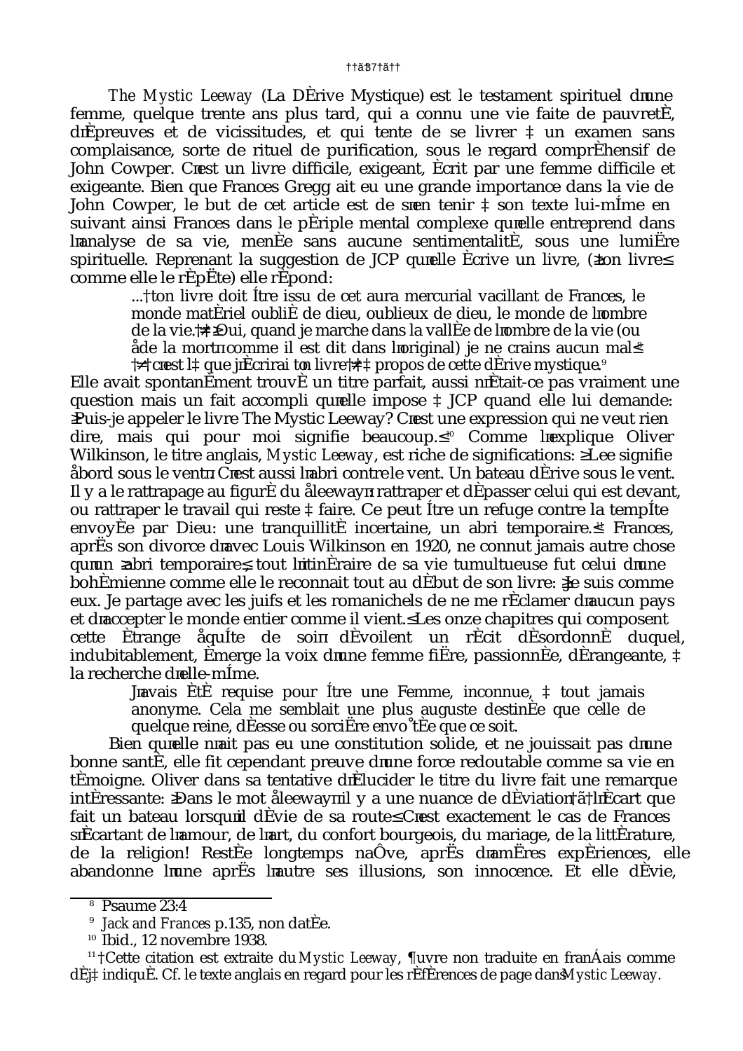*The Mystic Leeway* (La Dérive Mystique) est le testament spirituel d'une femme, quelque trente ans plus tard, qui a connu une vie faite de pauvreté, d'épreuves et de vicissitudes, et qui tente de se livrer à un examen sans complaisance, sorte de rituel de purification, sous le regard compréhensif de John Cowper. C'est un livre difficile, exigeant, écrit par une femme difficile et exigeante. Bien que Frances Gregg ait eu une grande importance dans la vie de John Cowper, le but de cet article est de s'en tenir à son texte lui-même en suivant ainsi Frances dans le périple mental complexe qu'elle entreprend dans l'analyse de sa vie, menée sans aucune sentimentalité, sous une lumière spirituelle. Reprenant la suggestion de JCP qu'elle écrive un livre, («ton livre» comme elle le répète) elle répond:

> ... ton livre doit être issu de cet aura mercurial vacillant de Frances, le monde matériel oublié de dieu, oublieux de dieu, le monde de l'ombre de la vie.» «Oui, quand je marche dans la vallée de l'ombre de la vie (ou "de la mort" comme il est dit dans l'original) je ne crains aucun mal»[8] «c'est là que j'écrirai ton livre» à propos de cette dérive mystique.[9]

Elle avait spontanément trouvé un titre parfait, aussi n'était-ce pas vraiment une question mais un fait accompli qu'elle impose à JCP quand elle lui demande: «Puis-je appeler le livre The Mystic Leeway? C'est une expression qui ne veut rien dire, mais qui pour moi signifie beaucoup.»[10] Comme l'explique Oliver Wilkinson, le titre anglais, *Mystic Leeway*, est riche de significations: «Lee signifie "abord sous le vent". C'est aussi l'abri contre le vent. Un bateau dérive sous le vent. Il y a le rattrapage au figuré du "leeway": rattraper et dépasser celui qui est devant, ou rattraper le travail qui reste à faire. Ce peut être un refuge contre la tempête envoyée par Dieu: une tranquillité incertaine, un abri temporaire.» Frances, après son divorce d'avec Louis Wilkinson en 1920, ne connut jamais autre chose qu'un «abri temporaire», tout l'itinéraire de sa vie tumultueuse fut celui d'une bohémienne comme elle le reconnait tout au début de son livre: «Je suis comme eux. Je partage avec les juifs et les romanichels de ne me réclamer d'aucun pays et d'accepter le monde entier comme il vient.» Les onze chapitres qui composent cette étrange "quête de soi" dévoilent un récit désordonné duquel, indubitablement, émerge la voix d'une femme fière, passionnée, dérangeante, à la recherche d'elle-même.

> J'avais été requise pour être une Femme, inconnue, à tout jamais anonyme. Cela me semblait une plus auguste destinée que celle de quelque reine, déesse ou sorcière envoûtée que ce soit.

Bien qu'elle n'ait pas eu une constitution solide, et ne jouissait pas d'une bonne santé, elle fit cependant preuve d'une force redoutable comme sa vie en témoigne. Oliver dans sa tentative d'élucider le titre du livre fait une remarque intéressante: «Dans le mot "leeway" il y a une nuance de déviation – l'écart que fait un bateau lorsqu'il dévie de sa route» C'est exactement le cas de Frances s'écartant de l'amour, de l'art, du confort bourgeois, du mariage, de la littérature, de la religion! Restée longtemps naïve, après d'amères expériences, elle abandonne l'une après l'autre ses illusions, son innocence. Et elle dévie,

---

[8] Psaume 23:4

[9] *Jack and Frances* p.135, non datée.

[10] Ibid., 12 novembre 1938.

[11] Cette citation est extraite du *Mystic Leeway*, œuvre non traduite en français comme déjà indiqué. Cf. le texte anglais en regard pour les références de page dans *Mystic Leeway*.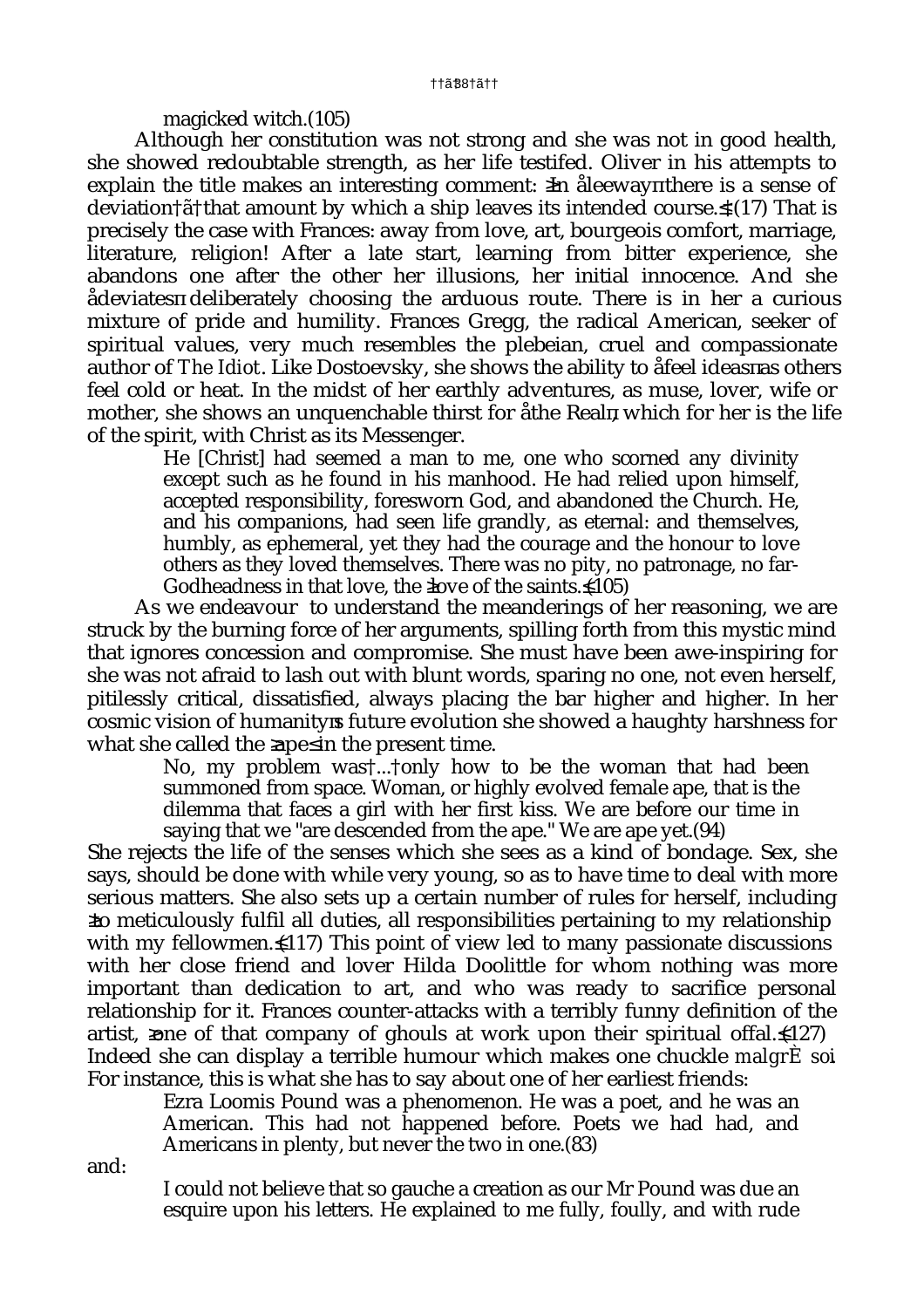magicked witch.(105)

Although her constitution was not strong and she was not in good health, she showed redoubtable strength, as her life testifed. Oliver in his attempts to explain the title makes an interesting comment: "In 'leeway' there is a sense of deviation – that amount by which a ship leaves its intended course."(17) That is precisely the case with Frances: away from love, art, bourgeois comfort, marriage, literature, religion! After a late start, learning from bitter experience, she abandons one after the other her illusions, her initial innocence. And she 'deviates' deliberately choosing the arduous route. There is in her a curious mixture of pride and humility. Frances Gregg, the radical American, seeker of spiritual values, very much resembles the plebeian, cruel and compassionate author of *The Idiot*. Like Dostoevsky, she shows the ability to 'feel ideas' as others feel cold or heat. In the midst of her earthly adventures, as muse, lover, wife or mother, she shows an unquenchable thirst for 'the Real', which for her is the life of the spirit, with Christ as its Messenger.

> He [Christ] had seemed a man to me, one who scorned any divinity except such as he found in his manhood. He had relied upon himself, accepted responsibility, foresworn God, and abandoned the Church. He, and his companions, had seen life grandly, as eternal: and themselves, humbly, as ephemeral, yet they had the courage and the honour to love others as they loved themselves. There was no pity, no patronage, no far-Godheadness in that love, the "love of the saints."(105)

As we endeavour to understand the meanderings of her reasoning, we are struck by the burning force of her arguments, spilling forth from this mystic mind that ignores concession and compromise. She must have been awe-inspiring for she was not afraid to lash out with blunt words, sparing no one, not even herself, pitilessly critical, dissatisfied, always placing the bar higher and higher. In her cosmic vision of humanity's future evolution she showed a haughty harshness for what she called the "ape" in the present time.

> No, my problem was ... only how to be the woman that had been summoned from space. Woman, or highly evolved female ape, that is the dilemma that faces a girl with her first kiss. We are before our time in saying that we "are descended from the ape." We are ape yet.(94)

She rejects the life of the senses which she sees as a kind of bondage. Sex, she says, should be done with while very young, so as to have time to deal with more serious matters. She also sets up a certain number of rules for herself, including "to meticulously fulfil all duties, all responsibilities pertaining to my relationship with my fellowmen."(117) This point of view led to many passionate discussions with her close friend and lover Hilda Doolittle for whom nothing was more important than dedication to art, and who was ready to sacrifice personal relationship for it. Frances counter-attacks with a terribly funny definition of the artist, "one of that company of ghouls at work upon their spiritual offal."(127) Indeed she can display a terrible humour which makes one chuckle *malgré soi*. For instance, this is what she has to say about one of her earliest friends:

> Ezra Loomis Pound was a phenomenon. He was a poet, and he was an American. This had not happened before. Poets we had had, and Americans in plenty, but never the two in one.(83)

and:

> I could not believe that so gauche a creation as our Mr Pound was due an esquire upon his letters. He explained to me fully, foully, and with rude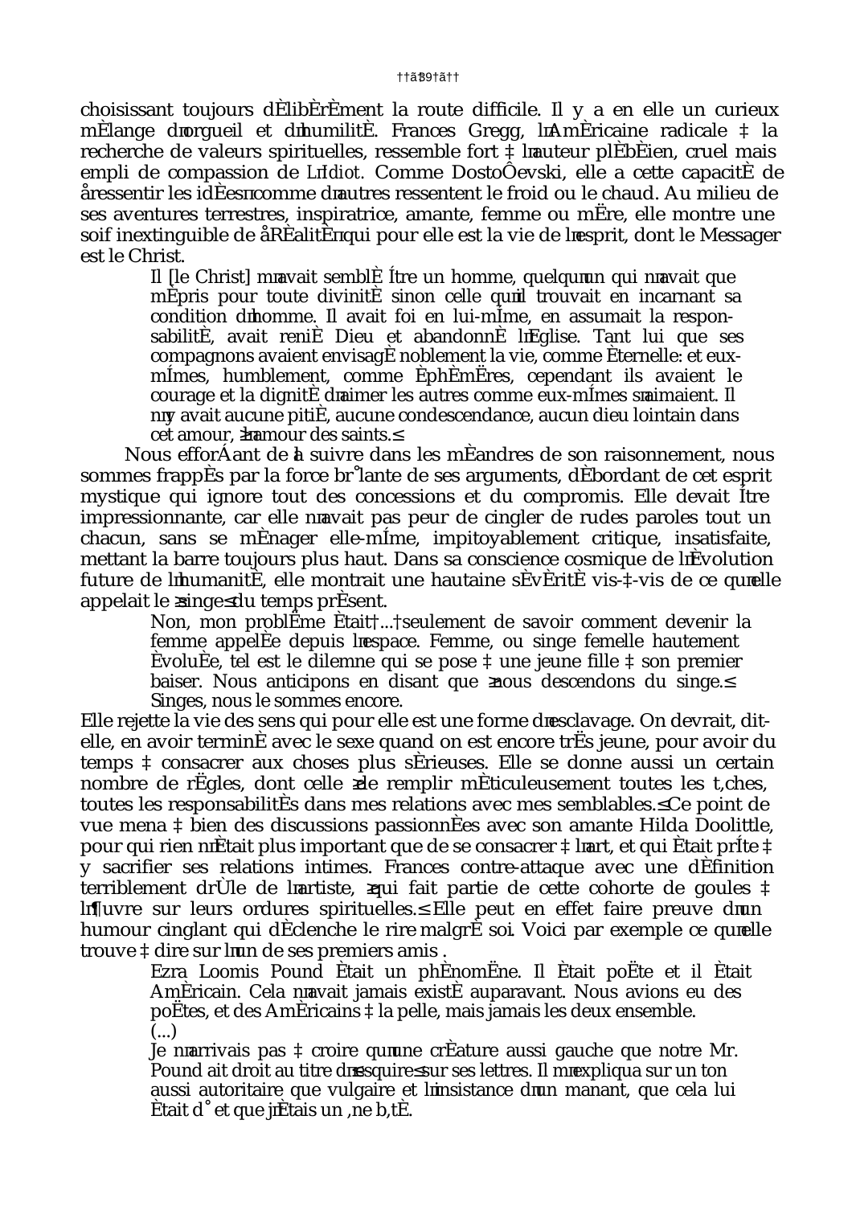choisissant toujours délibérément la route difficile. Il y a en elle un curieux mélange d'orgueil et d'humilité. Frances Gregg, l'Américaine radicale à la recherche de valeurs spirituelles, ressemble fort à l'auteur plébéien, cruel mais empli de compassion de *L'Idiot*. Comme Dostoïevski, elle a cette capacité de « ressentir les idées » comme d'autres ressentent le froid ou le chaud. Au milieu de ses aventures terrestres, inspiratrice, amante, femme ou mère, elle montre une soif inextinguible de « Réalité » qui pour elle est la vie de l'esprit, dont le Messager est le Christ.

> Il [le Christ] m'avait semblé être un homme, quelqu'un qui n'avait que mépris pour toute divinité sinon celle qu'il trouvait en incarnant sa condition d'homme. Il avait foi en lui-même, en assumait la responsabilité, avait renié Dieu et abandonné l'Église. Tant lui que ses compagnons avaient envisagé noblement la vie, comme éternelle: et eux-mêmes, humblement, comme éphémères, cependant ils avaient le courage et la dignité d'aimer les autres comme eux-mêmes s'aimaient. Il n'y avait aucune pitié, aucune condescendance, aucun dieu lointain dans cet amour, « l'amour des saints. »

Nous efforçant de la suivre dans les méandres de son raisonnement, nous sommes frappés par la force brûlante de ses arguments, débordant de cet esprit mystique qui ignore tout des concessions et du compromis. Elle devait être impressionnante, car elle n'avait pas peur de cingler de rudes paroles tout un chacun, sans se ménager elle-même, impitoyablement critique, insatisfaite, mettant la barre toujours plus haut. Dans sa conscience cosmique de l'évolution future de l'humanité, elle montrait une hautaine sévérité vis-à-vis de ce qu'elle appelait le « singe » du temps présent.

> Non, mon problème était ... seulement de savoir comment devenir la femme appelée depuis l'espace. Femme, ou singe femelle hautement évoluée, tel est le dilemne qui se pose à une jeune fille à son premier baiser. Nous anticipons en disant que « nous descendons du singe. » Singes, nous le sommes encore.

Elle rejette la vie des sens qui pour elle est une forme d'esclavage. On devrait, dit-elle, en avoir terminé avec le sexe quand on est encore très jeune, pour avoir du temps à consacrer aux choses plus sérieuses. Elle se donne aussi un certain nombre de règles, dont celle « de remplir méticuleusement toutes les tâches, toutes les responsabilités dans mes relations avec mes semblables. » Ce point de vue mena à bien des discussions passionnées avec son amante Hilda Doolittle, pour qui rien n'était plus important que de se consacrer à l'art, et qui était prête à y sacrifier ses relations intimes. Frances contre-attaque avec une définition terriblement drôle de l'artiste, « qui fait partie de cette cohorte de goules à l'œuvre sur leurs ordures spirituelles. » Elle peut en effet faire preuve d'un humour cinglant qui déclenche le rire malgré soi. Voici par exemple ce qu'elle trouve à dire sur l'un de ses premiers amis .

> Ezra Loomis Pound était un phénomène. Il était poète et il était Américain. Cela n'avait jamais existé auparavant. Nous avions eu des poètes, et des Américains à la pelle, mais jamais les deux ensemble.
> (...)
> Je n'arrivais pas à croire qu'une créature aussi gauche que notre Mr. Pound ait droit au titre d'« esquire » sur ses lettres. Il m'expliqua sur un ton aussi autoritaire que vulgaire et l'insistance d'un manant, que cela lui était dû et que j'étais un âne bâté.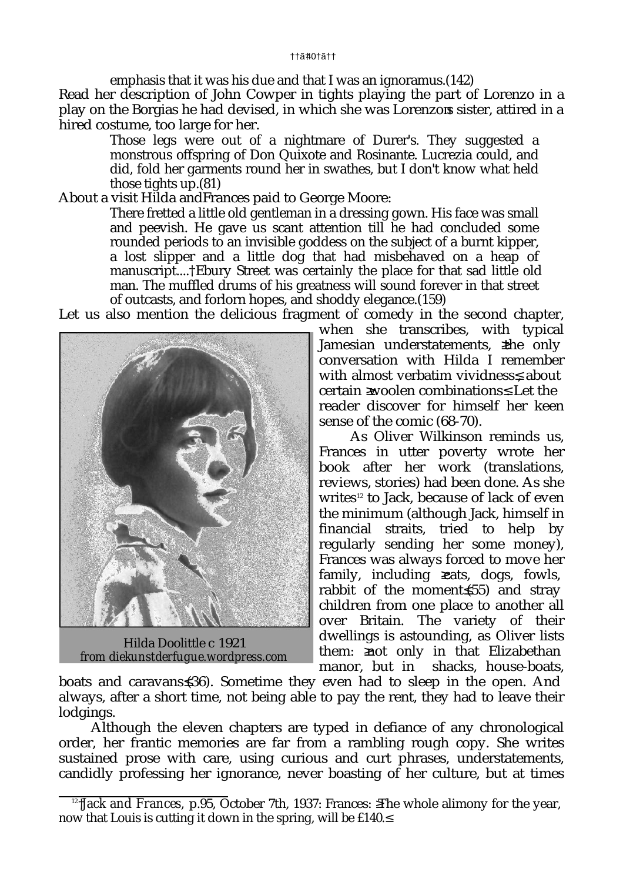emphasis that it was his due and that I was an ignoramus.(142)

Read her description of John Cowper in tights playing the part of Lorenzo in a play on the Borgias he had devised, in which she was Lorenzo's sister, attired in a hired costume, too large for her.

> Those legs were out of a nightmare of Durer's. They suggested a monstrous offspring of Don Quixote and Rosinante. Lucrezia could, and did, fold her garments round her in swathes, but I don't know what held those tights up.(81)

About a visit Hilda and Frances paid to George Moore:

> There fretted a little old gentleman in a dressing gown. His face was small and peevish. He gave us scant attention till he had concluded some rounded periods to an invisible goddess on the subject of a burnt kipper, a lost slipper and a little dog that had misbehaved on a heap of manuscript.... Ebury Street was certainly the place for that sad little old man. The muffled drums of his greatness will sound forever in that street of outcasts, and forlorn hopes, and shoddy elegance.(159)

Let us also mention the delicious fragment of comedy in the second chapter, when she transcribes, with typical Jamesian understatements, "the only conversation with Hilda I remember with almost verbatim vividness", about certain "woolen combinations". Let the reader discover for himself her keen sense of the comic (68-70).

Hilda Doolittle c 1921
*from diekunstderfugue.wordpress.com*

As Oliver Wilkinson reminds us, Frances in utter poverty wrote her book after her work (translations, reviews, stories) had been done. As she writes[12] to Jack, because of lack of even the minimum (although Jack, himself in financial straits, tried to help by regularly sending her some money), Frances was always forced to move her family, including "cats, dogs, fowls, rabbit of the moment"(55) and stray children from one place to another all over Britain. The variety of their dwellings is astounding, as Oliver lists them: "not only in that Elizabethan manor, but in shacks, house-boats, boats and caravans"(36). Sometime they even had to sleep in the open. And always, after a short time, not being able to pay the rent, they had to leave their lodgings.

Although the eleven chapters are typed in defiance of any chronological order, her frantic memories are far from a rambling rough copy. She writes sustained prose with care, using curious and curt phrases, understatements, candidly professing her ignorance, never boasting of her culture, but at times

---

[12] *Jack and Frances*, p.95, October 7th, 1937: Frances: "The whole alimony for the year, now that Louis is cutting it down in the spring, will be £140."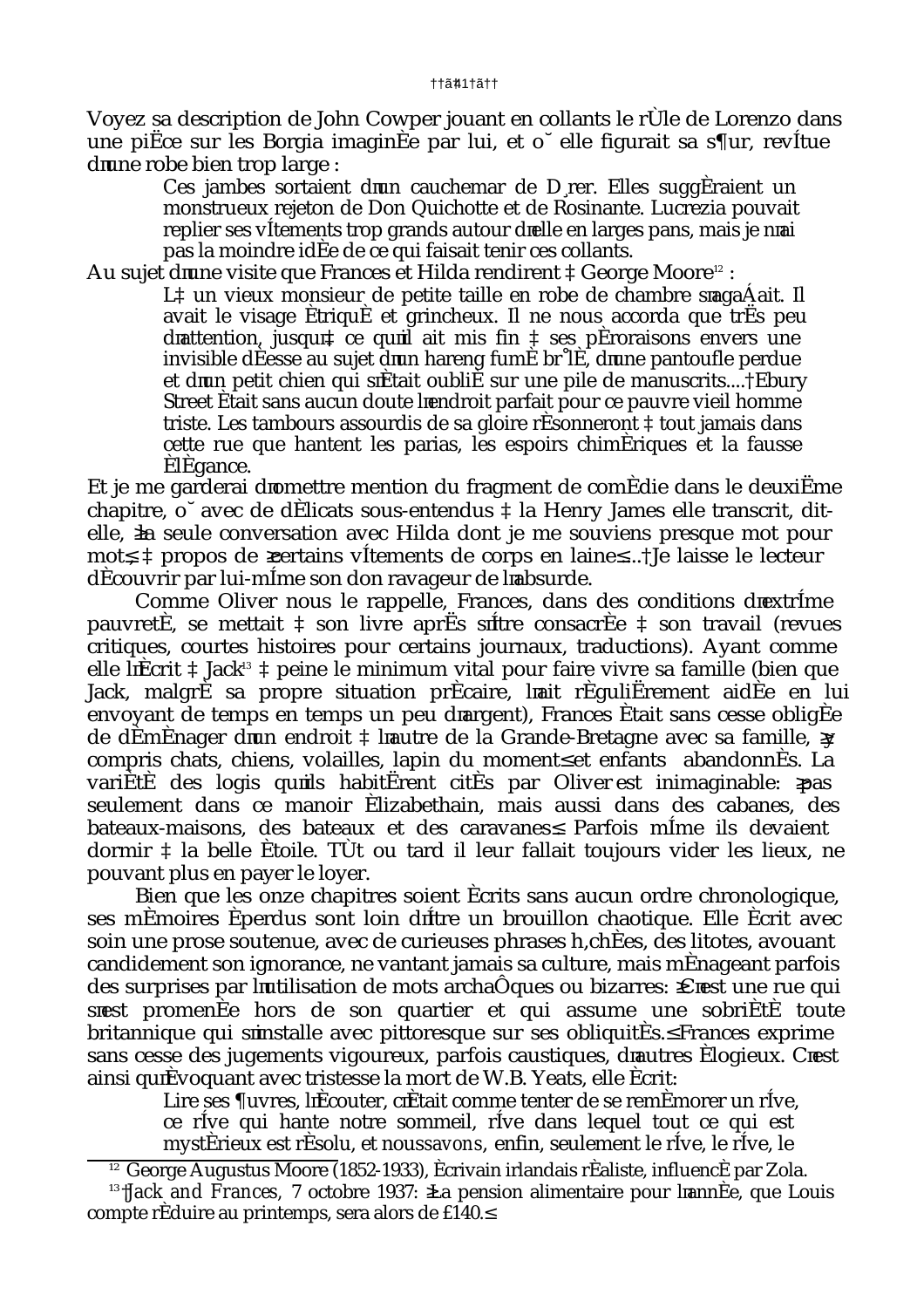Voyez sa description de John Cowper jouant en collants le rôle de Lorenzo dans une pièce sur les Borgia imaginée par lui, et où elle figurait sa sœur, revêtue d'une robe bien trop large :

> Ces jambes sortaient d'un cauchemar de Dürer. Elles suggéraient un monstrueux rejeton de Don Quichotte et de Rosinante. Lucrezia pouvait replier ses vêtements trop grands autour d'elle en larges pans, mais je n'ai pas la moindre idée de ce qui faisait tenir ces collants.

Au sujet d'une visite que Frances et Hilda rendirent à George Moore[12] :

> Là un vieux monsieur de petite taille en robe de chambre s'agaçait. Il avait le visage étriqué et grincheux. Il ne nous accorda que très peu d'attention, jusqu'à ce qu'il ait mis fin à ses pérorai sons envers une invisible déesse au sujet d'un hareng fumé brûlé, d'une pantoufle perdue et d'un petit chien qui s'était oublié sur une pile de manuscrits.... Ebury Street était sans aucun doute l'endroit parfait pour ce pauvre vieil homme triste. Les tambours assourdis de sa gloire résonneront à tout jamais dans cette rue que hantent les parias, les espoirs chimériques et la fausse élégance.

Et je me garderai d'omettre mention du fragment de comédie dans le deuxième chapitre, où avec de délicats sous-entendus à la Henry James elle transcrit, dit-elle, « la seule conversation avec Hilda dont je me souviens presque mot pour mot », à propos de « certains vêtements de corps en laine »... Je laisse le lecteur découvrir par lui-même son don ravageur de l'absurde.

Comme Oliver nous le rappelle, Frances, dans des conditions d'extrême pauvreté, se mettait à son livre après s'être consacrée à son travail (revues critiques, courtes histoires pour certains journaux, traductions). Ayant comme elle l'écrit à Jack[13] à peine le minimum vital pour faire vivre sa famille (bien que Jack, malgré sa propre situation précaire, l'ait régulièrement aidée en lui envoyant de temps en temps un peu d'argent), Frances était sans cesse obligée de déménager d'un endroit à l'autre de la Grande-Bretagne avec sa famille, « y compris chats, chiens, volailles, lapin du moment » et enfants abandonnés. La variété des logis qu'ils habitèrent cités par Oliver est inimaginable: « pas seulement dans ce manoir élizabethain, mais aussi dans des cabanes, des bateaux-maisons, des bateaux et des caravanes ». Parfois même ils devaient dormir à la belle étoile. Tôt ou tard il leur fallait toujours vider les lieux, ne pouvant plus en payer le loyer.

Bien que les onze chapitres soient écrits sans aucun ordre chronologique, ses mémoires éperdus sont loin d'être un brouillon chaotique. Elle écrit avec soin une prose soutenue, avec de curieuses phrases hachées, des litotes, avouant candidement son ignorance, ne vantant jamais sa culture, mais ménageant parfois des surprises par l'utilisation de mots archaïques ou bizarres: « C'est une rue qui s'est promenée hors de son quartier et qui assume une sobriété toute britannique qui s'installe avec pittoresque sur ses obliquités. » Frances exprime sans cesse des jugements vigoureux, parfois caustiques, d'autres élogieux. C'est ainsi qu'évoquant avec tristesse la mort de W.B. Yeats, elle écrit:

> Lire ses œuvres, l'écouter, c'était comme tenter de se remémorer un rêve, ce rêve qui hante notre sommeil, rêve dans lequel tout ce qui est mystérieux est résolu, et nous *savons*, enfin, seulement le rêve, le rêve, le

---

[12] George Augustus Moore (1852-1933), écrivain irlandais réaliste, influencé par Zola.

[13] *Jack and Frances*, 7 octobre 1937: « La pension alimentaire pour l'année, que Louis compte réduire au printemps, sera alors de £140. »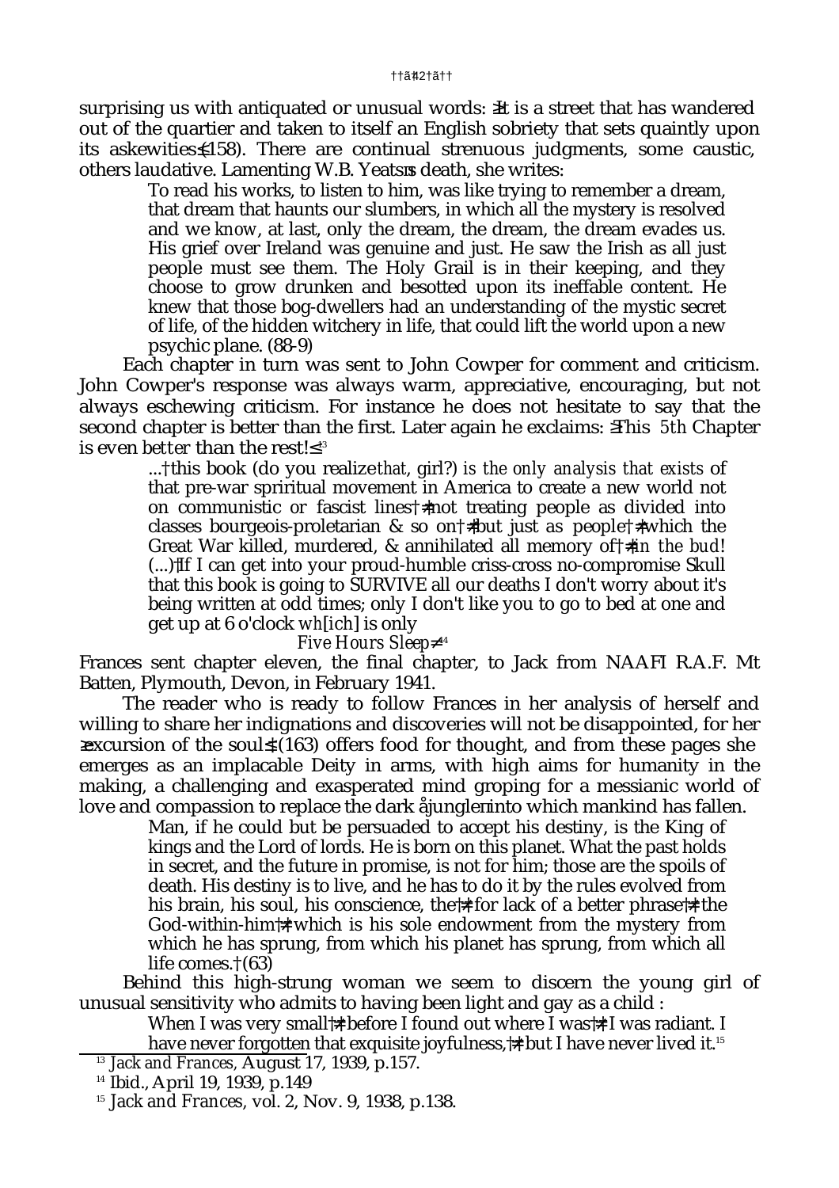surprising us with antiquated or unusual words: "It is a street that has wandered out of the quartier and taken to itself an English sobriety that sets quaintly upon its askewities" (158). There are continual strenuous judgments, some caustic, others laudative. Lamenting W.B. Yeats's death, she writes:

> To read his works, to listen to him, was like trying to remember a dream, that dream that haunts our slumbers, in which all the mystery is resolved and we *know*, at last, only the dream, the dream, the dream evades us. His grief over Ireland was genuine and just. He saw the Irish as all just people must see them. The Holy Grail is in their keeping, and they choose to grow drunken and besotted upon its ineffable content. He knew that those bog-dwellers had an understanding of the mystic secret of life, of the hidden witchery in life, that could lift the world upon a new psychic plane. (88-9)

Each chapter in turn was sent to John Cowper for comment and criticism. John Cowper's response was always warm, appreciative, encouraging, but not always eschewing criticism. For instance he does not hesitate to say that the second chapter is better than the first. Later again he exclaims: "This *5th* Chapter is *even better* than the rest!"[13]

> ... this book (do you realize *that*, girl?) *is the only analysis that exists* of that pre-war spriritual movement in America to create a new world not on communistic or fascist lines – not treating people as divided into classes bourgeois-proletarian & so on – but just as people – which the Great War killed, murdered, & annihilated all memory of – *in the bud*! (...) If I can get into your proud-humble criss-cross no-compromise Skull that this book is going to SURVIVE all our deaths I don't worry about it's being written at odd times; only I don't like you to go to bed at one and get up at 6 o'clock *wh[ich]* is only
>
> *Five Hours Sleep*"[14]

Frances sent chapter eleven, the final chapter, to Jack from NAAFI R.A.F. Mt Batten, Plymouth, Devon, in February 1941.

The reader who is ready to follow Frances in her analysis of herself and willing to share her indignations and discoveries will not be disappointed, for her "excursion of the soul" (163) offers food for thought, and from these pages she emerges as an implacable Deity in arms, with high aims for humanity in the making, a challenging and exasperated mind groping for a messianic world of love and compassion to replace the dark "jungle" into which mankind has fallen.

> Man, if he could but be persuaded to accept his destiny, is the King of kings and the Lord of lords. He is born on this planet. What the past holds in secret, and the future in promise, is not for him; those are the spoils of death. His destiny is to live, and he has to do it by the rules evolved from his brain, his soul, his conscience, the – for lack of a better phrase – the God-within-him – which is his sole endowment from the mystery from which he has sprung, from which his planet has sprung, from which all life comes. (63)

Behind this high-strung woman we seem to discern the young girl of unusual sensitivity who admits to having been light and gay as a child :

> When I was very small – before I found out where I was – I was radiant. I have never forgotten that exquisite joyfulness, – but I have never lived it.[15]

[13] *Jack and Frances*, August 17, 1939, p.157.

[14] Ibid., April 19, 1939, p.149

[15] *Jack and Frances*, vol. 2, Nov. 9, 1938, p.138.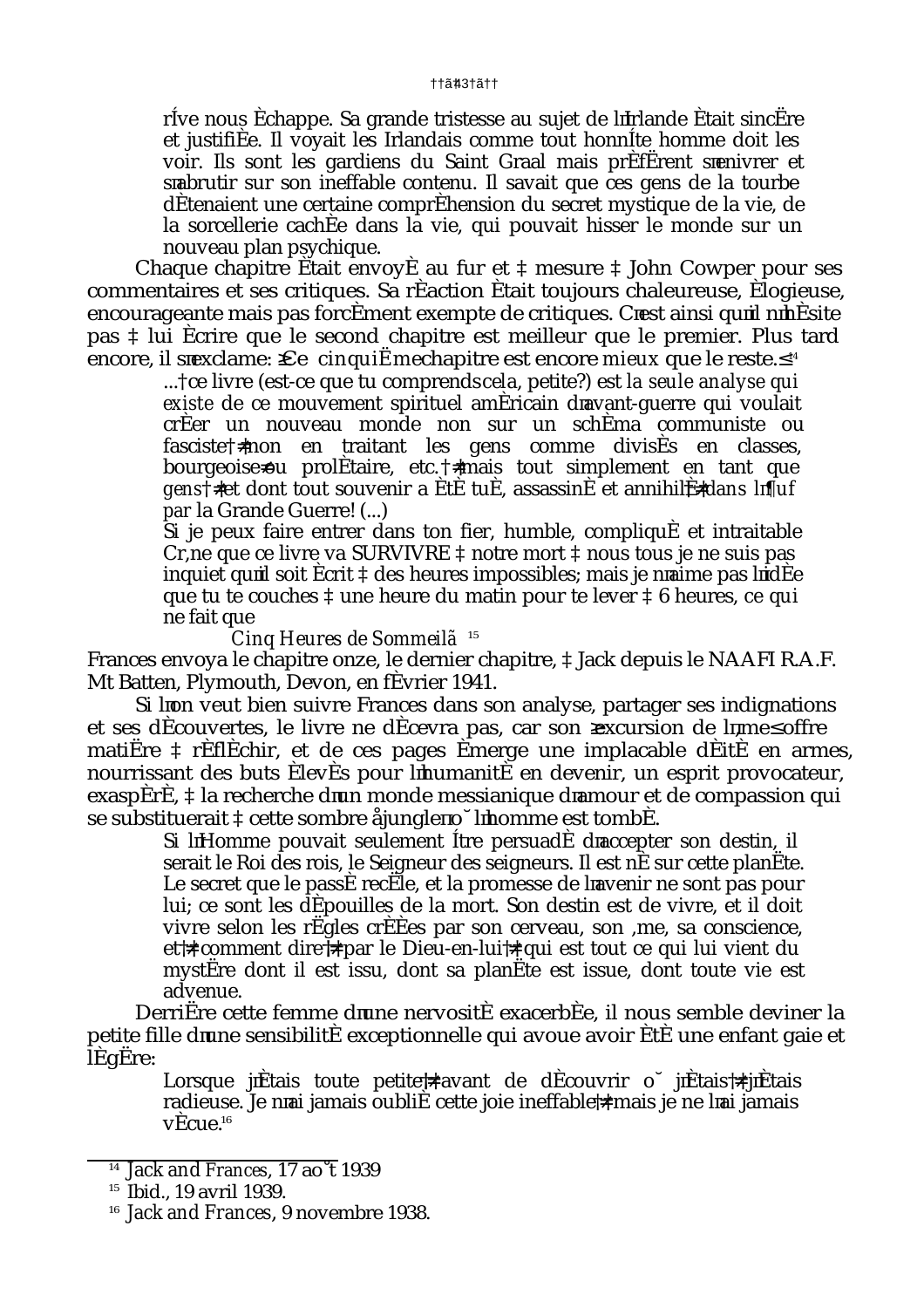rêve nous échappe. Sa grande tristesse au sujet de l'Irlande était sincère et justifiée. Il voyait les Irlandais comme tout honnête homme doit les voir. Ils sont les gardiens du Saint Graal mais préfèrent s'enivrer et s'abrutir sur son ineffable contenu. Il savait que ces gens de la tourbe détenaient une certaine compréhension du secret mystique de la vie, de la sorcellerie cachée dans la vie, qui pouvait hisser le monde sur un nouveau plan psychique.

Chaque chapitre était envoyé au fur et à mesure à John Cowper pour ses commentaires et ses critiques. Sa réaction était toujours chaleureuse, élogieuse, encourageante mais pas forcément exempte de critiques. C'est ainsi qu'il n'hésite pas à lui écrire que le second chapitre est meilleur que le premier. Plus tard encore, il s'exclame: « Ce cinquième chapitre est encore *mieux* que le reste. »[14]

> ... ce livre (est-ce que tu comprends *cela*, petite?) est *la seule analyse qui existe* de ce mouvement spirituel américain d'avant-guerre qui voulait créer un nouveau monde non sur un schéma communiste ou fasciste — non en traitant les gens comme divisés en classes, bourgeoise — ou prolétaire, etc. — mais tout simplement en tant que *gens* — et dont tout souvenir a été tué, assassiné et annihilé — *dans l'œuf par* la Grande Guerre! (...)
>
> Si je peux faire entrer dans ton fier, humble, compliqué et intraitable Crâne que ce livre va SURVIVRE à notre mort à nous tous je ne suis pas inquiet qu'il soit écrit à des heures impossibles; mais je n'aime pas l'idée que tu te couches à une heure du matin pour te lever à 6 heures, *ce qui ne fait que*
>
> *Cinq Heures de Sommeil*...[15]

Frances envoya le chapitre onze, le dernier chapitre, à Jack depuis le NAAFI R.A.F. Mt Batten, Plymouth, Devon, en février 1941.

Si l'on veut bien suivre Frances dans son analyse, partager ses indignations et ses découvertes, le livre ne décevra pas, car son « excursion de l'âme » offre matière à réfléchir, et de ces pages émerge une implacable déité en armes, nourrissant des buts élevés pour l'humanité en devenir, un esprit provocateur, exaspéré, à la recherche d'un monde messianique d'amour et de compassion qui se substituerait à cette sombre « jungle » où l'homme est tombé.

> Si l'Homme pouvait seulement être persuadé d'accepter son destin, il serait le Roi des rois, le Seigneur des seigneurs. Il est né sur cette planète. Le secret que le passé recèle, et la promesse de l'avenir ne sont pas pour lui; ce sont les dépouilles de la mort. Son destin est de vivre, et il doit vivre selon les règles créées par son cerveau, son âme, sa conscience, et — comment dire — par le Dieu-en-lui — qui est tout ce qui lui vient du mystère dont il est issu, dont sa planète est issue, dont toute vie est advenue.

Derrière cette femme d'une nervosité exacerbée, il nous semble deviner la petite fille d'une sensibilité exceptionnelle qui avoue avoir été une enfant gaie et légère:

> Lorsque j'étais toute petite — avant de découvrir où j'étais — j'étais radieuse. Je n'ai jamais oublié cette joie ineffable — mais je ne l'ai jamais vécue.[16]

---

[14] *Jack and Frances*, 17 août 1939

[15] Ibid., 19 avril 1939.

[16] *Jack and Frances*, 9 novembre 1938.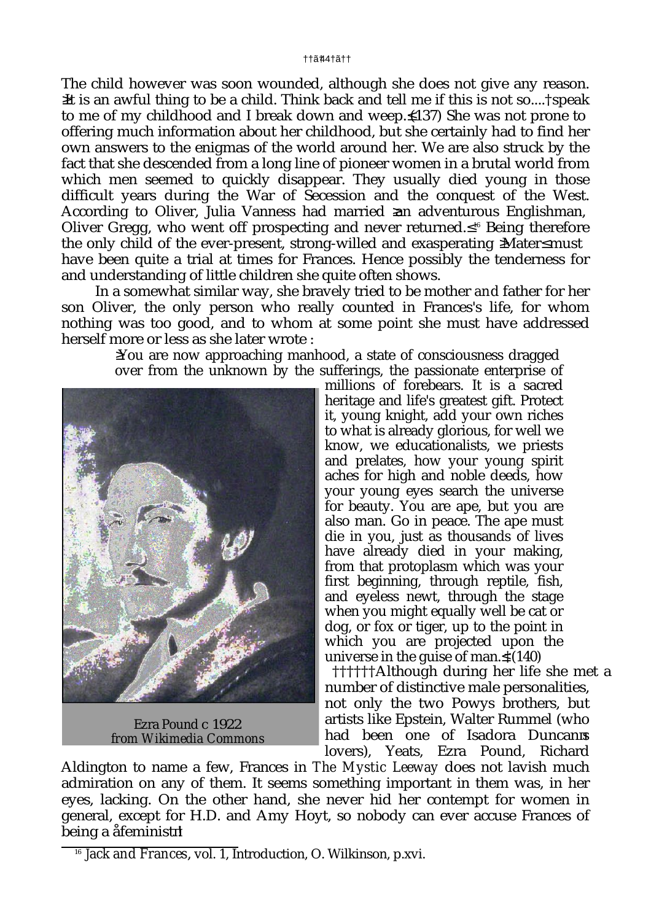The child however was soon wounded, although she does not give any reason. "It is an awful thing to be a child. Think back and tell me if this is not so.... speak to me of my childhood and I break down and weep." (137) She was not prone to offering much information about her childhood, but she certainly had to find her own answers to the enigmas of the world around her. We are also struck by the fact that she descended from a long line of pioneer women in a brutal world from which men seemed to quickly disappear. They usually died young in those difficult years during the War of Secession and the conquest of the West. According to Oliver, Julia Vanness had married "an adventurous Englishman, Oliver Gregg, who went off prospecting and never returned."[16] Being therefore the only child of the ever-present, strong-willed and exasperating "Mater" must have been quite a trial at times for Frances. Hence possibly the tenderness for and understanding of little children she quite often shows.

In a somewhat similar way, she bravely tried to be mother and father for her son Oliver, the only person who really counted in Frances's life, for whom nothing was too good, and to whom at some point she must have addressed herself more or less as she later wrote :

> "You are now approaching manhood, a state of consciousness dragged over from the unknown by the sufferings, the passionate enterprise of millions of forebears. It is a sacred heritage and life's greatest gift. Protect it, young knight, add your own riches to what is already glorious, for well we know, we educationalists, we priests and prelates, how your young spirit aches for high and noble deeds, how your young eyes search the universe for beauty. You are ape, but you are also man. Go in peace. The ape must die in you, just as thousands of lives have already died in your making, from that protoplasm which was your first beginning, through reptile, fish, and eyeless newt, through the stage when you might equally well be cat or dog, or fox or tiger, up to the point in which you are projected upon the universe in the guise of man." (140)

Ezra Pound c 1922
*from Wikimedia Commons*

Although during her life she met a number of distinctive male personalities, not only the two Powys brothers, but artists like Epstein, Walter Rummel (who had been one of Isadora Duncan's lovers), Yeats, Ezra Pound, Richard Aldington to name a few, Frances in *The Mystic Leeway* does not lavish much admiration on any of them. It seems something important in them was, in her eyes, lacking. On the other hand, she never hid her contempt for women in general, except for H.D. and Amy Hoyt, so nobody can ever accuse Frances of being a "feminist"!

[16] *Jack and Frances*, vol. 1, Introduction, O. Wilkinson, p.xvi.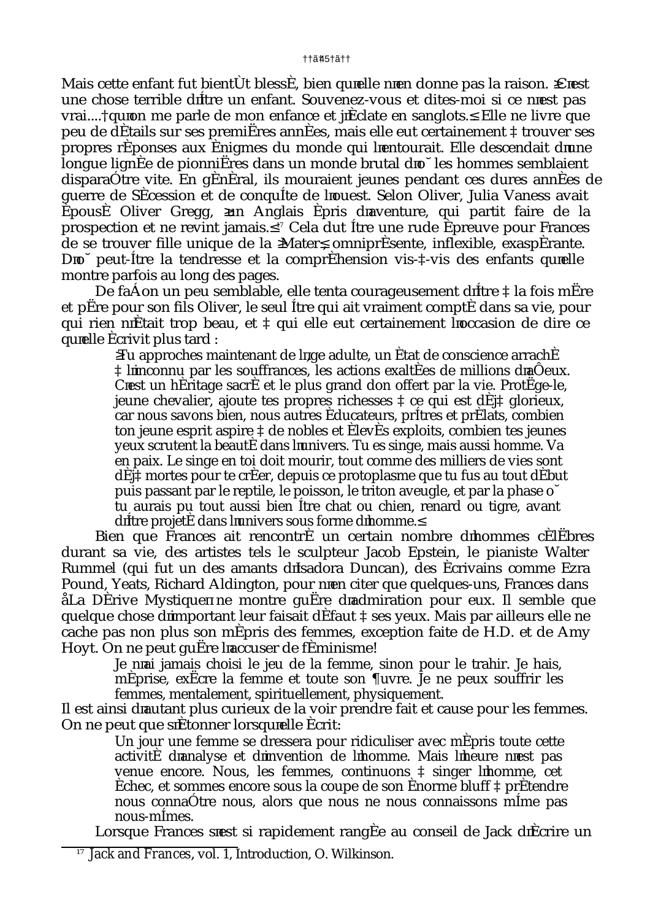Mais cette enfant fut bientôt blessée, bien qu'elle n'en donne pas la raison. « C'est une chose terrible d'être un enfant. Souvenez-vous et dites-moi si ce n'est pas vrai.... qu'on me parle de mon enfance et j'éclate en sanglots. » Elle ne livre que peu de détails sur ses premières années, mais elle eut certainement à trouver ses propres réponses aux énigmes du monde qui l'entourait. Elle descendait d'une longue lignée de pionnières dans un monde brutal d'où les hommes semblaient disparaître vite. En général, ils mouraient jeunes pendant ces dures années de guerre de Sécession et de conquête de l'ouest. Selon Oliver, Julia Vaness avait épousé Oliver Gregg, « un Anglais épris d'aventure, qui partit faire de la prospection et ne revint jamais. »[17] Cela dut être une rude épreuve pour Frances de se trouver fille unique de la « Mater », omniprésente, inflexible, exaspérante. D'où peut-être la tendresse et la compréhension vis-à-vis des enfants qu'elle montre parfois au long des pages.

De façon un peu semblable, elle tenta courageusement d'être à la fois mère et père pour son fils Oliver, le seul être qui ait vraiment compté dans sa vie, pour qui rien n'était trop beau, et à qui elle eut certainement l'occasion de dire ce qu'elle écrivit plus tard :

> « Tu approches maintenant de l'âge adulte, un état de conscience arraché à l'inconnu par les souffrances, les actions exaltées de millions d'aïeux. C'est un héritage sacré et le plus grand don offert par la vie. Protège-le, jeune chevalier, ajoute tes propres richesses à ce qui est déjà glorieux, car nous savons bien, nous autres éducateurs, prêtres et prélats, combien ton jeune esprit aspire à de nobles et élevés exploits, combien tes jeunes yeux scrutent la beauté dans l'univers. Tu es singe, mais aussi homme. Va en paix. Le singe en toi doit mourir, tout comme des milliers de vies sont déjà mortes pour te créer, depuis ce protoplasme que tu fus au tout début puis passant par le reptile, le poisson, le triton aveugle, et par la phase où tu aurais pu tout aussi bien être chat ou chien, renard ou tigre, avant d'être projeté dans l'univers sous forme d'homme. »

Bien que Frances ait rencontré un certain nombre d'hommes célèbres durant sa vie, des artistes tels le sculpteur Jacob Epstein, le pianiste Walter Rummel (qui fut un des amants d'Isadora Duncan), des écrivains comme Ezra Pound, Yeats, Richard Aldington, pour n'en citer que quelques-uns, Frances dans « La Dérive Mystique » ne montre guère d'admiration pour eux. Il semble que quelque chose d'important leur faisait défaut à ses yeux. Mais par ailleurs elle ne cache pas non plus son mépris des femmes, exception faite de H.D. et de Amy Hoyt. On ne peut guère l'accuser de féminisme!

> Je n'ai jamais choisi le jeu de la femme, sinon pour le trahir. Je hais, méprise, exècre la femme et toute son œuvre. Je ne peux souffrir les femmes, mentalement, spirituellement, physiquement.

Il est ainsi d'autant plus curieux de la voir prendre fait et cause pour les femmes. On ne peut que s'étonner lorsqu'elle écrit:

> Un jour une femme se dressera pour ridiculiser avec mépris toute cette activité d'analyse et d'invention de l'homme. Mais l'heure n'est pas venue encore. Nous, les femmes, continuons à singer l'homme, cet échec, et sommes encore sous la coupe de son énorme bluff à prétendre nous connaître nous, alors que nous ne nous connaissons même pas nous-mêmes.

Lorsque Frances s'est si rapidement rangée au conseil de Jack d'écrire un

[17] *Jack and Frances*, vol. 1, Introduction, O. Wilkinson.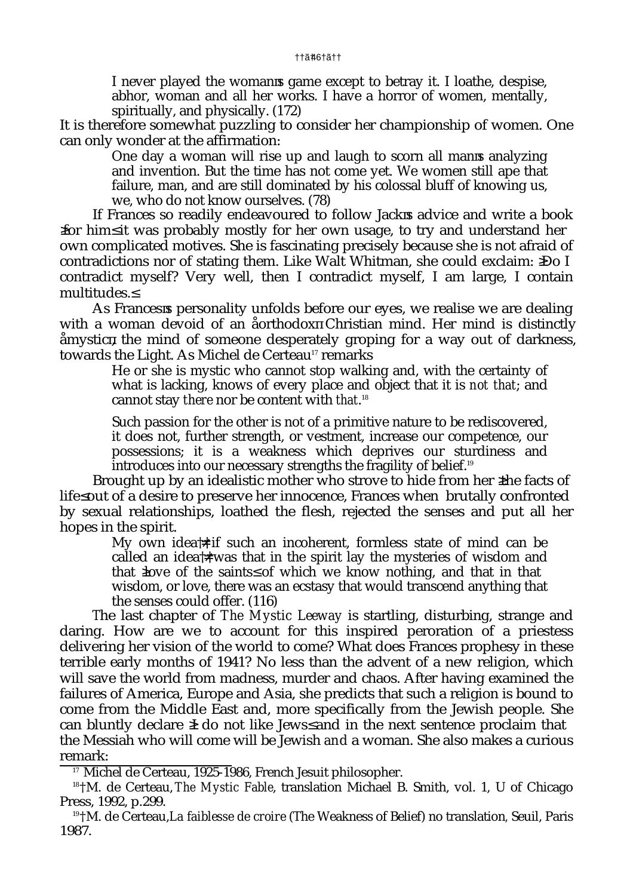> I never played the woman's game except to betray it. I loathe, despise, abhor, woman and all her works. I have a horror of women, mentally, spiritually, and physically. (172)

It is therefore somewhat puzzling to consider her championship of women. One can only wonder at the affirmation:

> One day a woman will rise up and laugh to scorn all man's analyzing and invention. But the time has not come yet. We women still ape that failure, man, and are still dominated by his colossal bluff of knowing us, we, who do not know ourselves. (78)

If Frances so readily endeavoured to follow Jack's advice and write a book "for him" it was probably mostly for her own usage, to try and understand her own complicated motives. She is fascinating precisely because she is not afraid of contradictions nor of stating them. Like Walt Whitman, she could exclaim: "Do I contradict myself? Very well, then I contradict myself, I am large, I contain multitudes."

As Frances's personality unfolds before our eyes, we realise we are dealing with a woman devoid of an "orthodox" Christian mind. Her mind is distinctly "mystic", the mind of someone desperately groping for a way out of darkness, towards the Light. As Michel de Certeau[17] remarks

> He or she is mystic who cannot stop walking and, with the certainty of what is lacking, knows of every place and object that it is *not that*; and cannot stay *there* nor be content with *that*.[18]

> Such passion for the other is not of a primitive nature to be rediscovered, it does not, further strength, or vestment, increase our competence, our possessions; it is a weakness which deprives our sturdiness and introduces into our necessary strengths the fragility of belief.[19]

Brought up by an idealistic mother who strove to hide from her "the facts of life" out of a desire to preserve her innocence, Frances when brutally confronted by sexual relationships, loathed the flesh, rejected the senses and put all her hopes in the spirit.

> My own idea—if such an incoherent, formless state of mind can be called an idea—was that in the spirit lay the mysteries of wisdom and that "love of the saints" of which we know nothing, and that in that wisdom, or love, there was an ecstasy that would transcend anything that the senses could offer. (116)

The last chapter of *The Mystic Leeway* is startling, disturbing, strange and daring. How are we to account for this inspired peroration of a priestess delivering her vision of the world to come? What does Frances prophesy in these terrible early months of 1941? No less than the advent of a new religion, which will save the world from madness, murder and chaos. After having examined the failures of America, Europe and Asia, she predicts that such a religion is bound to come from the Middle East and, more specifically from the Jewish people. She can bluntly declare "I do not like Jews" and in the next sentence proclaim that the Messiah who will come will be Jewish *and* a woman. She also makes a curious remark:

---

[17] Michel de Certeau, 1925-1986, French Jesuit philosopher.

[18] M. de Certeau, *The Mystic Fable*, translation Michael B. Smith, vol. 1, U of Chicago Press, 1992, p.299.

[19] M. de Certeau, *La faiblesse de croire* (The Weakness of Belief) no translation, Seuil, Paris 1987.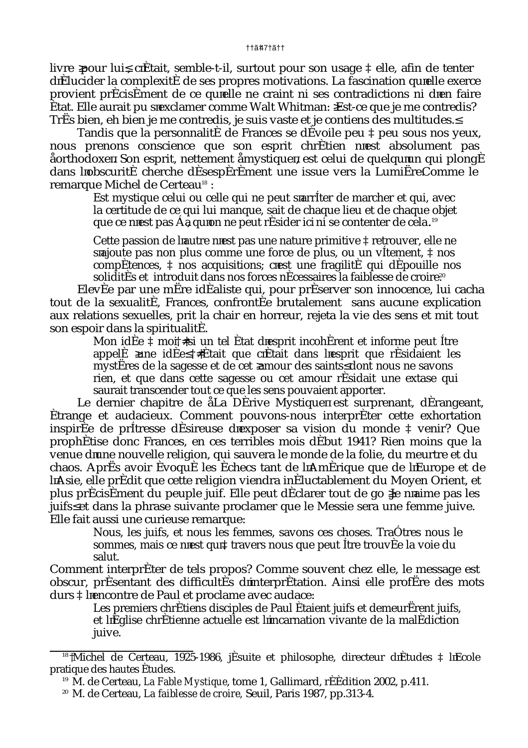livre « pour lui », c'était, semble-t-il, surtout pour son usage à elle, afin de tenter d'élucider la complexité de ses propres motivations. La fascination qu'elle exerce provient précisément de ce qu'elle ne craint ni ses contradictions ni d'en faire état. Elle aurait pu s'exclamer comme Walt Whitman: « Est-ce que je me contredis? Très bien, eh bien je me contredis, je suis vaste et je contiens des multitudes. »

Tandis que la personnalité de Frances se dévoile peu à peu sous nos yeux, nous prenons conscience que son esprit chrétien n'est absolument pas « orthodoxe ». Son esprit, nettement « mystique », est celui de quelqu'un qui plongé dans l'obscurité cherche désespérément une issue vers la Lumière. Comme le remarque Michel de Certeau[18] :

> Est mystique celui ou celle qui ne peut s'arrêter de marcher et qui, avec la certitude de ce qui lui manque, sait de chaque lieu et de chaque objet que ce n'est pas ça, qu'on ne peut résider ici ni se contenter de cela.[19]
>
> Cette passion de l'autre n'est pas une nature primitive à retrouver, elle ne s'ajoute pas non plus comme une force de plus, ou un vêtement, à nos compétences, à nos acquisitions; c'est une fragilité qui dépouille nos solidités et introduit dans nos forces nécessaires la faiblesse de croire.[20]

Elevée par une mère idéaliste qui, pour préserver son innocence, lui cacha tout de la sexualité, Frances, confrontée brutalement sans aucune explication aux relations sexuelles, prit la chair en horreur, rejeta la vie des sens et mit tout son espoir dans la spiritualité.

> Mon idée à moi — si un tel état d'esprit incohérent et informe peut être appelé « une idée » — était que c'était dans l'esprit que résidaient les mystères de la sagesse et de cet « amour des saints » dont nous ne savons rien, et que dans cette sagesse ou cet amour résidait une extase qui saurait transcender tout ce que les sens pouvaient apporter.

Le dernier chapitre de « La Dérive Mystique » est surprenant, dérangeant, étrange et audacieux. Comment pouvons-nous interpréter cette exhortation inspirée de prêtresse désireuse d'exposer sa vision du monde à venir? Que prophétise donc Frances, en ces terribles mois début 1941? Rien moins que la venue d'une nouvelle religion, qui sauvera le monde de la folie, du meurtre et du chaos. Après avoir évoqué les échecs tant de l'Amérique que de l'Europe et de l'Asie, elle prédit que cette religion viendra inéluctablement du Moyen Orient, et plus précisément du peuple juif. Elle peut déclarer tout de go « Je n'aime pas les juifs » et dans la phrase suivante proclamer que le Messie sera une femme juive. Elle fait aussi une curieuse remarque:

> Nous, les juifs, et nous les femmes, savons ces choses. Traîtres nous le sommes, mais ce n'est qu'à travers nous que peut être trouvée la voie du salut.

Comment interpréter de tels propos? Comme souvent chez elle, le message est obscur, présentant des difficultés d'interprétation. Ainsi elle profère des mots durs à l'encontre de Paul et proclame avec audace:

> Les premiers chrétiens disciples de Paul étaient juifs et demeurèrent juifs, et l'Eglise chrétienne actuelle est l'incarnation vivante de la malédiction juive.

---

[18] Michel de Certeau, 1925-1986, jésuite et philosophe, directeur d'études à l'Ecole pratique des hautes études.

[19] M. de Certeau, *La Fable Mystique*, tome 1, Gallimard, réédition 2002, p.411.

[20] M. de Certeau, *La faiblesse de croire*, Seuil, Paris 1987, pp.313-4.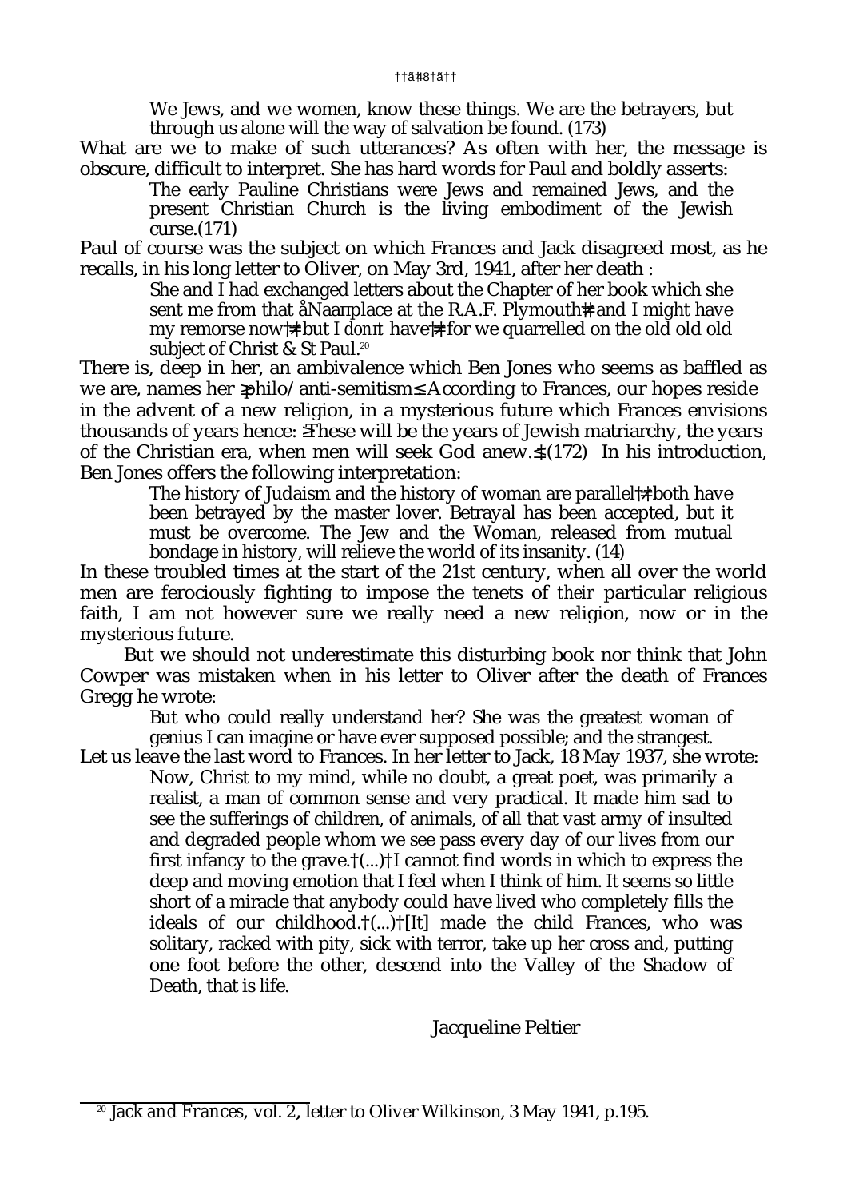> We Jews, and we women, know these things. We are the betrayers, but through us alone will the way of salvation be found. (173)

What are we to make of such utterances? As often with her, the message is obscure, difficult to interpret. She has hard words for Paul and boldly asserts:

> The early Pauline Christians were Jews and remained Jews, and the present Christian Church is the living embodiment of the Jewish curse.(171)

Paul of course was the subject on which Frances and Jack disagreed most, as he recalls, in his long letter to Oliver, on May 3rd, 1941, after her death :

> She and I had exchanged letters about the Chapter of her book which she sent me from that åNaanplace at the R.A.F. Plymouth‡and I might have my remorse now†‡but I *don't* have†‡for we quarrelled on the old old old subject of Christ & St Paul.[20]

There is, deep in her, an ambivalence which Ben Jones who seems as baffled as we are, names her ≥philo/anti-semitism≤ According to Frances, our hopes reside in the advent of a new religion, in a mysterious future which Frances envisions thousands of years hence: ≥These will be the years of Jewish matriarchy, the years of the Christian era, when men will seek God anew.≤(172) In his introduction, Ben Jones offers the following interpretation:

> The history of Judaism and the history of woman are parallel†‡both have been betrayed by the master lover. Betrayal has been accepted, but it must be overcome. The Jew and the Woman, released from mutual bondage in history, will relieve the world of its insanity. (14)

In these troubled times at the start of the 21st century, when all over the world men are ferociously fighting to impose the tenets of *their* particular religious faith, I am not however sure we really need a new religion, now or in the mysterious future.

But we should not underestimate this disturbing book nor think that John Cowper was mistaken when in his letter to Oliver after the death of Frances Gregg he wrote:

> But who could really understand her? She was the greatest woman of genius I can imagine or have ever supposed possible; and the strangest.

Let us leave the last word to Frances. In her letter to Jack, 18 May 1937, she wrote:

> Now, Christ to my mind, while no doubt, a great poet, was primarily a realist, a man of common sense and very practical. It made him sad to see the sufferings of children, of animals, of all that vast army of insulted and degraded people whom we see pass every day of our lives from our first infancy to the grave.†(...)†I cannot find words in which to express the deep and moving emotion that I feel when I think of him. It seems so little short of a miracle that anybody could have lived who completely fills the ideals of our childhood.†(...)†[It] made the child Frances, who was solitary, racked with pity, sick with terror, take up her cross and, putting one foot before the other, descend into the Valley of the Shadow of Death, that is life.

Jacqueline Peltier

---

[20] *Jack and Frances*, vol. 2, letter to Oliver Wilkinson, 3 May 1941, p.195.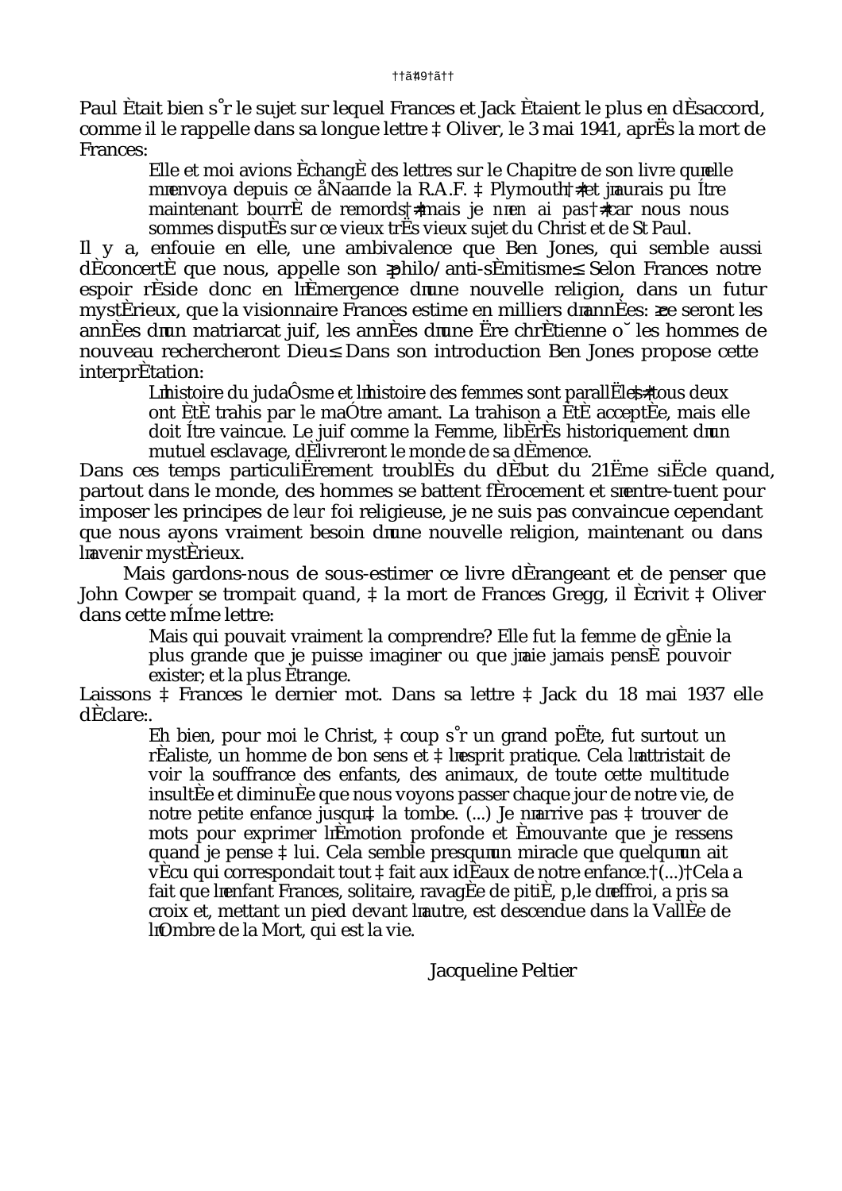Paul était bien sûr le sujet sur lequel Frances et Jack étaient le plus en désaccord, comme il le rappelle dans sa longue lettre à Oliver, le 3 mai 1941, après la mort de Frances:

> Elle et moi avions échangé des lettres sur le Chapitre de son livre qu'elle m'envoya depuis ce « Naan » de la R.A.F. à Plymouth — et j'aurais pu être maintenant bourré de remords — mais je n'en ai pas — car nous nous sommes disputés sur ce vieux très vieux sujet du Christ et de St Paul.

Il y a, enfouie en elle, une ambivalence que Ben Jones, qui semble aussi déconcerté que nous, appelle son « philo/anti-sémitisme ». Selon Frances notre espoir réside donc en l'émergence d'une nouvelle religion, dans un futur mystérieux, que la visionnaire Frances estime en milliers d'années: « ce seront les années d'un matriarcat juif, les années d'une ère chrétienne où les hommes de nouveau rechercheront Dieu ». Dans son introduction Ben Jones propose cette interprétation:

> L'histoire du judaïsme et l'histoire des femmes sont parallèles — tous deux ont été trahis par le maître amant. La trahison a été acceptée, mais elle doit être vaincue. Le juif comme la Femme, libérés historiquement d'un mutuel esclavage, délivreront le monde de sa démence.

Dans ces temps particulièrement troublés du début du 21ème siècle quand, partout dans le monde, des hommes se battent férocement et s'entre-tuent pour imposer les principes de *leur* foi religieuse, je ne suis pas convaincue cependant que nous ayons vraiment besoin d'une nouvelle religion, maintenant ou dans l'avenir mystérieux.

Mais gardons-nous de sous-estimer ce livre dérangeant et de penser que John Cowper se trompait quand, à la mort de Frances Gregg, il écrivit à Oliver dans cette même lettre:

> Mais qui pouvait vraiment la comprendre? Elle fut la femme de génie la plus grande que je puisse imaginer ou que j'aie jamais pensé pouvoir exister; et la plus étrange.

Laissons à Frances le dernier mot. Dans sa lettre à Jack du 18 mai 1937 elle déclare:.

> Eh bien, pour moi le Christ, à coup sûr un grand poète, fut surtout un réaliste, un homme de bon sens et à l'esprit pratique. Cela l'attristait de voir la souffrance des enfants, des animaux, de toute cette multitude insultée et diminuée que nous voyons passer chaque jour de notre vie, de notre petite enfance jusqu'à la tombe. (...) Je n'arrive pas à trouver de mots pour exprimer l'émotion profonde et émouvante que je ressens quand je pense à lui. Cela semble presqu'un miracle que quelqu'un ait vécu qui correspondait tout à fait aux idéaux de notre enfance. (...) Cela a fait que l'enfant Frances, solitaire, ravagée de pitié, pâle d'effroi, a pris sa croix et, mettant un pied devant l'autre, est descendue dans la Vallée de l'Ombre de la Mort, qui est la vie.

Jacqueline Peltier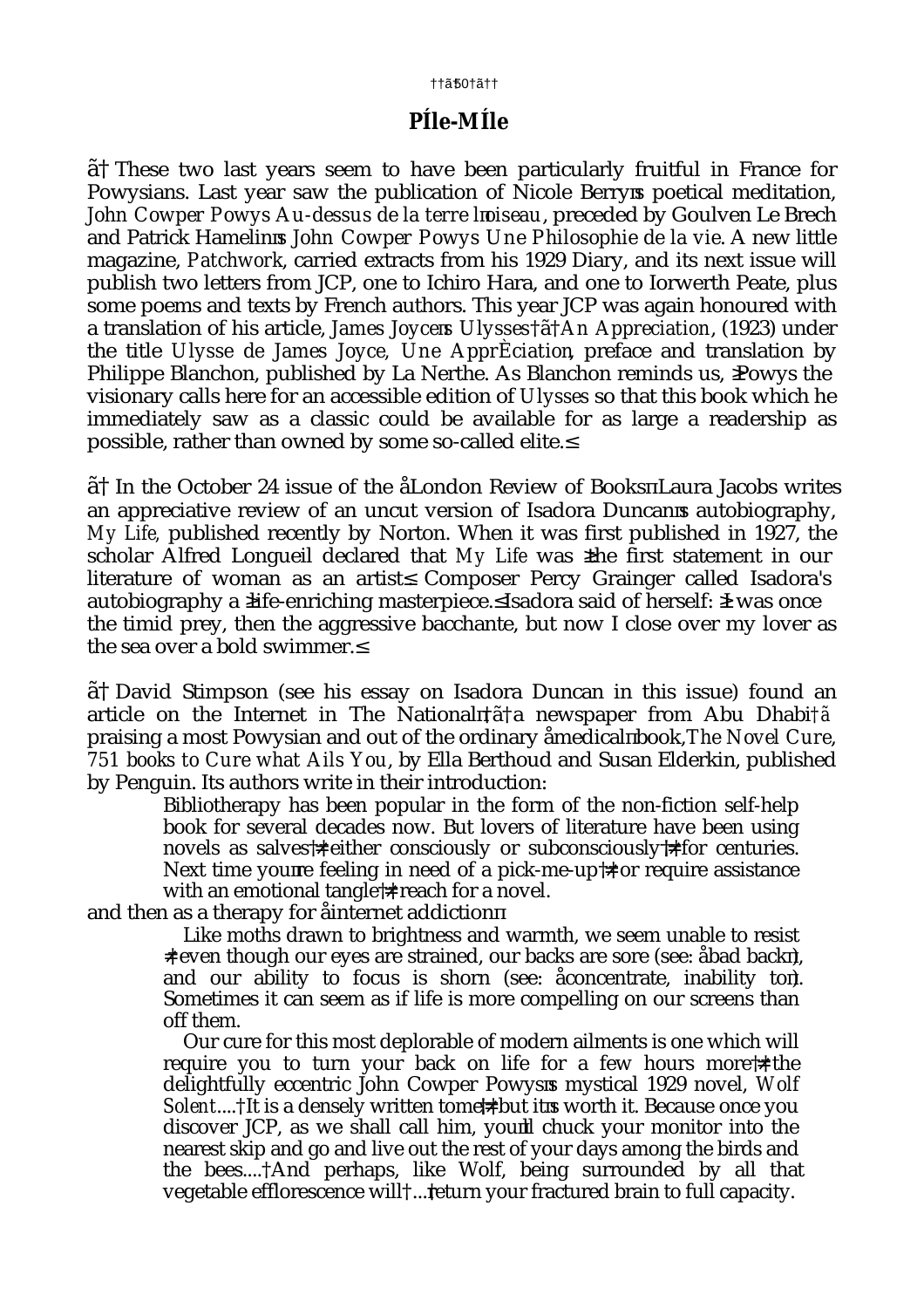# Pêle-Mêle

• These two last years seem to have been particularly fruitful in France for Powysians. Last year saw the publication of Nicole Berry's poetical meditation, *John Cowper Powys Au-dessus de la terre l'oiseau*, preceded by Goulven Le Brech and Patrick Hamelin's *John Cowper Powys Une Philosophie de la vie*. A new little magazine, *Patchwork*, carried extracts from his 1929 Diary, and its next issue will publish two letters from JCP, one to Ichiro Hara, and one to Iorwerth Peate, plus some poems and texts by French authors. This year JCP was again honoured with a translation of his article, *James Joyce's Ulysses – An Appreciation*, (1923) under the title *Ulysse de James Joyce, Une Appréciation*, preface and translation by Philippe Blanchon, published by La Nerthe. As Blanchon reminds us, "Powys the visionary calls here for an accessible edition of *Ulysses* so that this book which he immediately saw as a classic could be available for as large a readership as possible, rather than owned by some so-called elite."

• In the October 24 issue of the "London Review of Books" Laura Jacobs writes an appreciative review of an uncut version of Isadora Duncan's autobiography, *My Life*, published recently by Norton. When it was first published in 1927, the scholar Alfred Longueil declared that *My Life* was "the first statement in our literature of woman as an artist." Composer Percy Grainger called Isadora's autobiography a "life-enriching masterpiece." Isadora said of herself: "I was once the timid prey, then the aggressive bacchante, but now I close over my lover as the sea over a bold swimmer."

• David Stimpson (see his essay on Isadora Duncan in this issue) found an article on the Internet in The National – a newspaper from Abu Dhabi – praising a most Powysian and out of the ordinary "medical" book, *The Novel Cure, 751 books to Cure what Ails You*, by Ella Berthoud and Susan Elderkin, published by Penguin. Its authors write in their introduction:

> Bibliotherapy has been popular in the form of the non-fiction self-help book for several decades now. But lovers of literature have been using novels as salves – either consciously or subconsciously – for centuries. Next time you're feeling in need of a pick-me-up – or require assistance with an emotional tangle – reach for a novel.

and then as a therapy for "internet addiction"

> Like moths drawn to brightness and warmth, we seem unable to resist – even though our eyes are strained, our backs are sore (see: "bad back"), and our ability to focus is shorn (see: "concentrate, inability to"). Sometimes it can seem as if life is more compelling on our screens than off them.
>
> Our cure for this most deplorable of modern ailments is one which will require you to turn your back on life for a few hours more – the delightfully eccentric John Cowper Powys's mystical 1929 novel, *Wolf Solent*.... It is a densely written tome – but it's worth it. Because once you discover JCP, as we shall call him, you'll chuck your monitor into the nearest skip and go and live out the rest of your days among the birds and the bees.... And perhaps, like Wolf, being surrounded by all that vegetable efflorescence will ... return your fractured brain to full capacity.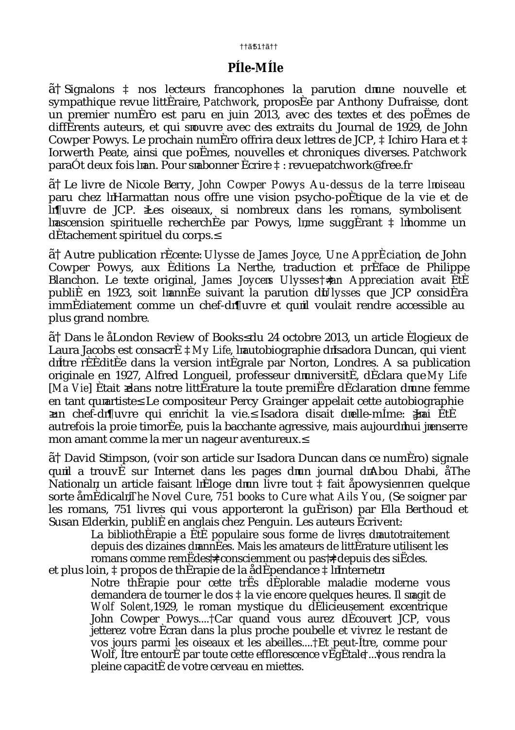## Pêle-Mêle

• Signalons à nos lecteurs francophones la parution d'une nouvelle et sympathique revue littéraire, *Patchwork*, proposée par Anthony Dufraisse, dont un premier numéro est paru en juin 2013, avec des textes et des poèmes de différents auteurs, et qui s'ouvre avec des extraits du Journal de 1929, de John Cowper Powys. Le prochain numéro offrira deux lettres de JCP, à Ichiro Hara et à Iorwerth Peate, ainsi que poèmes, nouvelles et chroniques diverses. *Patchwork* paraît deux fois l'an. Pour s'abonner écrire à : revuepatchwork@free.fr

• Le livre de Nicole Berry, *John Cowper Powys Au-dessus de la terre l'oiseau* paru chez l'Harmattan nous offre une vision psycho-poétique de la vie et de l'œuvre de JCP. « Les oiseaux, si nombreux dans les romans, symbolisent l'ascension spirituelle recherchée par Powys, l'âme suggérant à l'homme un détachement spirituel du corps. »

• Autre publication récente: *Ulysse de James Joyce, Une Appréciation*, de John Cowper Powys, aux Éditions La Nerthe, traduction et préface de Philippe Blanchon. Le texte original, *James Joyce's Ulysses – an Appreciation* avait été publié en 1923, soit l'année suivant la parution d'*Ulysses* que JCP considéra immédiatement comme un chef-d'œuvre et qu'il voulait rendre accessible au plus grand nombre.

• Dans le «London Review of Books» du 24 octobre 2013, un article élogieux de Laura Jacobs est consacré à *My Life*, l'autobiographie d'Isadora Duncan, qui vient d'être rééditée dans la version intégrale par Norton, Londres. A sa publication originale en 1927, Alfred Longueil, professeur d'université, déclara que *My Life* [*Ma Vie*] était « dans notre littérature la toute première déclaration d'une femme en tant qu'artiste. » Le compositeur Percy Grainger appelait cette autobiographie « un chef-d'œuvre qui enrichit la vie. » Isadora disait d'elle-même: « J'ai été autrefois la proie timorée, puis la bacchante agressive, mais aujourd'hui j'enserre mon amant comme la mer un nageur aventureux. »

• David Stimpson, (voir son article sur Isadora Duncan dans ce numéro) signale qu'il a trouvé sur Internet dans les pages d'un journal d'Abou Dhabi, «The National», un article faisant l'éloge d'un livre tout à fait «powysien» en quelque sorte «médical», *The Novel Cure, 751 books to Cure what Ails You*, (Se soigner par les romans, 751 livres qui vous apporteront la guérison) par Ella Berthoud et Susan Elderkin, publié en anglais chez Penguin. Les auteurs écrivent:

> La bibliothérapie a été populaire sous forme de livres d'autotraitement depuis des dizaines d'années. Mais les amateurs de littérature utilisent les romans comme remèdes – consciemment ou pas – depuis des siècles.

et plus loin, à propos de thérapie de la «dépendance à l'Internet»:

> Notre thérapie pour cette très déplorable maladie moderne vous demandera de tourner le dos à la vie encore quelques heures. Il s'agit de *Wolf Solent*, 1929, le roman mystique du délicieusement excentrique John Cowper Powys.... Car quand vous aurez découvert JCP, vous jetterez votre écran dans la plus proche poubelle et vivrez le restant de vos jours parmi les oiseaux et les abeilles.... Et peut-être, comme pour Wolf, être entouré par toute cette efflorescence végétale [...] vous rendra la pleine capacité de votre cerveau en miettes.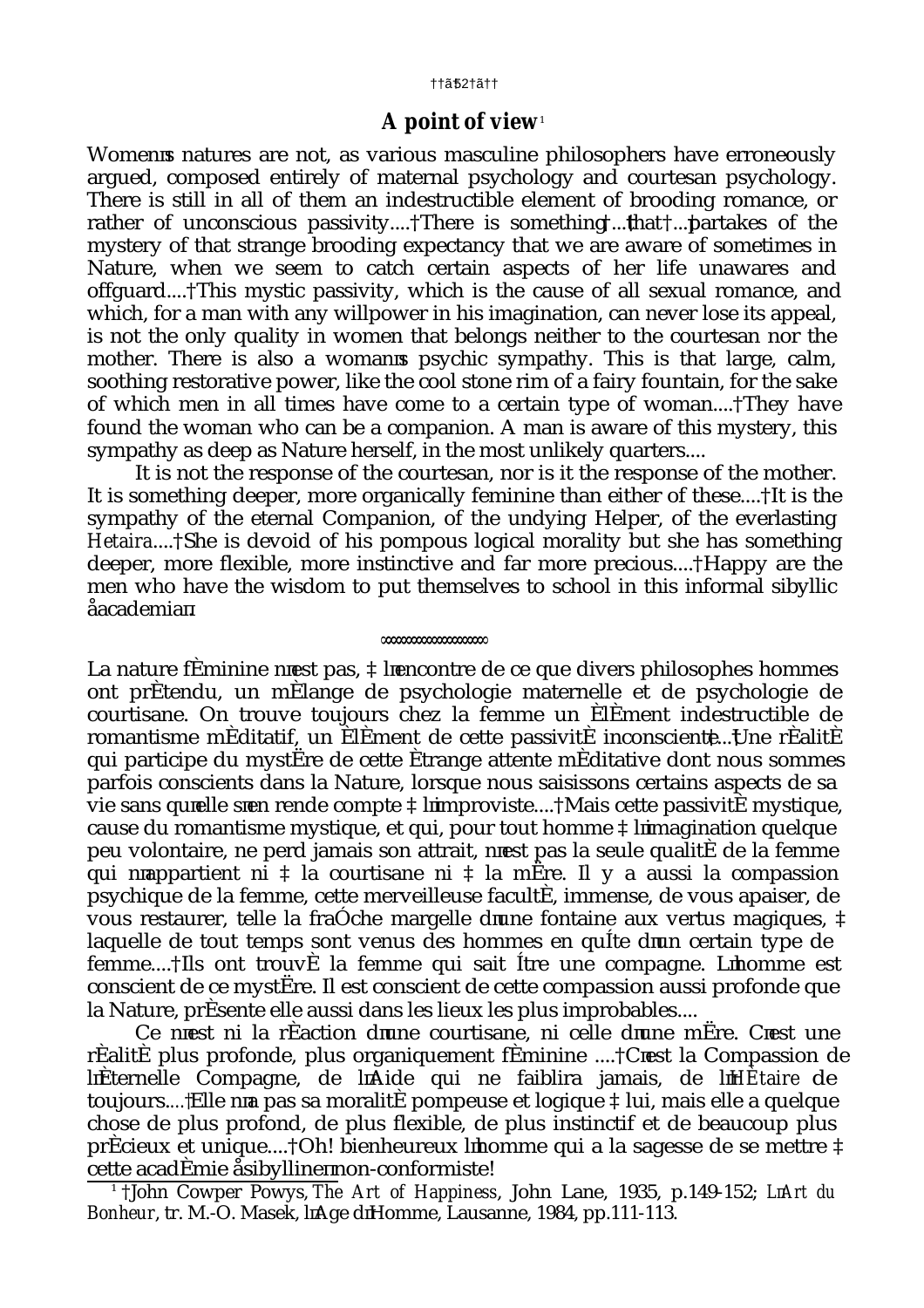## A point of view[1]

Women's natures are not, as various masculine philosophers have erroneously argued, composed entirely of maternal psychology and courtesan psychology. There is still in all of them an indestructible element of brooding romance, or rather of unconscious passivity.... There is something ... that ... partakes of the mystery of that strange brooding expectancy that we are aware of sometimes in Nature, when we seem to catch certain aspects of her life unawares and offguard.... This mystic passivity, which is the cause of all sexual romance, and which, for a man with any willpower in his imagination, can never lose its appeal, is not the only quality in women that belongs neither to the courtesan nor the mother. There is also a woman's psychic sympathy. This is that large, calm, soothing restorative power, like the cool stone rim of a fairy fountain, for the sake of which men in all times have come to a certain type of woman.... They have found the woman who can be a companion. A man is aware of this mystery, this sympathy as deep as Nature herself, in the most unlikely quarters....

It is not the response of the courtesan, nor is it the response of the mother. It is something deeper, more organically feminine than either of these.... It is the sympathy of the eternal Companion, of the undying Helper, of the everlasting *Hetaira*.... She is devoid of his pompous logical morality but she has something deeper, more flexible, more instinctive and far more precious.... Happy are the men who have the wisdom to put themselves to school in this informal sibyllic "academia".

---

La nature féminine n'est pas, à l'encontre de ce que divers philosophes hommes ont prétendu, un mélange de psychologie maternelle et de psychologie de courtisane. On trouve toujours chez la femme un élément indestructible de romantisme méditatif, un élément de cette passivité inconsciente.... Une réalité qui participe du mystère de cette étrange attente méditative dont nous sommes parfois conscients dans la Nature, lorsque nous saisissons certains aspects de sa vie sans qu'elle s'en rende compte à l'improviste.... Mais cette passivité mystique, cause du romantisme mystique, et qui, pour tout homme à l'imagination quelque peu volontaire, ne perd jamais son attrait, n'est pas la seule qualité de la femme qui n'appartient ni à la courtisane ni à la mère. Il y a aussi la compassion psychique de la femme, cette merveilleuse faculté, immense, de vous apaiser, de vous restaurer, telle la fraîche margelle d'une fontaine aux vertus magiques, à laquelle de tout temps sont venus des hommes en quête d'un certain type de femme.... Ils ont trouvé la femme qui sait être une compagne. L'homme est conscient de ce mystère. Il est conscient de cette compassion aussi profonde que la Nature, présente elle aussi dans les lieux les plus improbables....

Ce n'est ni la réaction d'une courtisane, ni celle d'une mère. C'est une réalité plus profonde, plus organiquement féminine .... C'est la Compassion de l'Éternelle Compagne, de l'Aide qui ne faiblira jamais, de l'*Hétaire* de toujours.... Elle n'a pas sa moralité pompeuse et logique à lui, mais elle a quelque chose de plus profond, de plus flexible, de plus instinctif et de beaucoup plus précieux et unique.... Oh! bienheureux l'homme qui a la sagesse de se mettre à cette académie "sibylline" non-conformiste!

[1] John Cowper Powys, *The Art of Happiness*, John Lane, 1935, p.149-152; *L'Art du Bonheur*, tr. M.-O. Masek, l'Age d'Homme, Lausanne, 1984, pp.111-113.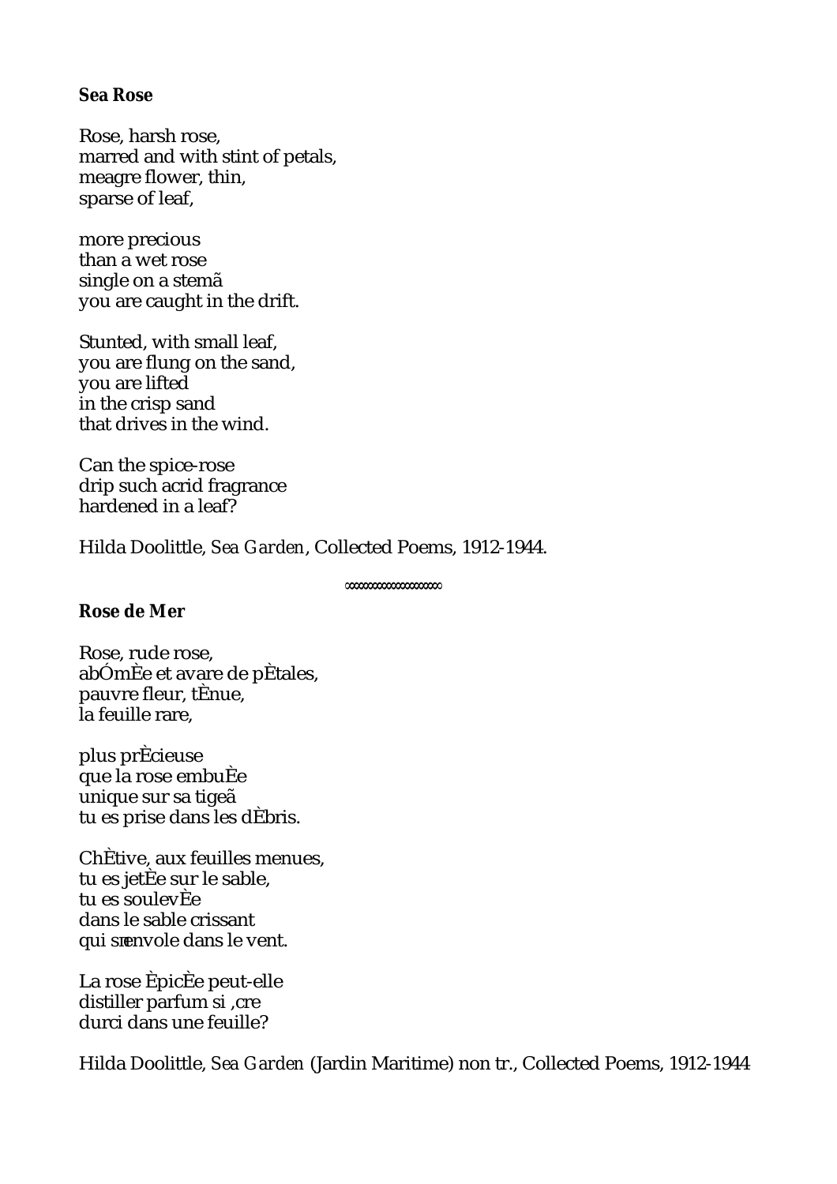**Sea Rose**

Rose, harsh rose,
marred and with stint of petals,
meagre flower, thin,
sparse of leaf,

more precious
than a wet rose
single on a stemã
you are caught in the drift.

Stunted, with small leaf,
you are flung on the sand,
you are lifted
in the crisp sand
that drives in the wind.

Can the spice-rose
drip such acrid fragrance
hardened in a leaf?

Hilda Doolittle, *Sea Garden*, Collected Poems, 1912-1944.

∞∞∞∞∞∞∞∞∞∞∞∞∞∞∞∞∞∞

**Rose de Mer**

Rose, rude rose,
abÓmÈe et avare de pÈtales,
pauvre fleur, tÈnue,
la feuille rare,

plus prÈcieuse
que la rose embuÈe
unique sur sa tigeã
tu es prise dans les dÈbris.

ChÈtive, aux feuilles menues,
tu es jetÈe sur le sable,
tu es soulevÈe
dans le sable crissant
qui sπenvole dans le vent.

La rose ÈpicÈe peut-elle
distiller parfum si ‚cre
durci dans une feuille?

Hilda Doolittle, *Sea Garden* (Jardin Maritime) non tr., Collected Poems, 1912-1944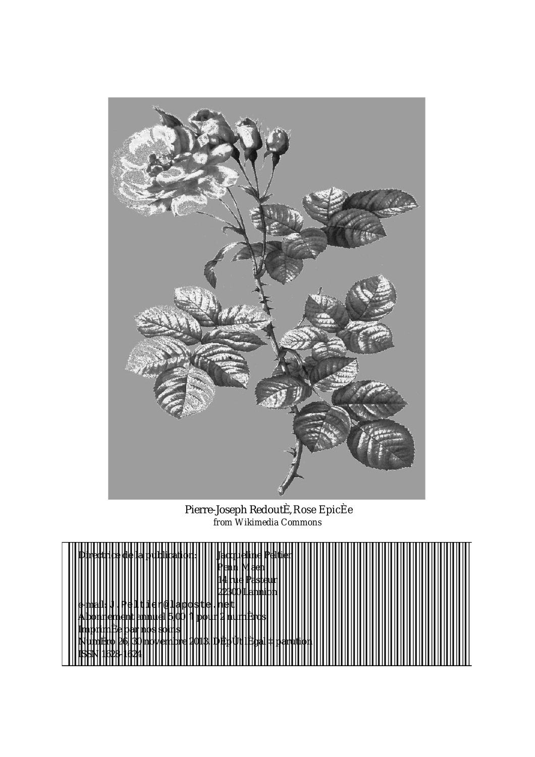Pierre-Joseph RedoutÈ, Rose EpicÈe
*from Wikimedia Commons*

Directrice de la publication: Jacqueline Peltier
Penn Maen
14 rue Pasteur
22300 Lannion

e-mail: J.Peltier@laposte.net
Abonnement annuel 5,00 ¤ pour 2 numÈros
ImprimÈe par nos soins
NumÈro 26, 30 novembre 2013. DÈpÙt lÈgal = parution
ISSN 1628-1624